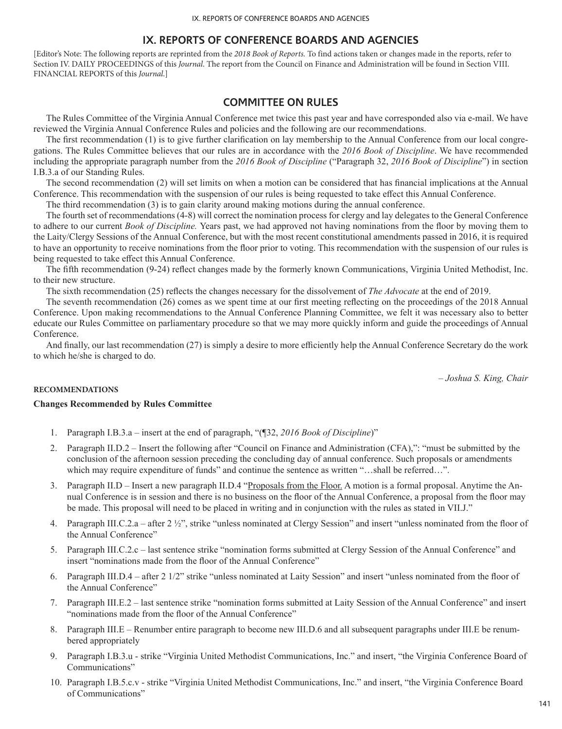# IX. REPORTS OF CONFERENCE BOARDS AND AGENCIES

[Editor's Note: The following reports are reprinted from the *2018 Book of Reports.* To find actions taken or changes made in the reports, refer to Section IV. DAILY PROCEEDINGS of this *Journal.* The report from the Council on Finance and Administration will be found in Section VIII. FINANCIAL REPORTS of this *Journal.*]

## COMMITTEE ON RULES

The Rules Committee of the Virginia Annual Conference met twice this past year and have corresponded also via e-mail. We have reviewed the Virginia Annual Conference Rules and policies and the following are our recommendations.

The first recommendation (1) is to give further clarification on lay membership to the Annual Conference from our local congregations. The Rules Committee believes that our rules are in accordance with the *2016 Book of Discipline*. We have recommended including the appropriate paragraph number from the *2016 Book of Discipline* ("Paragraph 32, *2016 Book of Discipline*") in section I.B.3.a of our Standing Rules.

The second recommendation (2) will set limits on when a motion can be considered that has financial implications at the Annual Conference. This recommendation with the suspension of our rules is being requested to take effect this Annual Conference.

The third recommendation (3) is to gain clarity around making motions during the annual conference.

The fourth set of recommendations (4-8) will correct the nomination process for clergy and lay delegates to the General Conference to adhere to our current *Book of Discipline.* Years past, we had approved not having nominations from the floor by moving them to the Laity/Clergy Sessions of the Annual Conference, but with the most recent constitutional amendments passed in 2016, it is required to have an opportunity to receive nominations from the floor prior to voting. This recommendation with the suspension of our rules is being requested to take effect this Annual Conference.

The fifth recommendation (9-24) reflect changes made by the formerly known Communications, Virginia United Methodist, Inc. to their new structure.

The sixth recommendation (25) reflects the changes necessary for the dissolvement of *The Advocate* at the end of 2019.

The seventh recommendation (26) comes as we spent time at our first meeting reflecting on the proceedings of the 2018 Annual Conference. Upon making recommendations to the Annual Conference Planning Committee, we felt it was necessary also to better educate our Rules Committee on parliamentary procedure so that we may more quickly inform and guide the proceedings of Annual Conference.

And finally, our last recommendation (27) is simply a desire to more efficiently help the Annual Conference Secretary do the work to which he/she is charged to do.

*– Joshua S. King, Chair*

**RECOMMENDATIONS**

**Changes Recommended by Rules Committee**

1. Paragraph I.B.3.a – insert at the end of paragraph, "(¶32, *2016 Book of Discipline*)"
2. Paragraph II.D.2 – Insert the following after "Council on Finance and Administration (CFA),": "must be submitted by the conclusion of the afternoon session preceding the concluding day of annual conference. Such proposals or amendments which may require expenditure of funds" and continue the sentence as written "…shall be referred…".
3. Paragraph II.D – Insert a new paragraph II.D.4 "<u>Proposals from the Floor.</u> A motion is a formal proposal. Anytime the Annual Conference is in session and there is no business on the floor of the Annual Conference, a proposal from the floor may be made. This proposal will need to be placed in writing and in conjunction with the rules as stated in VII.J."
4. Paragraph III.C.2.a – after 2 ½", strike "unless nominated at Clergy Session" and insert "unless nominated from the floor of the Annual Conference"
5. Paragraph III.C.2.c – last sentence strike "nomination forms submitted at Clergy Session of the Annual Conference" and insert "nominations made from the floor of the Annual Conference"
6. Paragraph III.D.4 – after 2 1/2" strike "unless nominated at Laity Session" and insert "unless nominated from the floor of the Annual Conference"
7. Paragraph III.E.2 – last sentence strike "nomination forms submitted at Laity Session of the Annual Conference" and insert "nominations made from the floor of the Annual Conference"
8. Paragraph III.E – Renumber entire paragraph to become new III.D.6 and all subsequent paragraphs under III.E be renumbered appropriately
9. Paragraph I.B.3.u - strike "Virginia United Methodist Communications, Inc." and insert, "the Virginia Conference Board of Communications"
10. Paragraph I.B.5.c.v - strike "Virginia United Methodist Communications, Inc." and insert, "the Virginia Conference Board of Communications"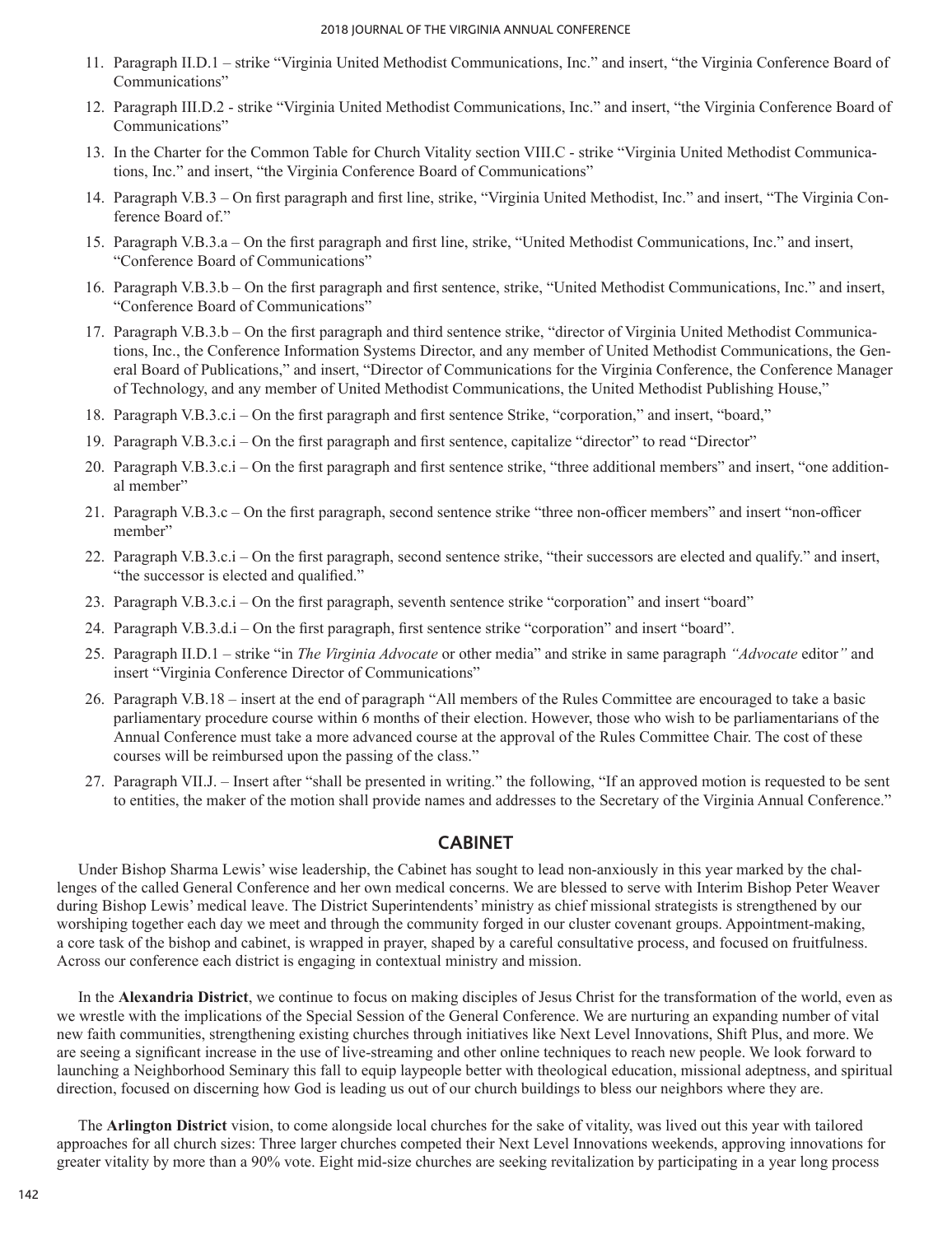11. Paragraph II.D.1 – strike "Virginia United Methodist Communications, Inc." and insert, "the Virginia Conference Board of Communications"
12. Paragraph III.D.2 - strike "Virginia United Methodist Communications, Inc." and insert, "the Virginia Conference Board of Communications"
13. In the Charter for the Common Table for Church Vitality section VIII.C - strike "Virginia United Methodist Communications, Inc." and insert, "the Virginia Conference Board of Communications"
14. Paragraph V.B.3 – On first paragraph and first line, strike, "Virginia United Methodist, Inc." and insert, "The Virginia Conference Board of."
15. Paragraph V.B.3.a – On the first paragraph and first line, strike, "United Methodist Communications, Inc." and insert, "Conference Board of Communications"
16. Paragraph V.B.3.b – On the first paragraph and first sentence, strike, "United Methodist Communications, Inc." and insert, "Conference Board of Communications"
17. Paragraph V.B.3.b – On the first paragraph and third sentence strike, "director of Virginia United Methodist Communications, Inc., the Conference Information Systems Director, and any member of United Methodist Communications, the General Board of Publications," and insert, "Director of Communications for the Virginia Conference, the Conference Manager of Technology, and any member of United Methodist Communications, the United Methodist Publishing House,"
18. Paragraph V.B.3.c.i – On the first paragraph and first sentence Strike, "corporation," and insert, "board,"
19. Paragraph V.B.3.c.i – On the first paragraph and first sentence, capitalize "director" to read "Director"
20. Paragraph V.B.3.c.i – On the first paragraph and first sentence strike, "three additional members" and insert, "one additional member"
21. Paragraph V.B.3.c – On the first paragraph, second sentence strike "three non-officer members" and insert "non-officer member"
22. Paragraph V.B.3.c.i – On the first paragraph, second sentence strike, "their successors are elected and qualify." and insert, "the successor is elected and qualified."
23. Paragraph V.B.3.c.i – On the first paragraph, seventh sentence strike "corporation" and insert "board"
24. Paragraph V.B.3.d.i – On the first paragraph, first sentence strike "corporation" and insert "board".
25. Paragraph II.D.1 – strike "in *The Virginia Advocate* or other media" and strike in same paragraph *"Advocate* editor*"* and insert "Virginia Conference Director of Communications"
26. Paragraph V.B.18 – insert at the end of paragraph "All members of the Rules Committee are encouraged to take a basic parliamentary procedure course within 6 months of their election. However, those who wish to be parliamentarians of the Annual Conference must take a more advanced course at the approval of the Rules Committee Chair. The cost of these courses will be reimbursed upon the passing of the class."
27. Paragraph VII.J. – Insert after "shall be presented in writing." the following, "If an approved motion is requested to be sent to entities, the maker of the motion shall provide names and addresses to the Secretary of the Virginia Annual Conference."

## CABINET

Under Bishop Sharma Lewis' wise leadership, the Cabinet has sought to lead non-anxiously in this year marked by the challenges of the called General Conference and her own medical concerns. We are blessed to serve with Interim Bishop Peter Weaver during Bishop Lewis' medical leave. The District Superintendents' ministry as chief missional strategists is strengthened by our worshiping together each day we meet and through the community forged in our cluster covenant groups. Appointment-making, a core task of the bishop and cabinet, is wrapped in prayer, shaped by a careful consultative process, and focused on fruitfulness. Across our conference each district is engaging in contextual ministry and mission.

In the **Alexandria District**, we continue to focus on making disciples of Jesus Christ for the transformation of the world, even as we wrestle with the implications of the Special Session of the General Conference. We are nurturing an expanding number of vital new faith communities, strengthening existing churches through initiatives like Next Level Innovations, Shift Plus, and more. We are seeing a significant increase in the use of live-streaming and other online techniques to reach new people. We look forward to launching a Neighborhood Seminary this fall to equip laypeople better with theological education, missional adeptness, and spiritual direction, focused on discerning how God is leading us out of our church buildings to bless our neighbors where they are.

The **Arlington District** vision, to come alongside local churches for the sake of vitality, was lived out this year with tailored approaches for all church sizes: Three larger churches competed their Next Level Innovations weekends, approving innovations for greater vitality by more than a 90% vote. Eight mid-size churches are seeking revitalization by participating in a year long process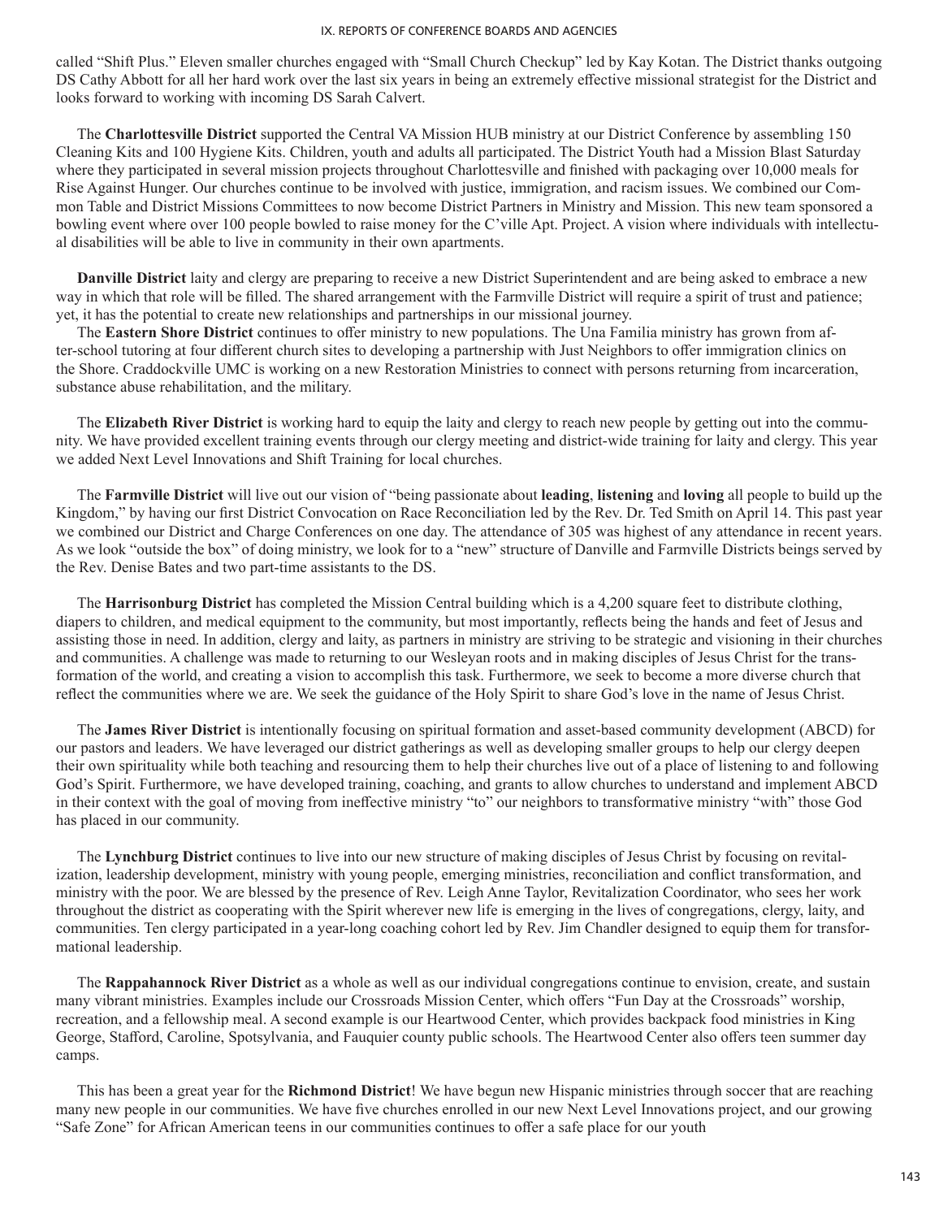called "Shift Plus." Eleven smaller churches engaged with "Small Church Checkup" led by Kay Kotan. The District thanks outgoing DS Cathy Abbott for all her hard work over the last six years in being an extremely effective missional strategist for the District and looks forward to working with incoming DS Sarah Calvert.

The **Charlottesville District** supported the Central VA Mission HUB ministry at our District Conference by assembling 150 Cleaning Kits and 100 Hygiene Kits. Children, youth and adults all participated. The District Youth had a Mission Blast Saturday where they participated in several mission projects throughout Charlottesville and finished with packaging over 10,000 meals for Rise Against Hunger. Our churches continue to be involved with justice, immigration, and racism issues. We combined our Common Table and District Missions Committees to now become District Partners in Ministry and Mission. This new team sponsored a bowling event where over 100 people bowled to raise money for the C'ville Apt. Project. A vision where individuals with intellectual disabilities will be able to live in community in their own apartments.

**Danville District** laity and clergy are preparing to receive a new District Superintendent and are being asked to embrace a new way in which that role will be filled. The shared arrangement with the Farmville District will require a spirit of trust and patience; yet, it has the potential to create new relationships and partnerships in our missional journey.

The **Eastern Shore District** continues to offer ministry to new populations. The Una Familia ministry has grown from after-school tutoring at four different church sites to developing a partnership with Just Neighbors to offer immigration clinics on the Shore. Craddockville UMC is working on a new Restoration Ministries to connect with persons returning from incarceration, substance abuse rehabilitation, and the military.

The **Elizabeth River District** is working hard to equip the laity and clergy to reach new people by getting out into the community. We have provided excellent training events through our clergy meeting and district-wide training for laity and clergy. This year we added Next Level Innovations and Shift Training for local churches.

The **Farmville District** will live out our vision of "being passionate about **leading**, **listening** and **loving** all people to build up the Kingdom," by having our first District Convocation on Race Reconciliation led by the Rev. Dr. Ted Smith on April 14. This past year we combined our District and Charge Conferences on one day. The attendance of 305 was highest of any attendance in recent years. As we look "outside the box" of doing ministry, we look for to a "new" structure of Danville and Farmville Districts beings served by the Rev. Denise Bates and two part-time assistants to the DS.

The **Harrisonburg District** has completed the Mission Central building which is a 4,200 square feet to distribute clothing, diapers to children, and medical equipment to the community, but most importantly, reflects being the hands and feet of Jesus and assisting those in need. In addition, clergy and laity, as partners in ministry are striving to be strategic and visioning in their churches and communities. A challenge was made to returning to our Wesleyan roots and in making disciples of Jesus Christ for the transformation of the world, and creating a vision to accomplish this task. Furthermore, we seek to become a more diverse church that reflect the communities where we are. We seek the guidance of the Holy Spirit to share God's love in the name of Jesus Christ.

The **James River District** is intentionally focusing on spiritual formation and asset-based community development (ABCD) for our pastors and leaders. We have leveraged our district gatherings as well as developing smaller groups to help our clergy deepen their own spirituality while both teaching and resourcing them to help their churches live out of a place of listening to and following God's Spirit. Furthermore, we have developed training, coaching, and grants to allow churches to understand and implement ABCD in their context with the goal of moving from ineffective ministry "to" our neighbors to transformative ministry "with" those God has placed in our community.

The **Lynchburg District** continues to live into our new structure of making disciples of Jesus Christ by focusing on revitalization, leadership development, ministry with young people, emerging ministries, reconciliation and conflict transformation, and ministry with the poor. We are blessed by the presence of Rev. Leigh Anne Taylor, Revitalization Coordinator, who sees her work throughout the district as cooperating with the Spirit wherever new life is emerging in the lives of congregations, clergy, laity, and communities. Ten clergy participated in a year-long coaching cohort led by Rev. Jim Chandler designed to equip them for transformational leadership.

The **Rappahannock River District** as a whole as well as our individual congregations continue to envision, create, and sustain many vibrant ministries. Examples include our Crossroads Mission Center, which offers "Fun Day at the Crossroads" worship, recreation, and a fellowship meal. A second example is our Heartwood Center, which provides backpack food ministries in King George, Stafford, Caroline, Spotsylvania, and Fauquier county public schools. The Heartwood Center also offers teen summer day camps.

This has been a great year for the **Richmond District**! We have begun new Hispanic ministries through soccer that are reaching many new people in our communities. We have five churches enrolled in our new Next Level Innovations project, and our growing "Safe Zone" for African American teens in our communities continues to offer a safe place for our youth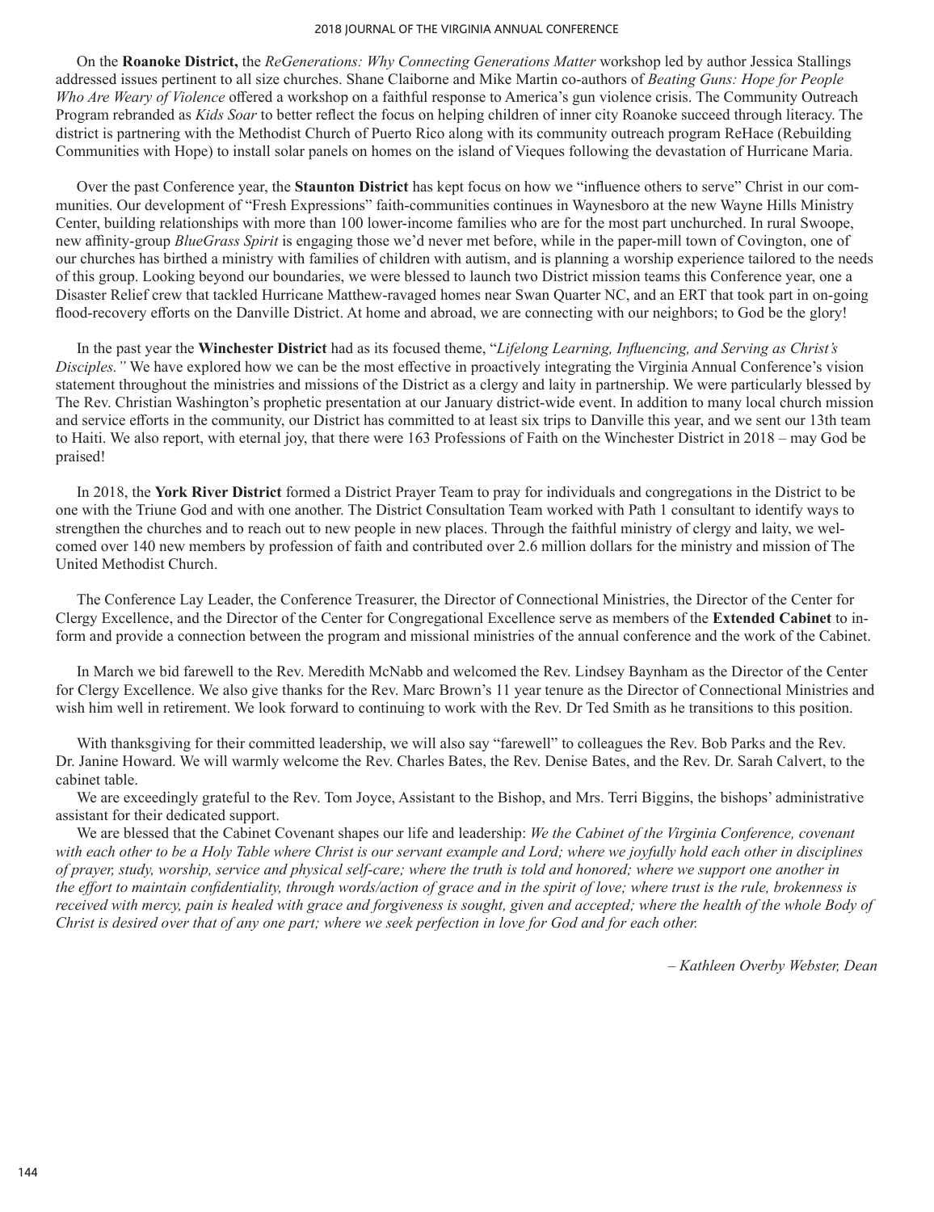On the **Roanoke District,** the *ReGenerations: Why Connecting Generations Matter* workshop led by author Jessica Stallings addressed issues pertinent to all size churches. Shane Claiborne and Mike Martin co-authors of *Beating Guns: Hope for People Who Are Weary of Violence* offered a workshop on a faithful response to America's gun violence crisis. The Community Outreach Program rebranded as *Kids Soar* to better reflect the focus on helping children of inner city Roanoke succeed through literacy. The district is partnering with the Methodist Church of Puerto Rico along with its community outreach program ReHace (Rebuilding Communities with Hope) to install solar panels on homes on the island of Vieques following the devastation of Hurricane Maria.

Over the past Conference year, the **Staunton District** has kept focus on how we "influence others to serve" Christ in our communities. Our development of "Fresh Expressions" faith-communities continues in Waynesboro at the new Wayne Hills Ministry Center, building relationships with more than 100 lower-income families who are for the most part unchurched. In rural Swoope, new affinity-group *BlueGrass Spirit* is engaging those we'd never met before, while in the paper-mill town of Covington, one of our churches has birthed a ministry with families of children with autism, and is planning a worship experience tailored to the needs of this group. Looking beyond our boundaries, we were blessed to launch two District mission teams this Conference year, one a Disaster Relief crew that tackled Hurricane Matthew-ravaged homes near Swan Quarter NC, and an ERT that took part in on-going flood-recovery efforts on the Danville District. At home and abroad, we are connecting with our neighbors; to God be the glory!

In the past year the **Winchester District** had as its focused theme, "*Lifelong Learning, Influencing, and Serving as Christ's Disciples."* We have explored how we can be the most effective in proactively integrating the Virginia Annual Conference's vision statement throughout the ministries and missions of the District as a clergy and laity in partnership. We were particularly blessed by The Rev. Christian Washington's prophetic presentation at our January district-wide event. In addition to many local church mission and service efforts in the community, our District has committed to at least six trips to Danville this year, and we sent our 13th team to Haiti. We also report, with eternal joy, that there were 163 Professions of Faith on the Winchester District in 2018 – may God be praised!

In 2018, the **York River District** formed a District Prayer Team to pray for individuals and congregations in the District to be one with the Triune God and with one another. The District Consultation Team worked with Path 1 consultant to identify ways to strengthen the churches and to reach out to new people in new places. Through the faithful ministry of clergy and laity, we welcomed over 140 new members by profession of faith and contributed over 2.6 million dollars for the ministry and mission of The United Methodist Church.

The Conference Lay Leader, the Conference Treasurer, the Director of Connectional Ministries, the Director of the Center for Clergy Excellence, and the Director of the Center for Congregational Excellence serve as members of the **Extended Cabinet** to inform and provide a connection between the program and missional ministries of the annual conference and the work of the Cabinet.

In March we bid farewell to the Rev. Meredith McNabb and welcomed the Rev. Lindsey Baynham as the Director of the Center for Clergy Excellence. We also give thanks for the Rev. Marc Brown's 11 year tenure as the Director of Connectional Ministries and wish him well in retirement. We look forward to continuing to work with the Rev. Dr Ted Smith as he transitions to this position.

With thanksgiving for their committed leadership, we will also say "farewell" to colleagues the Rev. Bob Parks and the Rev. Dr. Janine Howard. We will warmly welcome the Rev. Charles Bates, the Rev. Denise Bates, and the Rev. Dr. Sarah Calvert, to the cabinet table.

We are exceedingly grateful to the Rev. Tom Joyce, Assistant to the Bishop, and Mrs. Terri Biggins, the bishops' administrative assistant for their dedicated support.

We are blessed that the Cabinet Covenant shapes our life and leadership: *We the Cabinet of the Virginia Conference, covenant with each other to be a Holy Table where Christ is our servant example and Lord; where we joyfully hold each other in disciplines of prayer, study, worship, service and physical self-care; where the truth is told and honored; where we support one another in the effort to maintain confidentiality, through words/action of grace and in the spirit of love; where trust is the rule, brokenness is received with mercy, pain is healed with grace and forgiveness is sought, given and accepted; where the health of the whole Body of Christ is desired over that of any one part; where we seek perfection in love for God and for each other.*

*– Kathleen Overby Webster, Dean*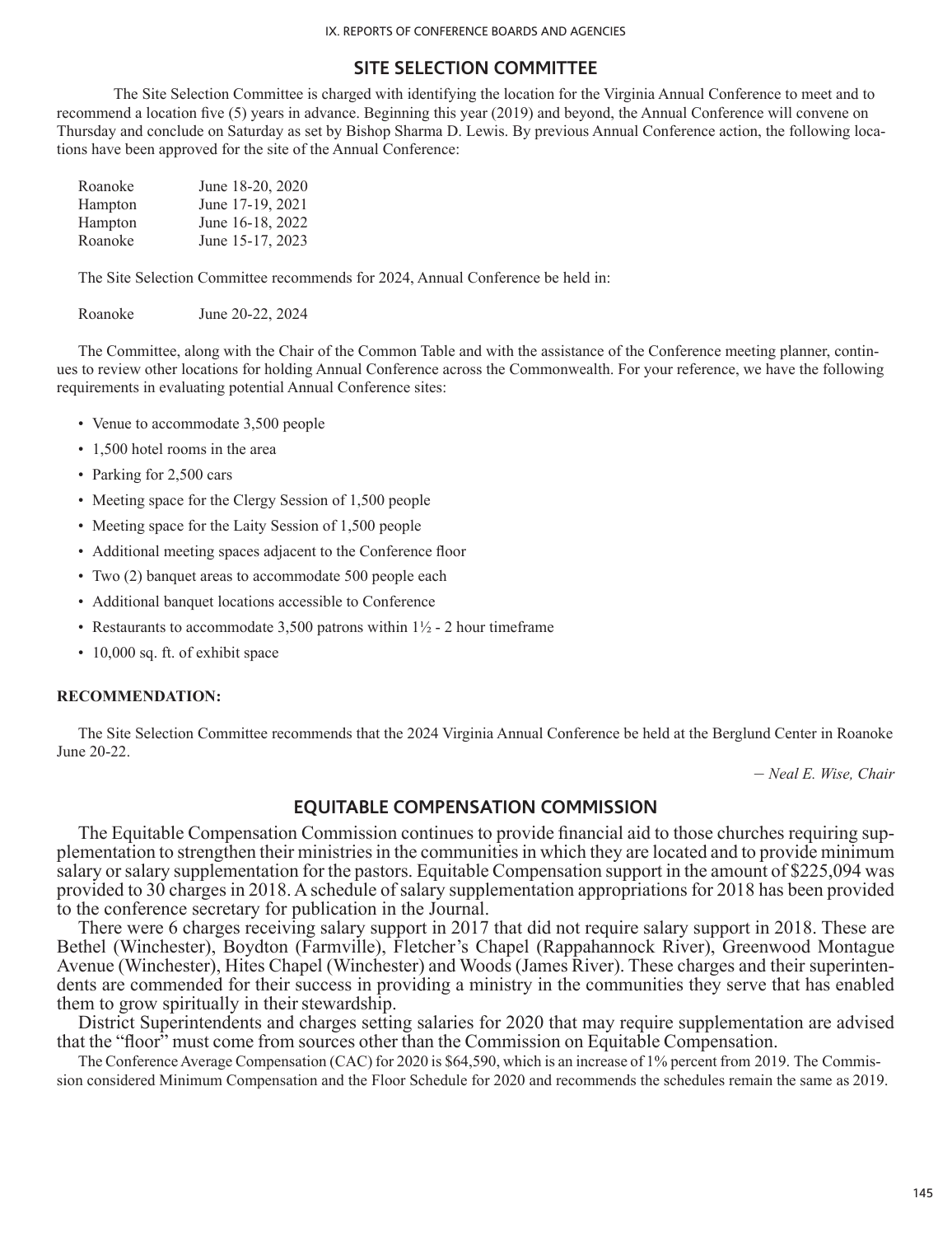## SITE SELECTION COMMITTEE

The Site Selection Committee is charged with identifying the location for the Virginia Annual Conference to meet and to recommend a location five (5) years in advance. Beginning this year (2019) and beyond, the Annual Conference will convene on Thursday and conclude on Saturday as set by Bishop Sharma D. Lewis. By previous Annual Conference action, the following locations have been approved for the site of the Annual Conference:

| | |
|---|---|
| Roanoke | June 18-20, 2020 |
| Hampton | June 17-19, 2021 |
| Hampton | June 16-18, 2022 |
| Roanoke | June 15-17, 2023 |

The Site Selection Committee recommends for 2024, Annual Conference be held in:

| | |
|---|---|
| Roanoke | June 20-22, 2024 |

The Committee, along with the Chair of the Common Table and with the assistance of the Conference meeting planner, continues to review other locations for holding Annual Conference across the Commonwealth. For your reference, we have the following requirements in evaluating potential Annual Conference sites:

- Venue to accommodate 3,500 people
- 1,500 hotel rooms in the area
- Parking for 2,500 cars
- Meeting space for the Clergy Session of 1,500 people
- Meeting space for the Laity Session of 1,500 people
- Additional meeting spaces adjacent to the Conference floor
- Two (2) banquet areas to accommodate 500 people each
- Additional banquet locations accessible to Conference
- Restaurants to accommodate 3,500 patrons within 1½ - 2 hour timeframe
- 10,000 sq. ft. of exhibit space

**RECOMMENDATION:**

The Site Selection Committee recommends that the 2024 Virginia Annual Conference be held at the Berglund Center in Roanoke June 20-22.

*– Neal E. Wise, Chair*

## EQUITABLE COMPENSATION COMMISSION

The Equitable Compensation Commission continues to provide financial aid to those churches requiring supplementation to strengthen their ministries in the communities in which they are located and to provide minimum salary or salary supplementation for the pastors. Equitable Compensation support in the amount of $225,094 was provided to 30 charges in 2018. A schedule of salary supplementation appropriations for 2018 has been provided to the conference secretary for publication in the Journal.

There were 6 charges receiving salary support in 2017 that did not require salary support in 2018. These are Bethel (Winchester), Boydton (Farmville), Fletcher's Chapel (Rappahannock River), Greenwood Montague Avenue (Winchester), Hites Chapel (Winchester) and Woods (James River). These charges and their superintendents are commended for their success in providing a ministry in the communities they serve that has enabled them to grow spiritually in their stewardship.

District Superintendents and charges setting salaries for 2020 that may require supplementation are advised that the "floor" must come from sources other than the Commission on Equitable Compensation.

The Conference Average Compensation (CAC) for 2020 is $64,590, which is an increase of 1% percent from 2019. The Commission considered Minimum Compensation and the Floor Schedule for 2020 and recommends the schedules remain the same as 2019.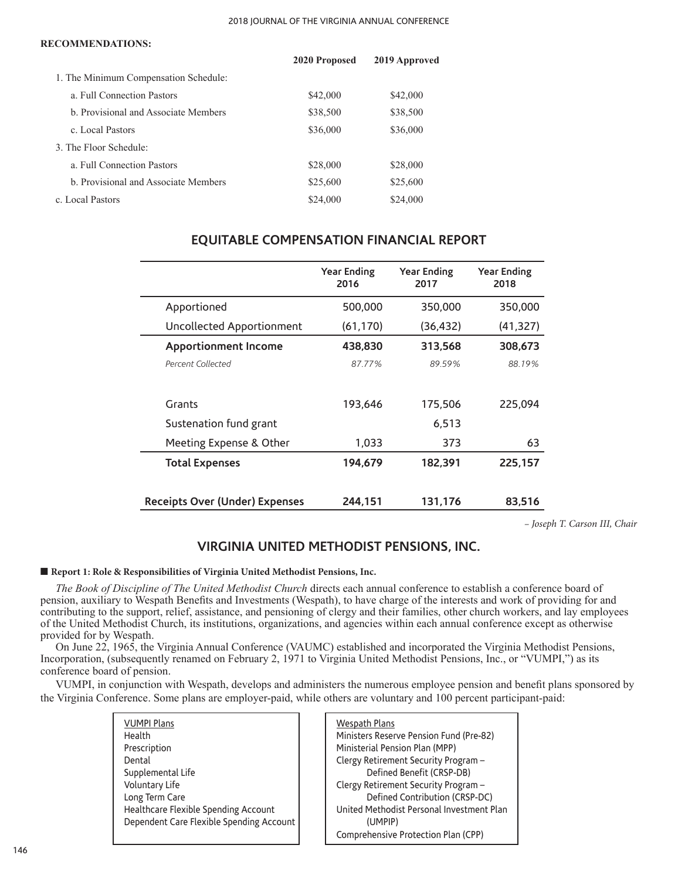**RECOMMENDATIONS:**

| | 2020 Proposed | 2019 Approved |
|---|---|---|
| 1. The Minimum Compensation Schedule: | | |
| a. Full Connection Pastors | $42,000 | $42,000 |
| b. Provisional and Associate Members | $38,500 | $38,500 |
| c. Local Pastors | $36,000 | $36,000 |
| 3. The Floor Schedule: | | |
| a. Full Connection Pastors | $28,000 | $28,000 |
| b. Provisional and Associate Members | $25,600 | $25,600 |
| c. Local Pastors | $24,000 | $24,000 |

## EQUITABLE COMPENSATION FINANCIAL REPORT

| | Year Ending 2016 | Year Ending 2017 | Year Ending 2018 |
|---|---|---|---|
| Apportioned | 500,000 | 350,000 | 350,000 |
| Uncollected Apportionment | (61,170) | (36,432) | (41,327) |
| **Apportionment Income** | **438,830** | **313,568** | **308,673** |
| *Percent Collected* | *87.77%* | *89.59%* | *88.19%* |
| | | | |
| Grants | 193,646 | 175,506 | 225,094 |
| Sustenation fund grant | | 6,513 | |
| Meeting Expense & Other | 1,033 | 373 | 63 |
| **Total Expenses** | **194,679** | **182,391** | **225,157** |
| | | | |
| **Receipts Over (Under) Expenses** | **244,151** | **131,176** | **83,516** |

*– Joseph T. Carson III, Chair*

## VIRGINIA UNITED METHODIST PENSIONS, INC.

■ **Report 1: Role & Responsibilities of Virginia United Methodist Pensions, Inc.**

*The Book of Discipline of The United Methodist Church* directs each annual conference to establish a conference board of pension, auxiliary to Wespath Benefits and Investments (Wespath), to have charge of the interests and work of providing for and contributing to the support, relief, assistance, and pensioning of clergy and their families, other church workers, and lay employees of the United Methodist Church, its institutions, organizations, and agencies within each annual conference except as otherwise provided for by Wespath.

On June 22, 1965, the Virginia Annual Conference (VAUMC) established and incorporated the Virginia Methodist Pensions, Incorporation, (subsequently renamed on February 2, 1971 to Virginia United Methodist Pensions, Inc., or "VUMPI,") as its conference board of pension.

VUMPI, in conjunction with Wespath, develops and administers the numerous employee pension and benefit plans sponsored by the Virginia Conference. Some plans are employer-paid, while others are voluntary and 100 percent participant-paid:

| VUMPI Plans | Wespath Plans |
|---|---|
| Health | Ministers Reserve Pension Fund (Pre-82) |
| Prescription | Ministerial Pension Plan (MPP) |
| Dental | Clergy Retirement Security Program – Defined Benefit (CRSP-DB) |
| Supplemental Life | Clergy Retirement Security Program – Defined Contribution (CRSP-DC) |
| Voluntary Life | United Methodist Personal Investment Plan (UMPIP) |
| Long Term Care | Comprehensive Protection Plan (CPP) |
| Healthcare Flexible Spending Account | |
| Dependent Care Flexible Spending Account | |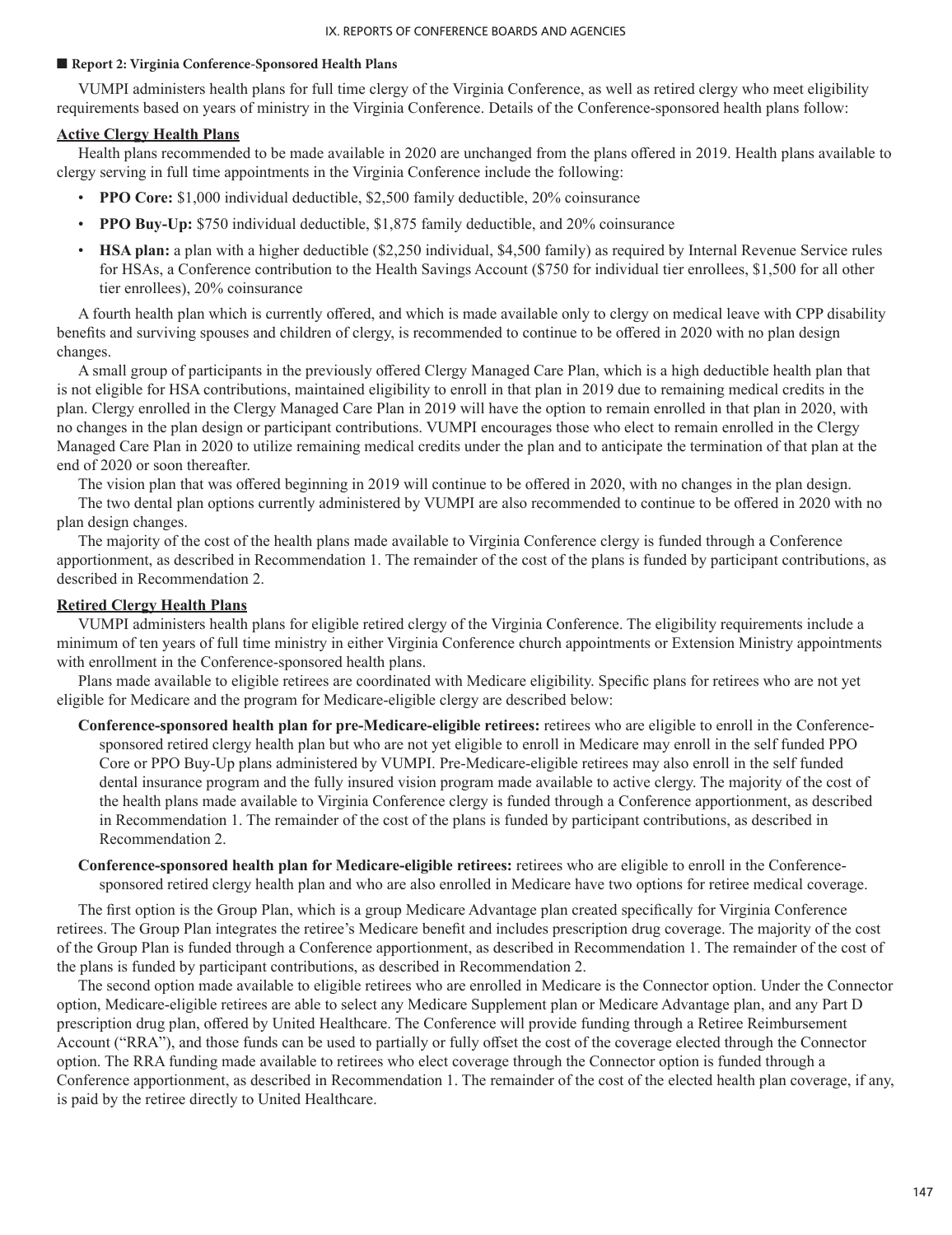## ■ Report 2: Virginia Conference-Sponsored Health Plans

VUMPI administers health plans for full time clergy of the Virginia Conference, as well as retired clergy who meet eligibility requirements based on years of ministry in the Virginia Conference. Details of the Conference-sponsored health plans follow:

### Active Clergy Health Plans

Health plans recommended to be made available in 2020 are unchanged from the plans offered in 2019. Health plans available to clergy serving in full time appointments in the Virginia Conference include the following:

- **PPO Core:** $1,000 individual deductible, $2,500 family deductible, 20% coinsurance
- **PPO Buy-Up:** $750 individual deductible, $1,875 family deductible, and 20% coinsurance
- **HSA plan:** a plan with a higher deductible ($2,250 individual, $4,500 family) as required by Internal Revenue Service rules for HSAs, a Conference contribution to the Health Savings Account ($750 for individual tier enrollees, $1,500 for all other tier enrollees), 20% coinsurance

A fourth health plan which is currently offered, and which is made available only to clergy on medical leave with CPP disability benefits and surviving spouses and children of clergy, is recommended to continue to be offered in 2020 with no plan design changes.

A small group of participants in the previously offered Clergy Managed Care Plan, which is a high deductible health plan that is not eligible for HSA contributions, maintained eligibility to enroll in that plan in 2019 due to remaining medical credits in the plan. Clergy enrolled in the Clergy Managed Care Plan in 2019 will have the option to remain enrolled in that plan in 2020, with no changes in the plan design or participant contributions. VUMPI encourages those who elect to remain enrolled in the Clergy Managed Care Plan in 2020 to utilize remaining medical credits under the plan and to anticipate the termination of that plan at the end of 2020 or soon thereafter.

The vision plan that was offered beginning in 2019 will continue to be offered in 2020, with no changes in the plan design.

The two dental plan options currently administered by VUMPI are also recommended to continue to be offered in 2020 with no plan design changes.

The majority of the cost of the health plans made available to Virginia Conference clergy is funded through a Conference apportionment, as described in Recommendation 1. The remainder of the cost of the plans is funded by participant contributions, as described in Recommendation 2.

### Retired Clergy Health Plans

VUMPI administers health plans for eligible retired clergy of the Virginia Conference. The eligibility requirements include a minimum of ten years of full time ministry in either Virginia Conference church appointments or Extension Ministry appointments with enrollment in the Conference-sponsored health plans.

Plans made available to eligible retirees are coordinated with Medicare eligibility. Specific plans for retirees who are not yet eligible for Medicare and the program for Medicare-eligible clergy are described below:

**Conference-sponsored health plan for pre-Medicare-eligible retirees:** retirees who are eligible to enroll in the Conference-sponsored retired clergy health plan but who are not yet eligible to enroll in Medicare may enroll in the self funded PPO Core or PPO Buy-Up plans administered by VUMPI. Pre-Medicare-eligible retirees may also enroll in the self funded dental insurance program and the fully insured vision program made available to active clergy. The majority of the cost of the health plans made available to Virginia Conference clergy is funded through a Conference apportionment, as described in Recommendation 1. The remainder of the cost of the plans is funded by participant contributions, as described in Recommendation 2.

**Conference-sponsored health plan for Medicare-eligible retirees:** retirees who are eligible to enroll in the Conference-sponsored retired clergy health plan and who are also enrolled in Medicare have two options for retiree medical coverage.

The first option is the Group Plan, which is a group Medicare Advantage plan created specifically for Virginia Conference retirees. The Group Plan integrates the retiree's Medicare benefit and includes prescription drug coverage. The majority of the cost of the Group Plan is funded through a Conference apportionment, as described in Recommendation 1. The remainder of the cost of the plans is funded by participant contributions, as described in Recommendation 2.

The second option made available to eligible retirees who are enrolled in Medicare is the Connector option. Under the Connector option, Medicare-eligible retirees are able to select any Medicare Supplement plan or Medicare Advantage plan, and any Part D prescription drug plan, offered by United Healthcare. The Conference will provide funding through a Retiree Reimbursement Account ("RRA"), and those funds can be used to partially or fully offset the cost of the coverage elected through the Connector option. The RRA funding made available to retirees who elect coverage through the Connector option is funded through a Conference apportionment, as described in Recommendation 1. The remainder of the cost of the elected health plan coverage, if any, is paid by the retiree directly to United Healthcare.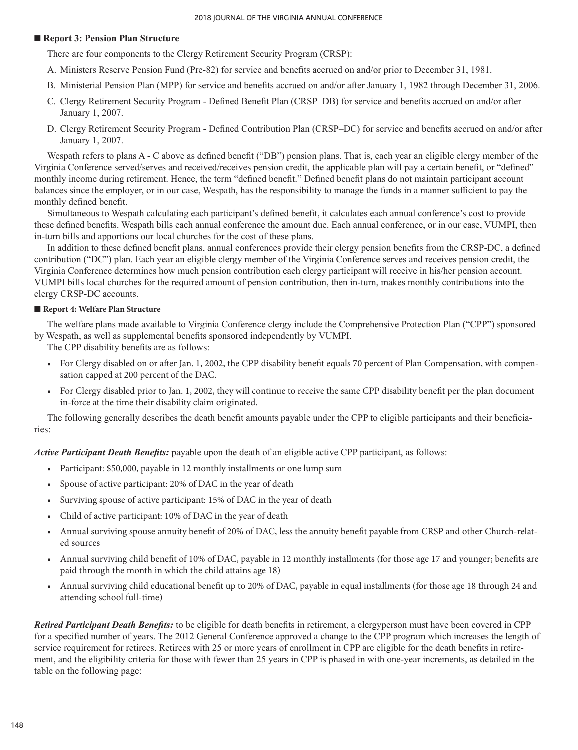## ■ Report 3: Pension Plan Structure

There are four components to the Clergy Retirement Security Program (CRSP):

A. Ministers Reserve Pension Fund (Pre-82) for service and benefits accrued on and/or prior to December 31, 1981.

B. Ministerial Pension Plan (MPP) for service and benefits accrued on and/or after January 1, 1982 through December 31, 2006.

C. Clergy Retirement Security Program - Defined Benefit Plan (CRSP–DB) for service and benefits accrued on and/or after January 1, 2007.

D. Clergy Retirement Security Program - Defined Contribution Plan (CRSP–DC) for service and benefits accrued on and/or after January 1, 2007.

Wespath refers to plans A - C above as defined benefit ("DB") pension plans. That is, each year an eligible clergy member of the Virginia Conference served/serves and received/receives pension credit, the applicable plan will pay a certain benefit, or "defined" monthly income during retirement. Hence, the term "defined benefit." Defined benefit plans do not maintain participant account balances since the employer, or in our case, Wespath, has the responsibility to manage the funds in a manner sufficient to pay the monthly defined benefit.

Simultaneous to Wespath calculating each participant's defined benefit, it calculates each annual conference's cost to provide these defined benefits. Wespath bills each annual conference the amount due. Each annual conference, or in our case, VUMPI, then in-turn bills and apportions our local churches for the cost of these plans.

In addition to these defined benefit plans, annual conferences provide their clergy pension benefits from the CRSP-DC, a defined contribution ("DC") plan. Each year an eligible clergy member of the Virginia Conference serves and receives pension credit, the Virginia Conference determines how much pension contribution each clergy participant will receive in his/her pension account. VUMPI bills local churches for the required amount of pension contribution, then in-turn, makes monthly contributions into the clergy CRSP-DC accounts.

## ■ Report 4: Welfare Plan Structure

The welfare plans made available to Virginia Conference clergy include the Comprehensive Protection Plan ("CPP") sponsored by Wespath, as well as supplemental benefits sponsored independently by VUMPI.

The CPP disability benefits are as follows:

- For Clergy disabled on or after Jan. 1, 2002, the CPP disability benefit equals 70 percent of Plan Compensation, with compensation capped at 200 percent of the DAC.
- For Clergy disabled prior to Jan. 1, 2002, they will continue to receive the same CPP disability benefit per the plan document in-force at the time their disability claim originated.

The following generally describes the death benefit amounts payable under the CPP to eligible participants and their beneficiaries:

***Active Participant Death Benefits:*** payable upon the death of an eligible active CPP participant, as follows:

- Participant: $50,000, payable in 12 monthly installments or one lump sum
- Spouse of active participant: 20% of DAC in the year of death
- Surviving spouse of active participant: 15% of DAC in the year of death
- Child of active participant: 10% of DAC in the year of death
- Annual surviving spouse annuity benefit of 20% of DAC, less the annuity benefit payable from CRSP and other Church-related sources
- Annual surviving child benefit of 10% of DAC, payable in 12 monthly installments (for those age 17 and younger; benefits are paid through the month in which the child attains age 18)
- Annual surviving child educational benefit up to 20% of DAC, payable in equal installments (for those age 18 through 24 and attending school full-time)

***Retired Participant Death Benefits:*** to be eligible for death benefits in retirement, a clergyperson must have been covered in CPP for a specified number of years. The 2012 General Conference approved a change to the CPP program which increases the length of service requirement for retirees. Retirees with 25 or more years of enrollment in CPP are eligible for the death benefits in retirement, and the eligibility criteria for those with fewer than 25 years in CPP is phased in with one-year increments, as detailed in the table on the following page: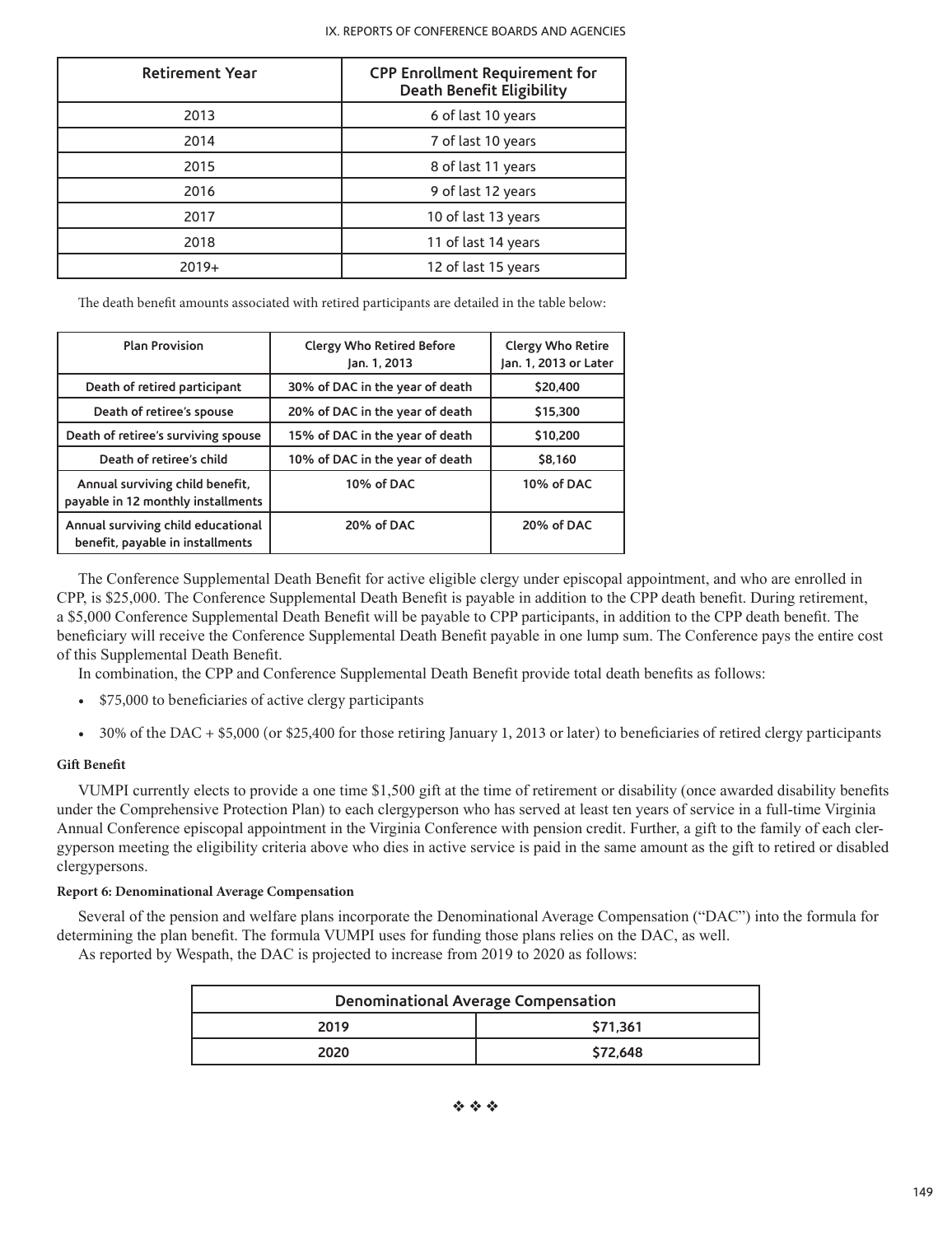| Retirement Year | CPP Enrollment Requirement for Death Benefit Eligibility |
| --- | --- |
| 2013 | 6 of last 10 years |
| 2014 | 7 of last 10 years |
| 2015 | 8 of last 11 years |
| 2016 | 9 of last 12 years |
| 2017 | 10 of last 13 years |
| 2018 | 11 of last 14 years |
| 2019+ | 12 of last 15 years |

The death benefit amounts associated with retired participants are detailed in the table below:

| Plan Provision | Clergy Who Retired Before Jan. 1, 2013 | Clergy Who Retire Jan. 1, 2013 or Later |
| --- | --- | --- |
| Death of retired participant | 30% of DAC in the year of death | $20,400 |
| Death of retiree's spouse | 20% of DAC in the year of death | $15,300 |
| Death of retiree's surviving spouse | 15% of DAC in the year of death | $10,200 |
| Death of retiree's child | 10% of DAC in the year of death | $8,160 |
| Annual surviving child benefit, payable in 12 monthly installments | 10% of DAC | 10% of DAC |
| Annual surviving child educational benefit, payable in installments | 20% of DAC | 20% of DAC |

The Conference Supplemental Death Benefit for active eligible clergy under episcopal appointment, and who are enrolled in CPP, is $25,000. The Conference Supplemental Death Benefit is payable in addition to the CPP death benefit. During retirement, a $5,000 Conference Supplemental Death Benefit will be payable to CPP participants, in addition to the CPP death benefit. The beneficiary will receive the Conference Supplemental Death Benefit payable in one lump sum. The Conference pays the entire cost of this Supplemental Death Benefit.

In combination, the CPP and Conference Supplemental Death Benefit provide total death benefits as follows:

- $75,000 to beneficiaries of active clergy participants
- 30% of the DAC + $5,000 (or $25,400 for those retiring January 1, 2013 or later) to beneficiaries of retired clergy participants

**Gift Benefit**

VUMPI currently elects to provide a one time $1,500 gift at the time of retirement or disability (once awarded disability benefits under the Comprehensive Protection Plan) to each clergyperson who has served at least ten years of service in a full-time Virginia Annual Conference episcopal appointment in the Virginia Conference with pension credit. Further, a gift to the family of each clergyperson meeting the eligibility criteria above who dies in active service is paid in the same amount as the gift to retired or disabled clergypersons.

**Report 6: Denominational Average Compensation**

Several of the pension and welfare plans incorporate the Denominational Average Compensation ("DAC") into the formula for determining the plan benefit. The formula VUMPI uses for funding those plans relies on the DAC, as well.

As reported by Wespath, the DAC is projected to increase from 2019 to 2020 as follows:

| Denominational Average Compensation | |
| --- | --- |
| 2019 | $71,361 |
| 2020 | $72,648 |

❖ ❖ ❖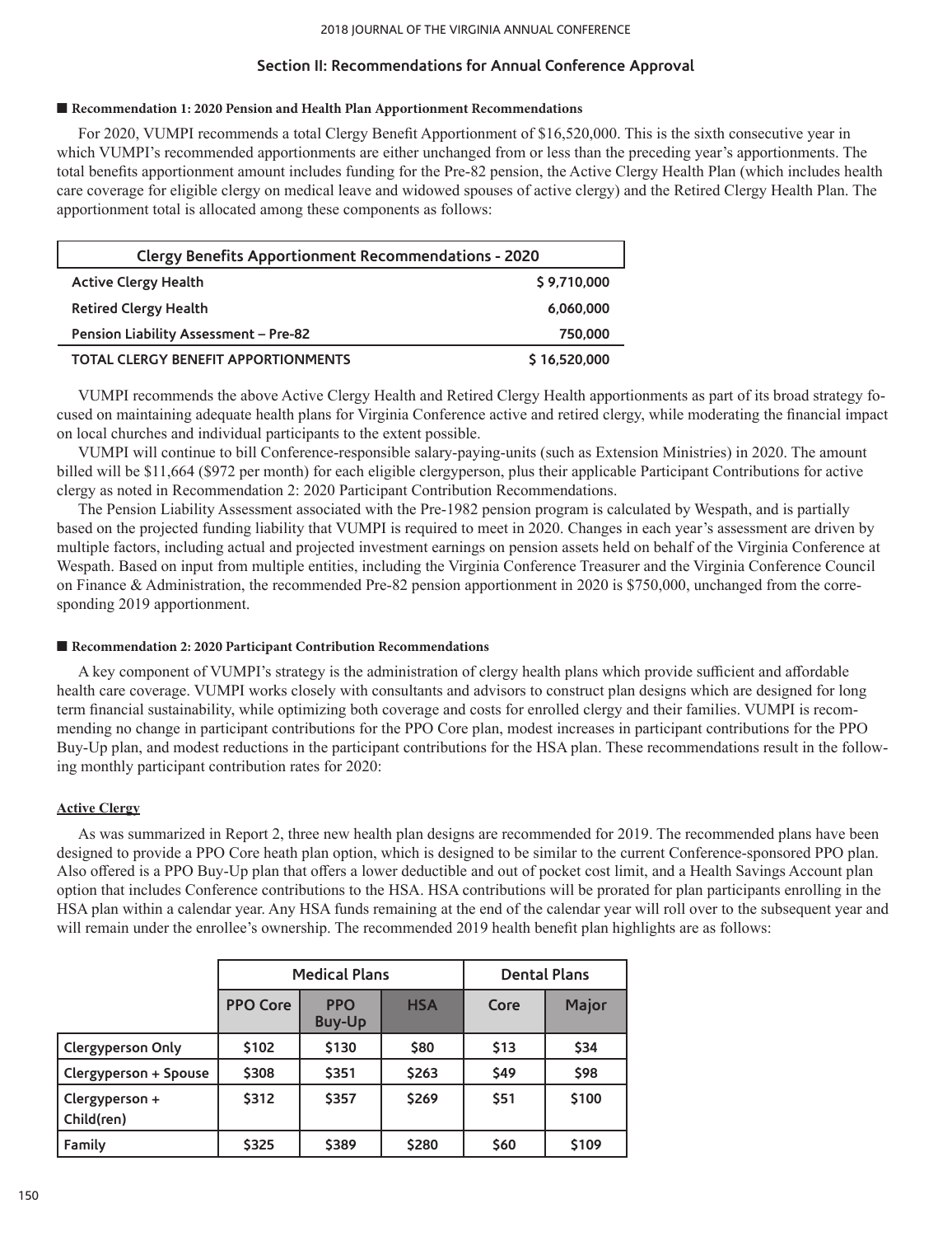## Section II: Recommendations for Annual Conference Approval

**■ Recommendation 1: 2020 Pension and Health Plan Apportionment Recommendations**

For 2020, VUMPI recommends a total Clergy Benefit Apportionment of $16,520,000. This is the sixth consecutive year in which VUMPI's recommended apportionments are either unchanged from or less than the preceding year's apportionments. The total benefits apportionment amount includes funding for the Pre-82 pension, the Active Clergy Health Plan (which includes health care coverage for eligible clergy on medical leave and widowed spouses of active clergy) and the Retired Clergy Health Plan. The apportionment total is allocated among these components as follows:

| Clergy Benefits Apportionment Recommendations - 2020 | |
|---|---|
| **Active Clergy Health** | **$ 9,710,000** |
| **Retired Clergy Health** | **6,060,000** |
| **Pension Liability Assessment – Pre-82** | **750,000** |
| **TOTAL CLERGY BENEFIT APPORTIONMENTS** | **$ 16,520,000** |

VUMPI recommends the above Active Clergy Health and Retired Clergy Health apportionments as part of its broad strategy focused on maintaining adequate health plans for Virginia Conference active and retired clergy, while moderating the financial impact on local churches and individual participants to the extent possible.

VUMPI will continue to bill Conference-responsible salary-paying-units (such as Extension Ministries) in 2020. The amount billed will be $11,664 ($972 per month) for each eligible clergyperson, plus their applicable Participant Contributions for active clergy as noted in Recommendation 2: 2020 Participant Contribution Recommendations.

The Pension Liability Assessment associated with the Pre-1982 pension program is calculated by Wespath, and is partially based on the projected funding liability that VUMPI is required to meet in 2020. Changes in each year's assessment are driven by multiple factors, including actual and projected investment earnings on pension assets held on behalf of the Virginia Conference at Wespath. Based on input from multiple entities, including the Virginia Conference Treasurer and the Virginia Conference Council on Finance & Administration, the recommended Pre-82 pension apportionment in 2020 is $750,000, unchanged from the corresponding 2019 apportionment.

**■ Recommendation 2: 2020 Participant Contribution Recommendations**

A key component of VUMPI's strategy is the administration of clergy health plans which provide sufficient and affordable health care coverage. VUMPI works closely with consultants and advisors to construct plan designs which are designed for long term financial sustainability, while optimizing both coverage and costs for enrolled clergy and their families. VUMPI is recommending no change in participant contributions for the PPO Core plan, modest increases in participant contributions for the PPO Buy-Up plan, and modest reductions in the participant contributions for the HSA plan. These recommendations result in the following monthly participant contribution rates for 2020:

**Active Clergy**

As was summarized in Report 2, three new health plan designs are recommended for 2019. The recommended plans have been designed to provide a PPO Core heath plan option, which is designed to be similar to the current Conference-sponsored PPO plan. Also offered is a PPO Buy-Up plan that offers a lower deductible and out of pocket cost limit, and a Health Savings Account plan option that includes Conference contributions to the HSA. HSA contributions will be prorated for plan participants enrolling in the HSA plan within a calendar year. Any HSA funds remaining at the end of the calendar year will roll over to the subsequent year and will remain under the enrollee's ownership. The recommended 2019 health benefit plan highlights are as follows:

| | Medical Plans | | | Dental Plans | |
|---|---|---|---|---|---|
| | PPO Core | PPO Buy-Up | HSA | Core | Major |
| Clergyperson Only | $102 | $130 | $80 | $13 | $34 |
| Clergyperson + Spouse | $308 | $351 | $263 | $49 | $98 |
| Clergyperson + Child(ren) | $312 | $357 | $269 | $51 | $100 |
| Family | $325 | $389 | $280 | $60 | $109 |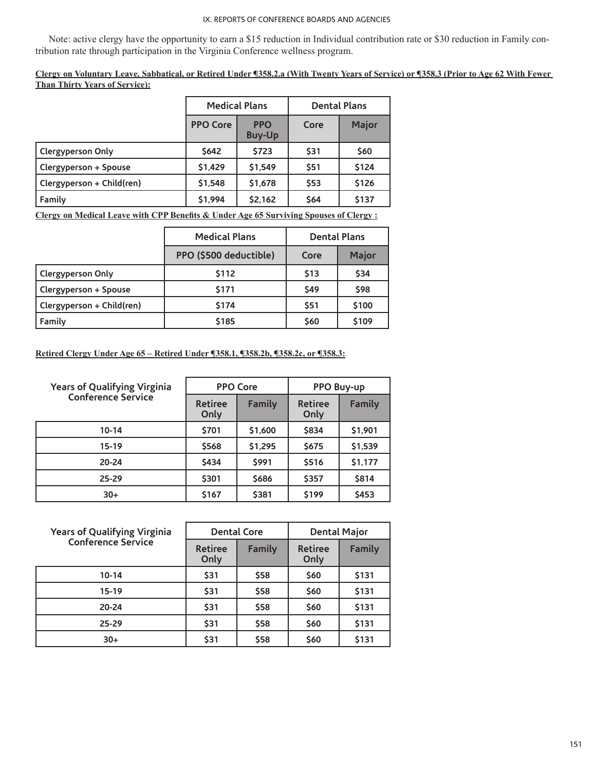Note: active clergy have the opportunity to earn a $15 reduction in Individual contribution rate or $30 reduction in Family contribution rate through participation in the Virginia Conference wellness program.

**Clergy on Voluntary Leave, Sabbatical, or Retired Under ¶358.2.a (With Twenty Years of Service) or ¶358.3 (Prior to Age 62 With Fewer Than Thirty Years of Service):**

| | Medical Plans | | Dental Plans | |
|---|---|---|---|---|
| | PPO Core | PPO Buy-Up | Core | Major |
| Clergyperson Only | $642 | $723 | $31 | $60 |
| Clergyperson + Spouse | $1,429 | $1,549 | $51 | $124 |
| Clergyperson + Child(ren) | $1,548 | $1,678 | $53 | $126 |
| Family | $1,994 | $2,162 | $64 | $137 |

**Clergy on Medical Leave with CPP Benefits & Under Age 65 Surviving Spouses of Clergy :**

| | Medical Plans | Dental Plans | |
|---|---|---|---|
| | PPO ($500 deductible) | Core | Major |
| Clergyperson Only | $112 | $13 | $34 |
| Clergyperson + Spouse | $171 | $49 | $98 |
| Clergyperson + Child(ren) | $174 | $51 | $100 |
| Family | $185 | $60 | $109 |

**Retired Clergy Under Age 65 – Retired Under ¶358.1, ¶358.2b, ¶358.2c, or ¶358.3:**

| Years of Qualifying Virginia Conference Service | PPO Core | | PPO Buy-up | |
|---|---|---|---|---|
| | Retiree Only | Family | Retiree Only | Family |
| 10-14 | $701 | $1,600 | $834 | $1,901 |
| 15-19 | $568 | $1,295 | $675 | $1,539 |
| 20-24 | $434 | $991 | $516 | $1,177 |
| 25-29 | $301 | $686 | $357 | $814 |
| 30+ | $167 | $381 | $199 | $453 |

| Years of Qualifying Virginia Conference Service | Dental Core | | Dental Major | |
|---|---|---|---|---|
| | Retiree Only | Family | Retiree Only | Family |
| 10-14 | $31 | $58 | $60 | $131 |
| 15-19 | $31 | $58 | $60 | $131 |
| 20-24 | $31 | $58 | $60 | $131 |
| 25-29 | $31 | $58 | $60 | $131 |
| 30+ | $31 | $58 | $60 | $131 |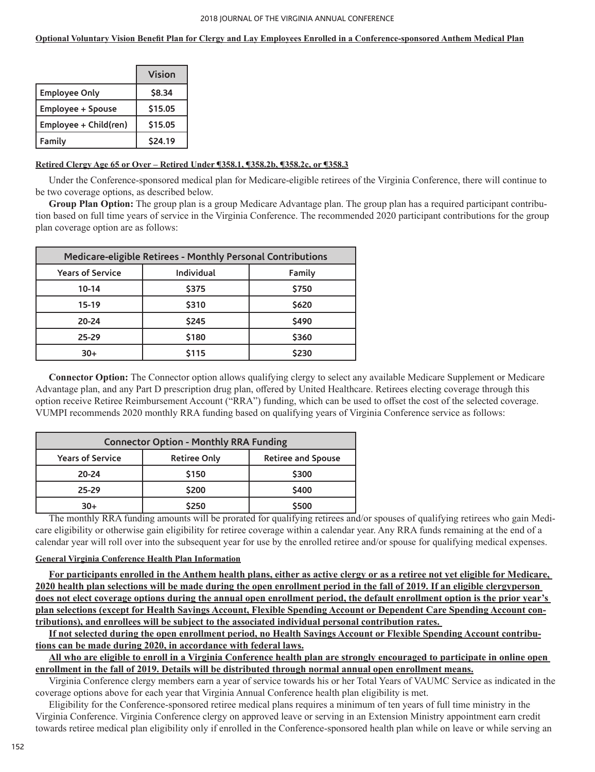**Optional Voluntary Vision Benefit Plan for Clergy and Lay Employees Enrolled in a Conference-sponsored Anthem Medical Plan**

| | Vision |
|---|---|
| Employee Only | $8.34 |
| Employee + Spouse | $15.05 |
| Employee + Child(ren) | $15.05 |
| Family | $24.19 |

**Retired Clergy Age 65 or Over – Retired Under ¶358.1, ¶358.2b, ¶358.2c, or ¶358.3**

Under the Conference-sponsored medical plan for Medicare-eligible retirees of the Virginia Conference, there will continue to be two coverage options, as described below.

**Group Plan Option:** The group plan is a group Medicare Advantage plan. The group plan has a required participant contribution based on full time years of service in the Virginia Conference. The recommended 2020 participant contributions for the group plan coverage option are as follows:

| Medicare-eligible Retirees - Monthly Personal Contributions | | |
|---|---|---|
| Years of Service | Individual | Family |
| 10-14 | $375 | $750 |
| 15-19 | $310 | $620 |
| 20-24 | $245 | $490 |
| 25-29 | $180 | $360 |
| 30+ | $115 | $230 |

**Connector Option:** The Connector option allows qualifying clergy to select any available Medicare Supplement or Medicare Advantage plan, and any Part D prescription drug plan, offered by United Healthcare. Retirees electing coverage through this option receive Retiree Reimbursement Account ("RRA") funding, which can be used to offset the cost of the selected coverage. VUMPI recommends 2020 monthly RRA funding based on qualifying years of Virginia Conference service as follows:

| Connector Option - Monthly RRA Funding | | |
|---|---|---|
| Years of Service | Retiree Only | Retiree and Spouse |
| 20-24 | $150 | $300 |
| 25-29 | $200 | $400 |
| 30+ | $250 | $500 |

The monthly RRA funding amounts will be prorated for qualifying retirees and/or spouses of qualifying retirees who gain Medicare eligibility or otherwise gain eligibility for retiree coverage within a calendar year. Any RRA funds remaining at the end of a calendar year will roll over into the subsequent year for use by the enrolled retiree and/or spouse for qualifying medical expenses.

**General Virginia Conference Health Plan Information**

**For participants enrolled in the Anthem health plans, either as active clergy or as a retiree not yet eligible for Medicare, 2020 health plan selections will be made during the open enrollment period in the fall of 2019. If an eligible clergyperson does not elect coverage options during the annual open enrollment period, the default enrollment option is the prior year's plan selections (except for Health Savings Account, Flexible Spending Account or Dependent Care Spending Account contributions), and enrollees will be subject to the associated individual personal contribution rates.**

**If not selected during the open enrollment period, no Health Savings Account or Flexible Spending Account contributions can be made during 2020, in accordance with federal laws.**

**All who are eligible to enroll in a Virginia Conference health plan are strongly encouraged to participate in online open enrollment in the fall of 2019. Details will be distributed through normal annual open enrollment means.**

Virginia Conference clergy members earn a year of service towards his or her Total Years of VAUMC Service as indicated in the coverage options above for each year that Virginia Annual Conference health plan eligibility is met.

Eligibility for the Conference-sponsored retiree medical plans requires a minimum of ten years of full time ministry in the Virginia Conference. Virginia Conference clergy on approved leave or serving in an Extension Ministry appointment earn credit towards retiree medical plan eligibility only if enrolled in the Conference-sponsored health plan while on leave or while serving an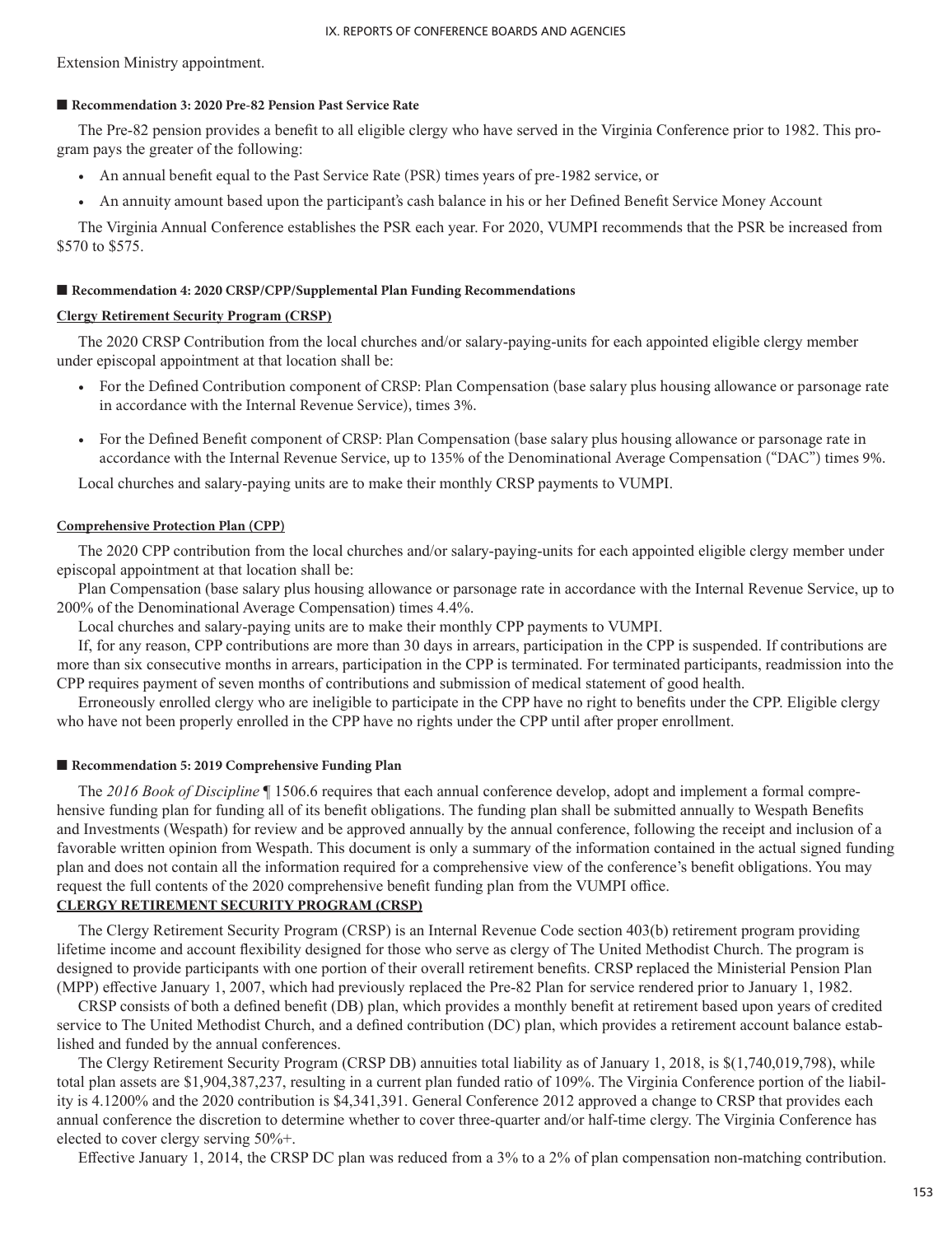Extension Ministry appointment.

### ■ Recommendation 3: 2020 Pre-82 Pension Past Service Rate

The Pre-82 pension provides a benefit to all eligible clergy who have served in the Virginia Conference prior to 1982. This program pays the greater of the following:

- An annual benefit equal to the Past Service Rate (PSR) times years of pre-1982 service, or
- An annuity amount based upon the participant's cash balance in his or her Defined Benefit Service Money Account

The Virginia Annual Conference establishes the PSR each year. For 2020, VUMPI recommends that the PSR be increased from \$570 to \$575.

### ■ Recommendation 4: 2020 CRSP/CPP/Supplemental Plan Funding Recommendations

**Clergy Retirement Security Program (CRSP)**

The 2020 CRSP Contribution from the local churches and/or salary-paying-units for each appointed eligible clergy member under episcopal appointment at that location shall be:

- For the Defined Contribution component of CRSP: Plan Compensation (base salary plus housing allowance or parsonage rate in accordance with the Internal Revenue Service), times 3%.
- For the Defined Benefit component of CRSP: Plan Compensation (base salary plus housing allowance or parsonage rate in accordance with the Internal Revenue Service, up to 135% of the Denominational Average Compensation ("DAC") times 9%.

Local churches and salary-paying units are to make their monthly CRSP payments to VUMPI.

**Comprehensive Protection Plan (CPP)**

The 2020 CPP contribution from the local churches and/or salary-paying-units for each appointed eligible clergy member under episcopal appointment at that location shall be:

Plan Compensation (base salary plus housing allowance or parsonage rate in accordance with the Internal Revenue Service, up to 200% of the Denominational Average Compensation) times 4.4%.

Local churches and salary-paying units are to make their monthly CPP payments to VUMPI.

If, for any reason, CPP contributions are more than 30 days in arrears, participation in the CPP is suspended. If contributions are more than six consecutive months in arrears, participation in the CPP is terminated. For terminated participants, readmission into the CPP requires payment of seven months of contributions and submission of medical statement of good health.

Erroneously enrolled clergy who are ineligible to participate in the CPP have no right to benefits under the CPP. Eligible clergy who have not been properly enrolled in the CPP have no rights under the CPP until after proper enrollment.

### ■ Recommendation 5: 2019 Comprehensive Funding Plan

The *2016 Book of Discipline* ¶ 1506.6 requires that each annual conference develop, adopt and implement a formal comprehensive funding plan for funding all of its benefit obligations. The funding plan shall be submitted annually to Wespath Benefits and Investments (Wespath) for review and be approved annually by the annual conference, following the receipt and inclusion of a favorable written opinion from Wespath. This document is only a summary of the information contained in the actual signed funding plan and does not contain all the information required for a comprehensive view of the conference's benefit obligations. You may request the full contents of the 2020 comprehensive benefit funding plan from the VUMPI office.

**CLERGY RETIREMENT SECURITY PROGRAM (CRSP)**

The Clergy Retirement Security Program (CRSP) is an Internal Revenue Code section 403(b) retirement program providing lifetime income and account flexibility designed for those who serve as clergy of The United Methodist Church. The program is designed to provide participants with one portion of their overall retirement benefits. CRSP replaced the Ministerial Pension Plan (MPP) effective January 1, 2007, which had previously replaced the Pre-82 Plan for service rendered prior to January 1, 1982.

CRSP consists of both a defined benefit (DB) plan, which provides a monthly benefit at retirement based upon years of credited service to The United Methodist Church, and a defined contribution (DC) plan, which provides a retirement account balance established and funded by the annual conferences.

The Clergy Retirement Security Program (CRSP DB) annuities total liability as of January 1, 2018, is \$(1,740,019,798), while total plan assets are \$1,904,387,237, resulting in a current plan funded ratio of 109%. The Virginia Conference portion of the liability is 4.1200% and the 2020 contribution is \$4,341,391. General Conference 2012 approved a change to CRSP that provides each annual conference the discretion to determine whether to cover three-quarter and/or half-time clergy. The Virginia Conference has elected to cover clergy serving 50%+.

Effective January 1, 2014, the CRSP DC plan was reduced from a 3% to a 2% of plan compensation non-matching contribution.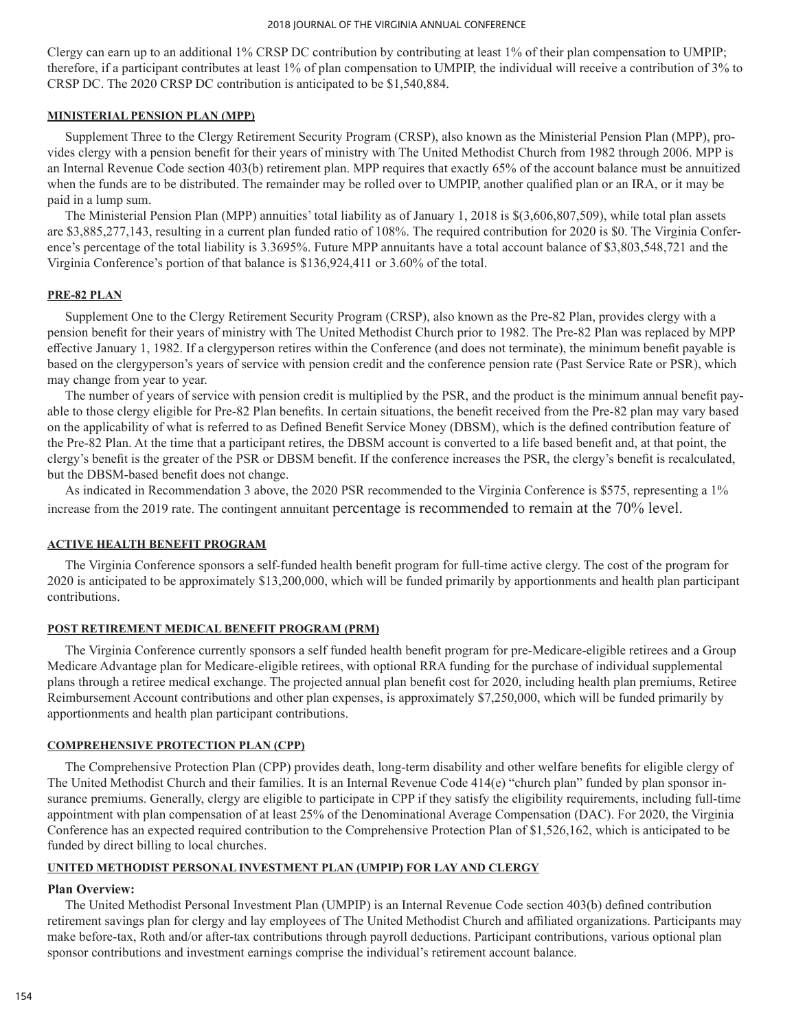Clergy can earn up to an additional 1% CRSP DC contribution by contributing at least 1% of their plan compensation to UMPIP; therefore, if a participant contributes at least 1% of plan compensation to UMPIP, the individual will receive a contribution of 3% to CRSP DC. The 2020 CRSP DC contribution is anticipated to be $1,540,884.

#### MINISTERIAL PENSION PLAN (MPP)

Supplement Three to the Clergy Retirement Security Program (CRSP), also known as the Ministerial Pension Plan (MPP), provides clergy with a pension benefit for their years of ministry with The United Methodist Church from 1982 through 2006. MPP is an Internal Revenue Code section 403(b) retirement plan. MPP requires that exactly 65% of the account balance must be annuitized when the funds are to be distributed. The remainder may be rolled over to UMPIP, another qualified plan or an IRA, or it may be paid in a lump sum.

The Ministerial Pension Plan (MPP) annuities' total liability as of January 1, 2018 is $(3,606,807,509), while total plan assets are $3,885,277,143, resulting in a current plan funded ratio of 108%. The required contribution for 2020 is $0. The Virginia Conference's percentage of the total liability is 3.3695%. Future MPP annuitants have a total account balance of $3,803,548,721 and the Virginia Conference's portion of that balance is $136,924,411 or 3.60% of the total.

#### PRE-82 PLAN

Supplement One to the Clergy Retirement Security Program (CRSP), also known as the Pre-82 Plan, provides clergy with a pension benefit for their years of ministry with The United Methodist Church prior to 1982. The Pre-82 Plan was replaced by MPP effective January 1, 1982. If a clergyperson retires within the Conference (and does not terminate), the minimum benefit payable is based on the clergyperson's years of service with pension credit and the conference pension rate (Past Service Rate or PSR), which may change from year to year.

The number of years of service with pension credit is multiplied by the PSR, and the product is the minimum annual benefit payable to those clergy eligible for Pre-82 Plan benefits. In certain situations, the benefit received from the Pre-82 plan may vary based on the applicability of what is referred to as Defined Benefit Service Money (DBSM), which is the defined contribution feature of the Pre-82 Plan. At the time that a participant retires, the DBSM account is converted to a life based benefit and, at that point, the clergy's benefit is the greater of the PSR or DBSM benefit. If the conference increases the PSR, the clergy's benefit is recalculated, but the DBSM-based benefit does not change.

As indicated in Recommendation 3 above, the 2020 PSR recommended to the Virginia Conference is $575, representing a 1% increase from the 2019 rate. The contingent annuitant percentage is recommended to remain at the 70% level.

#### ACTIVE HEALTH BENEFIT PROGRAM

The Virginia Conference sponsors a self-funded health benefit program for full-time active clergy. The cost of the program for 2020 is anticipated to be approximately $13,200,000, which will be funded primarily by apportionments and health plan participant contributions.

#### POST RETIREMENT MEDICAL BENEFIT PROGRAM (PRM)

The Virginia Conference currently sponsors a self funded health benefit program for pre-Medicare-eligible retirees and a Group Medicare Advantage plan for Medicare-eligible retirees, with optional RRA funding for the purchase of individual supplemental plans through a retiree medical exchange. The projected annual plan benefit cost for 2020, including health plan premiums, Retiree Reimbursement Account contributions and other plan expenses, is approximately $7,250,000, which will be funded primarily by apportionments and health plan participant contributions.

#### COMPREHENSIVE PROTECTION PLAN (CPP)

The Comprehensive Protection Plan (CPP) provides death, long-term disability and other welfare benefits for eligible clergy of The United Methodist Church and their families. It is an Internal Revenue Code 414(e) "church plan" funded by plan sponsor insurance premiums. Generally, clergy are eligible to participate in CPP if they satisfy the eligibility requirements, including full-time appointment with plan compensation of at least 25% of the Denominational Average Compensation (DAC). For 2020, the Virginia Conference has an expected required contribution to the Comprehensive Protection Plan of $1,526,162, which is anticipated to be funded by direct billing to local churches.

#### UNITED METHODIST PERSONAL INVESTMENT PLAN (UMPIP) FOR LAY AND CLERGY

**Plan Overview:**

The United Methodist Personal Investment Plan (UMPIP) is an Internal Revenue Code section 403(b) defined contribution retirement savings plan for clergy and lay employees of The United Methodist Church and affiliated organizations. Participants may make before-tax, Roth and/or after-tax contributions through payroll deductions. Participant contributions, various optional plan sponsor contributions and investment earnings comprise the individual's retirement account balance.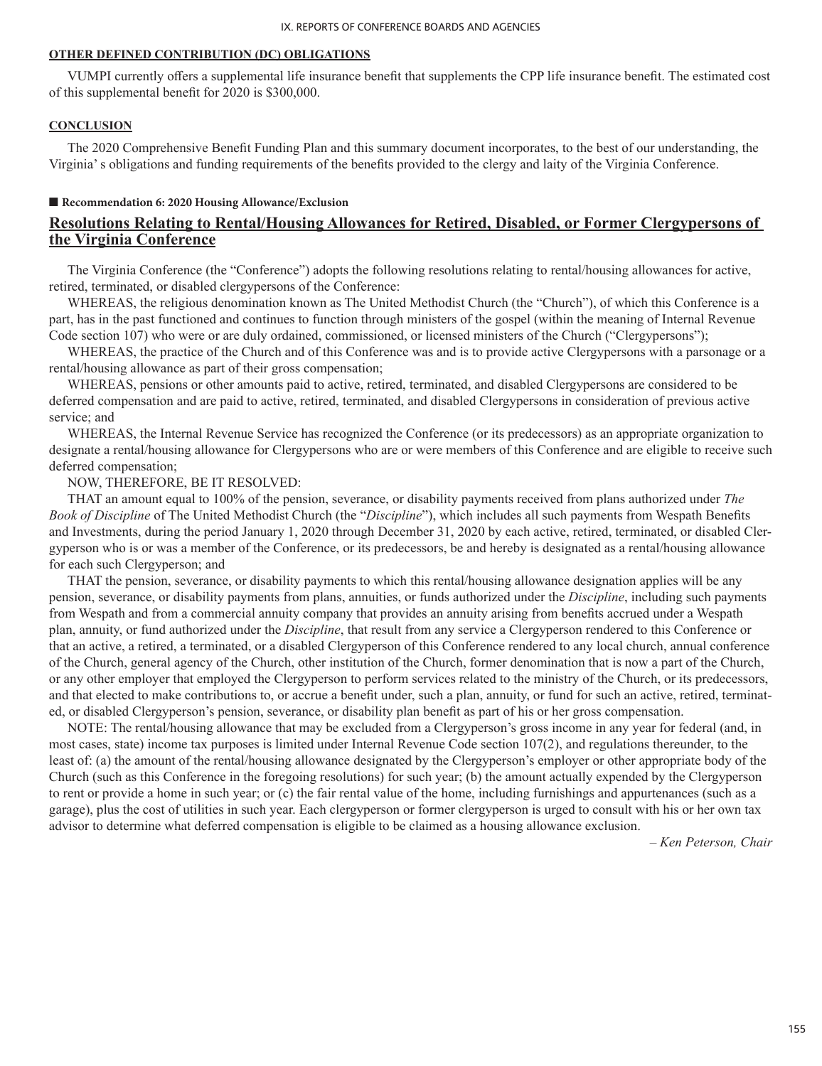**OTHER DEFINED CONTRIBUTION (DC) OBLIGATIONS**

VUMPI currently offers a supplemental life insurance benefit that supplements the CPP life insurance benefit. The estimated cost of this supplemental benefit for 2020 is $300,000.

**CONCLUSION**

The 2020 Comprehensive Benefit Funding Plan and this summary document incorporates, to the best of our understanding, the Virginia' s obligations and funding requirements of the benefits provided to the clergy and laity of the Virginia Conference.

■ **Recommendation 6: 2020 Housing Allowance/Exclusion**

## Resolutions Relating to Rental/Housing Allowances for Retired, Disabled, or Former Clergypersons of the Virginia Conference

The Virginia Conference (the "Conference") adopts the following resolutions relating to rental/housing allowances for active, retired, terminated, or disabled clergypersons of the Conference:

WHEREAS, the religious denomination known as The United Methodist Church (the "Church"), of which this Conference is a part, has in the past functioned and continues to function through ministers of the gospel (within the meaning of Internal Revenue Code section 107) who were or are duly ordained, commissioned, or licensed ministers of the Church ("Clergypersons");

WHEREAS, the practice of the Church and of this Conference was and is to provide active Clergypersons with a parsonage or a rental/housing allowance as part of their gross compensation;

WHEREAS, pensions or other amounts paid to active, retired, terminated, and disabled Clergypersons are considered to be deferred compensation and are paid to active, retired, terminated, and disabled Clergypersons in consideration of previous active service; and

WHEREAS, the Internal Revenue Service has recognized the Conference (or its predecessors) as an appropriate organization to designate a rental/housing allowance for Clergypersons who are or were members of this Conference and are eligible to receive such deferred compensation;

NOW, THEREFORE, BE IT RESOLVED:

THAT an amount equal to 100% of the pension, severance, or disability payments received from plans authorized under *The Book of Discipline* of The United Methodist Church (the "*Discipline*"), which includes all such payments from Wespath Benefits and Investments, during the period January 1, 2020 through December 31, 2020 by each active, retired, terminated, or disabled Clergyperson who is or was a member of the Conference, or its predecessors, be and hereby is designated as a rental/housing allowance for each such Clergyperson; and

THAT the pension, severance, or disability payments to which this rental/housing allowance designation applies will be any pension, severance, or disability payments from plans, annuities, or funds authorized under the *Discipline*, including such payments from Wespath and from a commercial annuity company that provides an annuity arising from benefits accrued under a Wespath plan, annuity, or fund authorized under the *Discipline*, that result from any service a Clergyperson rendered to this Conference or that an active, a retired, a terminated, or a disabled Clergyperson of this Conference rendered to any local church, annual conference of the Church, general agency of the Church, other institution of the Church, former denomination that is now a part of the Church, or any other employer that employed the Clergyperson to perform services related to the ministry of the Church, or its predecessors, and that elected to make contributions to, or accrue a benefit under, such a plan, annuity, or fund for such an active, retired, terminated, or disabled Clergyperson's pension, severance, or disability plan benefit as part of his or her gross compensation.

NOTE: The rental/housing allowance that may be excluded from a Clergyperson's gross income in any year for federal (and, in most cases, state) income tax purposes is limited under Internal Revenue Code section 107(2), and regulations thereunder, to the least of: (a) the amount of the rental/housing allowance designated by the Clergyperson's employer or other appropriate body of the Church (such as this Conference in the foregoing resolutions) for such year; (b) the amount actually expended by the Clergyperson to rent or provide a home in such year; or (c) the fair rental value of the home, including furnishings and appurtenances (such as a garage), plus the cost of utilities in such year. Each clergyperson or former clergyperson is urged to consult with his or her own tax advisor to determine what deferred compensation is eligible to be claimed as a housing allowance exclusion.

*– Ken Peterson, Chair*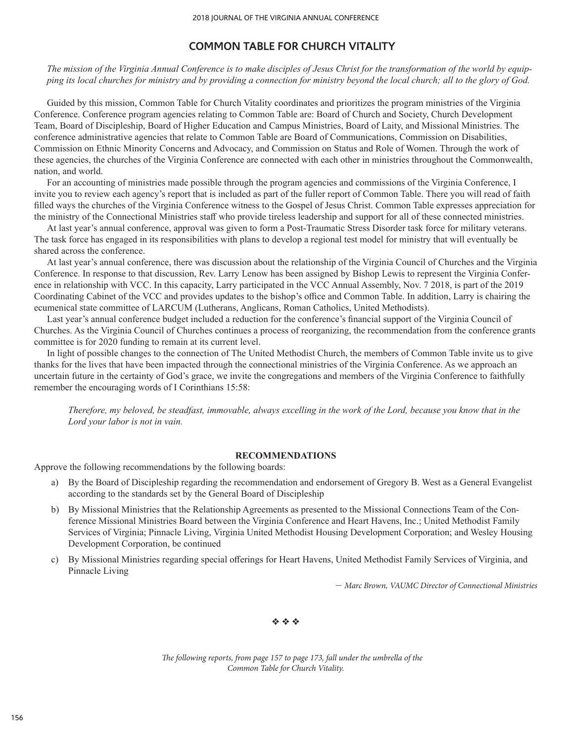## COMMON TABLE FOR CHURCH VITALITY

*The mission of the Virginia Annual Conference is to make disciples of Jesus Christ for the transformation of the world by equipping its local churches for ministry and by providing a connection for ministry beyond the local church; all to the glory of God.*

Guided by this mission, Common Table for Church Vitality coordinates and prioritizes the program ministries of the Virginia Conference. Conference program agencies relating to Common Table are: Board of Church and Society, Church Development Team, Board of Discipleship, Board of Higher Education and Campus Ministries, Board of Laity, and Missional Ministries. The conference administrative agencies that relate to Common Table are Board of Communications, Commission on Disabilities, Commission on Ethnic Minority Concerns and Advocacy, and Commission on Status and Role of Women. Through the work of these agencies, the churches of the Virginia Conference are connected with each other in ministries throughout the Commonwealth, nation, and world.

For an accounting of ministries made possible through the program agencies and commissions of the Virginia Conference, I invite you to review each agency's report that is included as part of the fuller report of Common Table. There you will read of faith filled ways the churches of the Virginia Conference witness to the Gospel of Jesus Christ. Common Table expresses appreciation for the ministry of the Connectional Ministries staff who provide tireless leadership and support for all of these connected ministries.

At last year's annual conference, approval was given to form a Post-Traumatic Stress Disorder task force for military veterans. The task force has engaged in its responsibilities with plans to develop a regional test model for ministry that will eventually be shared across the conference.

At last year's annual conference, there was discussion about the relationship of the Virginia Council of Churches and the Virginia Conference. In response to that discussion, Rev. Larry Lenow has been assigned by Bishop Lewis to represent the Virginia Conference in relationship with VCC. In this capacity, Larry participated in the VCC Annual Assembly, Nov. 7 2018, is part of the 2019 Coordinating Cabinet of the VCC and provides updates to the bishop's office and Common Table. In addition, Larry is chairing the ecumenical state committee of LARCUM (Lutherans, Anglicans, Roman Catholics, United Methodists).

Last year's annual conference budget included a reduction for the conference's financial support of the Virginia Council of Churches. As the Virginia Council of Churches continues a process of reorganizing, the recommendation from the conference grants committee is for 2020 funding to remain at its current level.

In light of possible changes to the connection of The United Methodist Church, the members of Common Table invite us to give thanks for the lives that have been impacted through the connectional ministries of the Virginia Conference. As we approach an uncertain future in the certainty of God's grace, we invite the congregations and members of the Virginia Conference to faithfully remember the encouraging words of I Corinthians 15:58:

> *Therefore, my beloved, be steadfast, immovable, always excelling in the work of the Lord, because you know that in the Lord your labor is not in vain.*

### RECOMMENDATIONS

Approve the following recommendations by the following boards:

a) By the Board of Discipleship regarding the recommendation and endorsement of Gregory B. West as a General Evangelist according to the standards set by the General Board of Discipleship

b) By Missional Ministries that the Relationship Agreements as presented to the Missional Connections Team of the Conference Missional Ministries Board between the Virginia Conference and Heart Havens, Inc.; United Methodist Family Services of Virginia; Pinnacle Living, Virginia United Methodist Housing Development Corporation; and Wesley Housing Development Corporation, be continued

c) By Missional Ministries regarding special offerings for Heart Havens, United Methodist Family Services of Virginia, and Pinnacle Living

*— Marc Brown, VAUMC Director of Connectional Ministries*

❖ ❖ ❖

*The following reports, from page 157 to page 173, fall under the umbrella of the Common Table for Church Vitality.*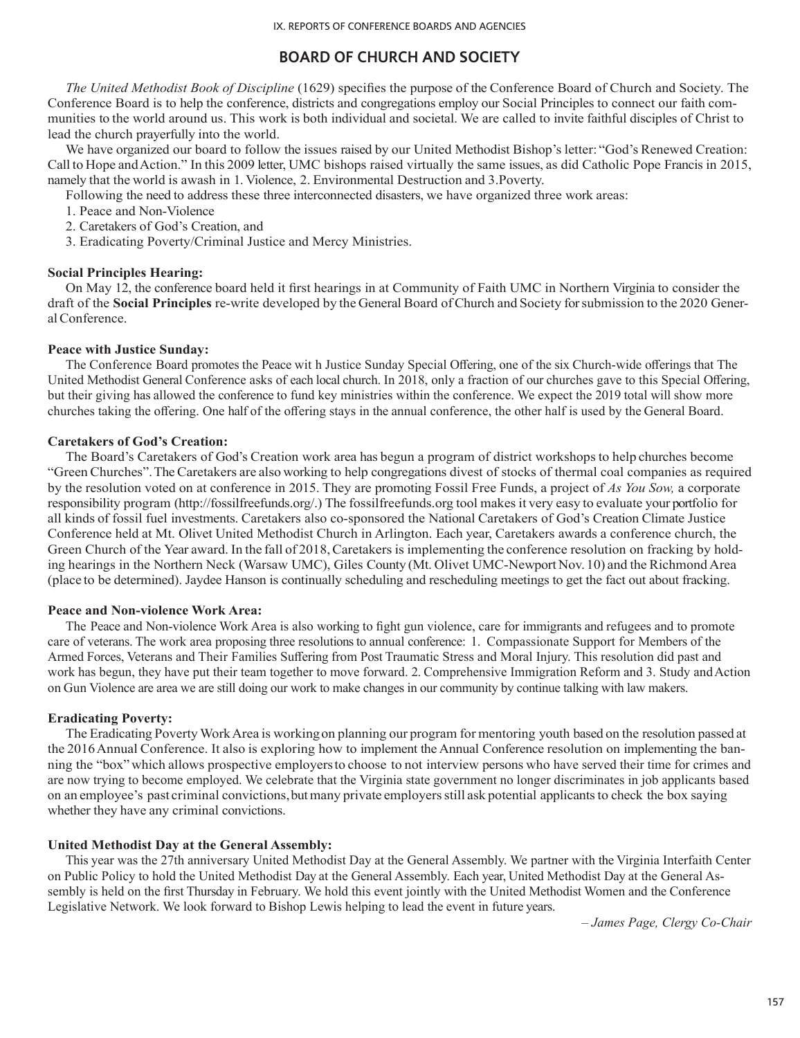## BOARD OF CHURCH AND SOCIETY

*The United Methodist Book of Discipline* (1629) specifies the purpose of the Conference Board of Church and Society. The Conference Board is to help the conference, districts and congregations employ our Social Principles to connect our faith communities to the world around us. This work is both individual and societal. We are called to invite faithful disciples of Christ to lead the church prayerfully into the world.

We have organized our board to follow the issues raised by our United Methodist Bishop's letter: "God's Renewed Creation: Call to Hope and Action." In this 2009 letter, UMC bishops raised virtually the same issues, as did Catholic Pope Francis in 2015, namely that the world is awash in 1. Violence, 2. Environmental Destruction and 3.Poverty.

Following the need to address these three interconnected disasters, we have organized three work areas:

1. Peace and Non-Violence
2. Caretakers of God's Creation, and
3. Eradicating Poverty/Criminal Justice and Mercy Ministries.

**Social Principles Hearing:**

On May 12, the conference board held it first hearings in at Community of Faith UMC in Northern Virginia to consider the draft of the **Social Principles** re-write developed by the General Board of Church and Society for submission to the 2020 General Conference.

**Peace with Justice Sunday:**

The Conference Board promotes the Peace wit h Justice Sunday Special Offering, one of the six Church-wide offerings that The United Methodist General Conference asks of each local church. In 2018, only a fraction of our churches gave to this Special Offering, but their giving has allowed the conference to fund key ministries within the conference. We expect the 2019 total will show more churches taking the offering. One half of the offering stays in the annual conference, the other half is used by the General Board.

**Caretakers of God's Creation:**

The Board's Caretakers of God's Creation work area has begun a program of district workshops to help churches become "Green Churches". The Caretakers are also working to help congregations divest of stocks of thermal coal companies as required by the resolution voted on at conference in 2015. They are promoting Fossil Free Funds, a project of *As You Sow,* a corporate responsibility program (http://fossilfreefunds.org/.) The fossilfreefunds.org tool makes it very easy to evaluate your portfolio for all kinds of fossil fuel investments. Caretakers also co-sponsored the National Caretakers of God's Creation Climate Justice Conference held at Mt. Olivet United Methodist Church in Arlington. Each year, Caretakers awards a conference church, the Green Church of the Year award. In the fall of 2018, Caretakers is implementing the conference resolution on fracking by holding hearings in the Northern Neck (Warsaw UMC), Giles County (Mt. Olivet UMC-Newport Nov. 10) and the Richmond Area (place to be determined). Jaydee Hanson is continually scheduling and rescheduling meetings to get the fact out about fracking.

**Peace and Non-violence Work Area:**

The Peace and Non-violence Work Area is also working to fight gun violence, care for immigrants and refugees and to promote care of veterans. The work area proposing three resolutions to annual conference: 1. Compassionate Support for Members of the Armed Forces, Veterans and Their Families Suffering from Post Traumatic Stress and Moral Injury. This resolution did past and work has begun, they have put their team together to move forward. 2. Comprehensive Immigration Reform and 3. Study and Action on Gun Violence are area we are still doing our work to make changes in our community by continue talking with law makers.

**Eradicating Poverty:**

The Eradicating Poverty Work Area is working on planning our program for mentoring youth based on the resolution passed at the 2016 Annual Conference. It also is exploring how to implement the Annual Conference resolution on implementing the banning the "box" which allows prospective employers to choose to not interview persons who have served their time for crimes and are now trying to become employed. We celebrate that the Virginia state government no longer discriminates in job applicants based on an employee's past criminal convictions, but many private employers still ask potential applicants to check the box saying whether they have any criminal convictions.

**United Methodist Day at the General Assembly:**

This year was the 27th anniversary United Methodist Day at the General Assembly. We partner with the Virginia Interfaith Center on Public Policy to hold the United Methodist Day at the General Assembly. Each year, United Methodist Day at the General Assembly is held on the first Thursday in February. We hold this event jointly with the United Methodist Women and the Conference Legislative Network. We look forward to Bishop Lewis helping to lead the event in future years.

*– James Page, Clergy Co-Chair*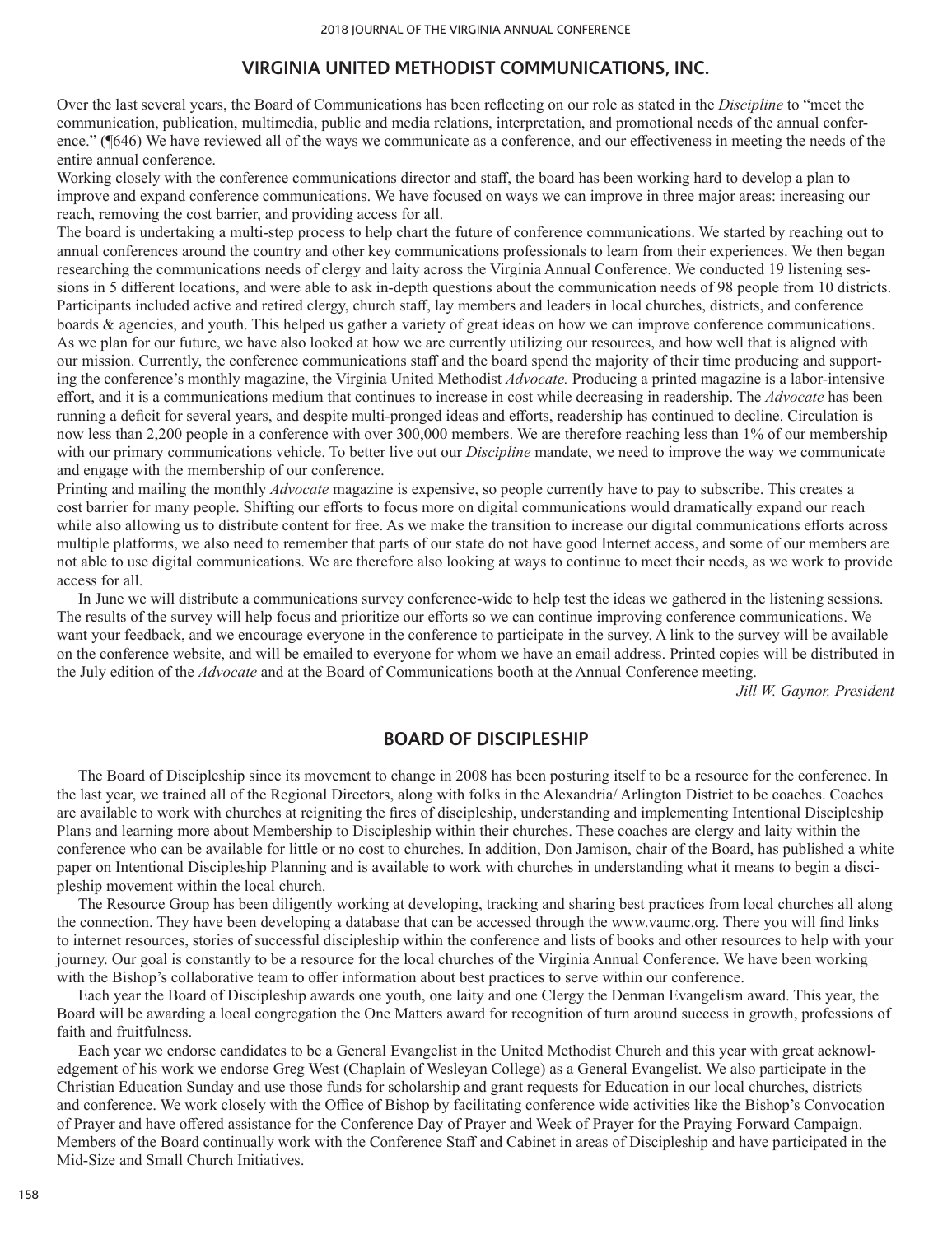## VIRGINIA UNITED METHODIST COMMUNICATIONS, INC.

Over the last several years, the Board of Communications has been reflecting on our role as stated in the *Discipline* to "meet the communication, publication, multimedia, public and media relations, interpretation, and promotional needs of the annual conference." (¶646) We have reviewed all of the ways we communicate as a conference, and our effectiveness in meeting the needs of the entire annual conference.

Working closely with the conference communications director and staff, the board has been working hard to develop a plan to improve and expand conference communications. We have focused on ways we can improve in three major areas: increasing our reach, removing the cost barrier, and providing access for all.

The board is undertaking a multi-step process to help chart the future of conference communications. We started by reaching out to annual conferences around the country and other key communications professionals to learn from their experiences. We then began researching the communications needs of clergy and laity across the Virginia Annual Conference. We conducted 19 listening sessions in 5 different locations, and were able to ask in-depth questions about the communication needs of 98 people from 10 districts. Participants included active and retired clergy, church staff, lay members and leaders in local churches, districts, and conference boards & agencies, and youth. This helped us gather a variety of great ideas on how we can improve conference communications.

As we plan for our future, we have also looked at how we are currently utilizing our resources, and how well that is aligned with our mission. Currently, the conference communications staff and the board spend the majority of their time producing and supporting the conference's monthly magazine, the Virginia United Methodist *Advocate.* Producing a printed magazine is a labor-intensive effort, and it is a communications medium that continues to increase in cost while decreasing in readership. The *Advocate* has been running a deficit for several years, and despite multi-pronged ideas and efforts, readership has continued to decline. Circulation is now less than 2,200 people in a conference with over 300,000 members. We are therefore reaching less than 1% of our membership with our primary communications vehicle. To better live out our *Discipline* mandate, we need to improve the way we communicate and engage with the membership of our conference.

Printing and mailing the monthly *Advocate* magazine is expensive, so people currently have to pay to subscribe. This creates a cost barrier for many people. Shifting our efforts to focus more on digital communications would dramatically expand our reach while also allowing us to distribute content for free. As we make the transition to increase our digital communications efforts across multiple platforms, we also need to remember that parts of our state do not have good Internet access, and some of our members are not able to use digital communications. We are therefore also looking at ways to continue to meet their needs, as we work to provide access for all.

In June we will distribute a communications survey conference-wide to help test the ideas we gathered in the listening sessions. The results of the survey will help focus and prioritize our efforts so we can continue improving conference communications. We want your feedback, and we encourage everyone in the conference to participate in the survey. A link to the survey will be available on the conference website, and will be emailed to everyone for whom we have an email address. Printed copies will be distributed in the July edition of the *Advocate* and at the Board of Communications booth at the Annual Conference meeting.

*–Jill W. Gaynor, President*

## BOARD OF DISCIPLESHIP

The Board of Discipleship since its movement to change in 2008 has been posturing itself to be a resource for the conference. In the last year, we trained all of the Regional Directors, along with folks in the Alexandria/ Arlington District to be coaches. Coaches are available to work with churches at reigniting the fires of discipleship, understanding and implementing Intentional Discipleship Plans and learning more about Membership to Discipleship within their churches. These coaches are clergy and laity within the conference who can be available for little or no cost to churches. In addition, Don Jamison, chair of the Board, has published a white paper on Intentional Discipleship Planning and is available to work with churches in understanding what it means to begin a discipleship movement within the local church.

The Resource Group has been diligently working at developing, tracking and sharing best practices from local churches all along the connection. They have been developing a database that can be accessed through the www.vaumc.org. There you will find links to internet resources, stories of successful discipleship within the conference and lists of books and other resources to help with your journey. Our goal is constantly to be a resource for the local churches of the Virginia Annual Conference. We have been working with the Bishop's collaborative team to offer information about best practices to serve within our conference.

Each year the Board of Discipleship awards one youth, one laity and one Clergy the Denman Evangelism award. This year, the Board will be awarding a local congregation the One Matters award for recognition of turn around success in growth, professions of faith and fruitfulness.

Each year we endorse candidates to be a General Evangelist in the United Methodist Church and this year with great acknowledgement of his work we endorse Greg West (Chaplain of Wesleyan College) as a General Evangelist. We also participate in the Christian Education Sunday and use those funds for scholarship and grant requests for Education in our local churches, districts and conference. We work closely with the Office of Bishop by facilitating conference wide activities like the Bishop's Convocation of Prayer and have offered assistance for the Conference Day of Prayer and Week of Prayer for the Praying Forward Campaign. Members of the Board continually work with the Conference Staff and Cabinet in areas of Discipleship and have participated in the Mid-Size and Small Church Initiatives.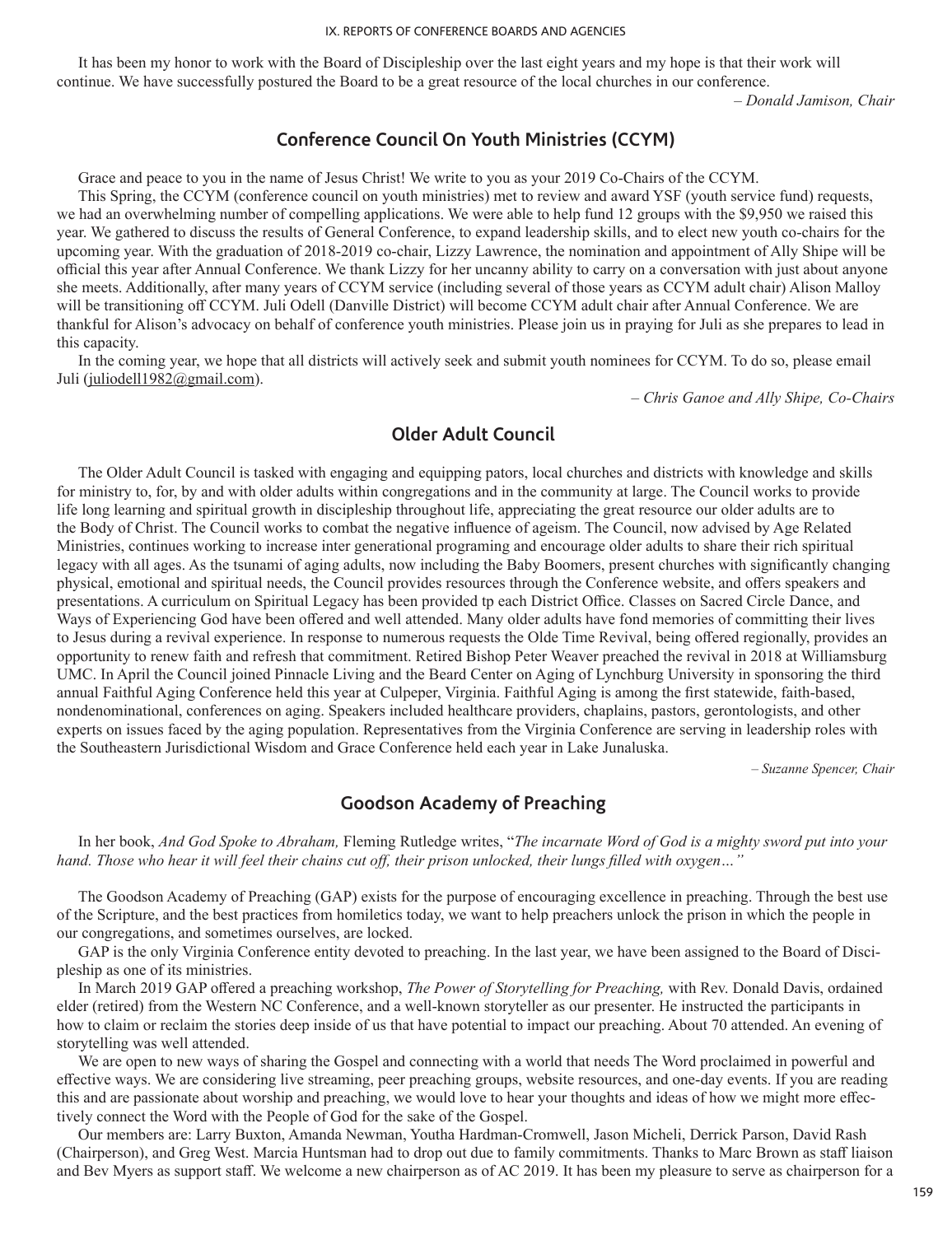It has been my honor to work with the Board of Discipleship over the last eight years and my hope is that their work will continue. We have successfully postured the Board to be a great resource of the local churches in our conference.

*– Donald Jamison, Chair*

## Conference Council On Youth Ministries (CCYM)

Grace and peace to you in the name of Jesus Christ! We write to you as your 2019 Co-Chairs of the CCYM.

This Spring, the CCYM (conference council on youth ministries) met to review and award YSF (youth service fund) requests, we had an overwhelming number of compelling applications. We were able to help fund 12 groups with the $9,950 we raised this year. We gathered to discuss the results of General Conference, to expand leadership skills, and to elect new youth co-chairs for the upcoming year. With the graduation of 2018-2019 co-chair, Lizzy Lawrence, the nomination and appointment of Ally Shipe will be official this year after Annual Conference. We thank Lizzy for her uncanny ability to carry on a conversation with just about anyone she meets. Additionally, after many years of CCYM service (including several of those years as CCYM adult chair) Alison Malloy will be transitioning off CCYM. Juli Odell (Danville District) will become CCYM adult chair after Annual Conference. We are thankful for Alison's advocacy on behalf of conference youth ministries. Please join us in praying for Juli as she prepares to lead in this capacity.

In the coming year, we hope that all districts will actively seek and submit youth nominees for CCYM. To do so, please email Juli (juliodell1982@gmail.com).

*– Chris Ganoe and Ally Shipe, Co-Chairs*

## Older Adult Council

The Older Adult Council is tasked with engaging and equipping pators, local churches and districts with knowledge and skills for ministry to, for, by and with older adults within congregations and in the community at large. The Council works to provide life long learning and spiritual growth in discipleship throughout life, appreciating the great resource our older adults are to the Body of Christ. The Council works to combat the negative influence of ageism. The Council, now advised by Age Related Ministries, continues working to increase inter generational programing and encourage older adults to share their rich spiritual legacy with all ages. As the tsunami of aging adults, now including the Baby Boomers, present churches with significantly changing physical, emotional and spiritual needs, the Council provides resources through the Conference website, and offers speakers and presentations. A curriculum on Spiritual Legacy has been provided tp each District Office. Classes on Sacred Circle Dance, and Ways of Experiencing God have been offered and well attended. Many older adults have fond memories of committing their lives to Jesus during a revival experience. In response to numerous requests the Olde Time Revival, being offered regionally, provides an opportunity to renew faith and refresh that commitment. Retired Bishop Peter Weaver preached the revival in 2018 at Williamsburg UMC. In April the Council joined Pinnacle Living and the Beard Center on Aging of Lynchburg University in sponsoring the third annual Faithful Aging Conference held this year at Culpeper, Virginia. Faithful Aging is among the first statewide, faith-based, nondenominational, conferences on aging. Speakers included healthcare providers, chaplains, pastors, gerontologists, and other experts on issues faced by the aging population. Representatives from the Virginia Conference are serving in leadership roles with the Southeastern Jurisdictional Wisdom and Grace Conference held each year in Lake Junaluska.

*– Suzanne Spencer, Chair*

## Goodson Academy of Preaching

In her book, *And God Spoke to Abraham,* Fleming Rutledge writes, "*The incarnate Word of God is a mighty sword put into your hand. Those who hear it will feel their chains cut off, their prison unlocked, their lungs filled with oxygen…"*

The Goodson Academy of Preaching (GAP) exists for the purpose of encouraging excellence in preaching. Through the best use of the Scripture, and the best practices from homiletics today, we want to help preachers unlock the prison in which the people in our congregations, and sometimes ourselves, are locked.

GAP is the only Virginia Conference entity devoted to preaching. In the last year, we have been assigned to the Board of Discipleship as one of its ministries.

In March 2019 GAP offered a preaching workshop, *The Power of Storytelling for Preaching,* with Rev. Donald Davis, ordained elder (retired) from the Western NC Conference, and a well-known storyteller as our presenter. He instructed the participants in how to claim or reclaim the stories deep inside of us that have potential to impact our preaching. About 70 attended. An evening of storytelling was well attended.

We are open to new ways of sharing the Gospel and connecting with a world that needs The Word proclaimed in powerful and effective ways. We are considering live streaming, peer preaching groups, website resources, and one-day events. If you are reading this and are passionate about worship and preaching, we would love to hear your thoughts and ideas of how we might more effectively connect the Word with the People of God for the sake of the Gospel.

Our members are: Larry Buxton, Amanda Newman, Youtha Hardman-Cromwell, Jason Micheli, Derrick Parson, David Rash (Chairperson), and Greg West. Marcia Huntsman had to drop out due to family commitments. Thanks to Marc Brown as staff liaison and Bev Myers as support staff. We welcome a new chairperson as of AC 2019. It has been my pleasure to serve as chairperson for a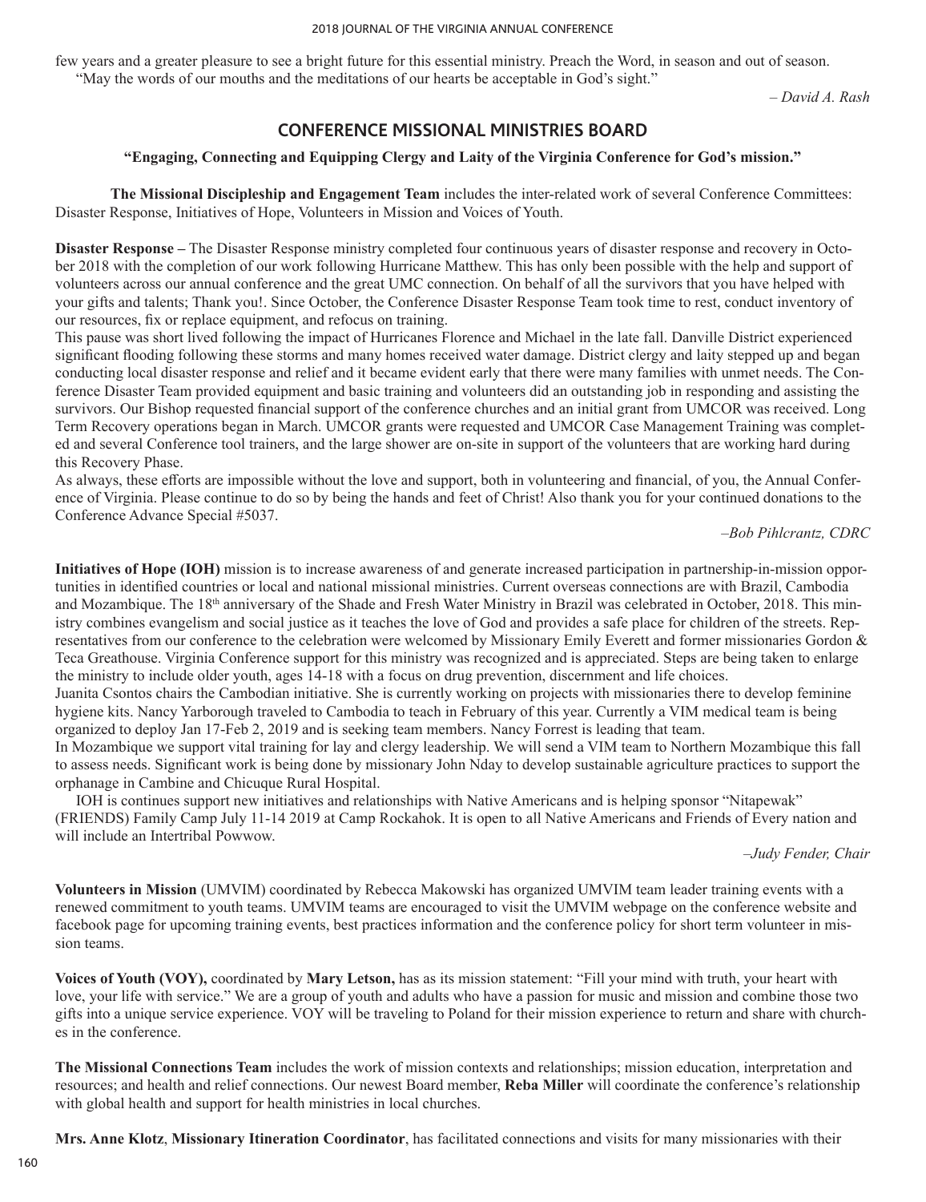few years and a greater pleasure to see a bright future for this essential ministry. Preach the Word, in season and out of season.

"May the words of our mouths and the meditations of our hearts be acceptable in God's sight."

*– David A. Rash*

## CONFERENCE MISSIONAL MINISTRIES BOARD

**"Engaging, Connecting and Equipping Clergy and Laity of the Virginia Conference for God's mission."**

**The Missional Discipleship and Engagement Team** includes the inter-related work of several Conference Committees: Disaster Response, Initiatives of Hope, Volunteers in Mission and Voices of Youth.

**Disaster Response –** The Disaster Response ministry completed four continuous years of disaster response and recovery in October 2018 with the completion of our work following Hurricane Matthew. This has only been possible with the help and support of volunteers across our annual conference and the great UMC connection. On behalf of all the survivors that you have helped with your gifts and talents; Thank you!. Since October, the Conference Disaster Response Team took time to rest, conduct inventory of our resources, fix or replace equipment, and refocus on training.

This pause was short lived following the impact of Hurricanes Florence and Michael in the late fall. Danville District experienced significant flooding following these storms and many homes received water damage. District clergy and laity stepped up and began conducting local disaster response and relief and it became evident early that there were many families with unmet needs. The Conference Disaster Team provided equipment and basic training and volunteers did an outstanding job in responding and assisting the survivors. Our Bishop requested financial support of the conference churches and an initial grant from UMCOR was received. Long Term Recovery operations began in March. UMCOR grants were requested and UMCOR Case Management Training was completed and several Conference tool trainers, and the large shower are on-site in support of the volunteers that are working hard during this Recovery Phase.

As always, these efforts are impossible without the love and support, both in volunteering and financial, of you, the Annual Conference of Virginia. Please continue to do so by being the hands and feet of Christ! Also thank you for your continued donations to the Conference Advance Special #5037.

*–Bob Pihlcrantz, CDRC*

**Initiatives of Hope (IOH)** mission is to increase awareness of and generate increased participation in partnership-in-mission opportunities in identified countries or local and national missional ministries. Current overseas connections are with Brazil, Cambodia and Mozambique. The 18th anniversary of the Shade and Fresh Water Ministry in Brazil was celebrated in October, 2018. This ministry combines evangelism and social justice as it teaches the love of God and provides a safe place for children of the streets. Representatives from our conference to the celebration were welcomed by Missionary Emily Everett and former missionaries Gordon & Teca Greathouse. Virginia Conference support for this ministry was recognized and is appreciated. Steps are being taken to enlarge the ministry to include older youth, ages 14-18 with a focus on drug prevention, discernment and life choices.

Juanita Csontos chairs the Cambodian initiative. She is currently working on projects with missionaries there to develop feminine hygiene kits. Nancy Yarborough traveled to Cambodia to teach in February of this year. Currently a VIM medical team is being organized to deploy Jan 17-Feb 2, 2019 and is seeking team members. Nancy Forrest is leading that team.

In Mozambique we support vital training for lay and clergy leadership. We will send a VIM team to Northern Mozambique this fall to assess needs. Significant work is being done by missionary John Nday to develop sustainable agriculture practices to support the orphanage in Cambine and Chicuque Rural Hospital.

IOH is continues support new initiatives and relationships with Native Americans and is helping sponsor "Nitapewak" (FRIENDS) Family Camp July 11-14 2019 at Camp Rockahok. It is open to all Native Americans and Friends of Every nation and will include an Intertribal Powwow.

*–Judy Fender, Chair*

**Volunteers in Mission** (UMVIM) coordinated by Rebecca Makowski has organized UMVIM team leader training events with a renewed commitment to youth teams. UMVIM teams are encouraged to visit the UMVIM webpage on the conference website and facebook page for upcoming training events, best practices information and the conference policy for short term volunteer in mission teams.

**Voices of Youth (VOY),** coordinated by **Mary Letson,** has as its mission statement: "Fill your mind with truth, your heart with love, your life with service." We are a group of youth and adults who have a passion for music and mission and combine those two gifts into a unique service experience. VOY will be traveling to Poland for their mission experience to return and share with churches in the conference.

**The Missional Connections Team** includes the work of mission contexts and relationships; mission education, interpretation and resources; and health and relief connections. Our newest Board member, **Reba Miller** will coordinate the conference's relationship with global health and support for health ministries in local churches.

**Mrs. Anne Klotz**, **Missionary Itineration Coordinator**, has facilitated connections and visits for many missionaries with their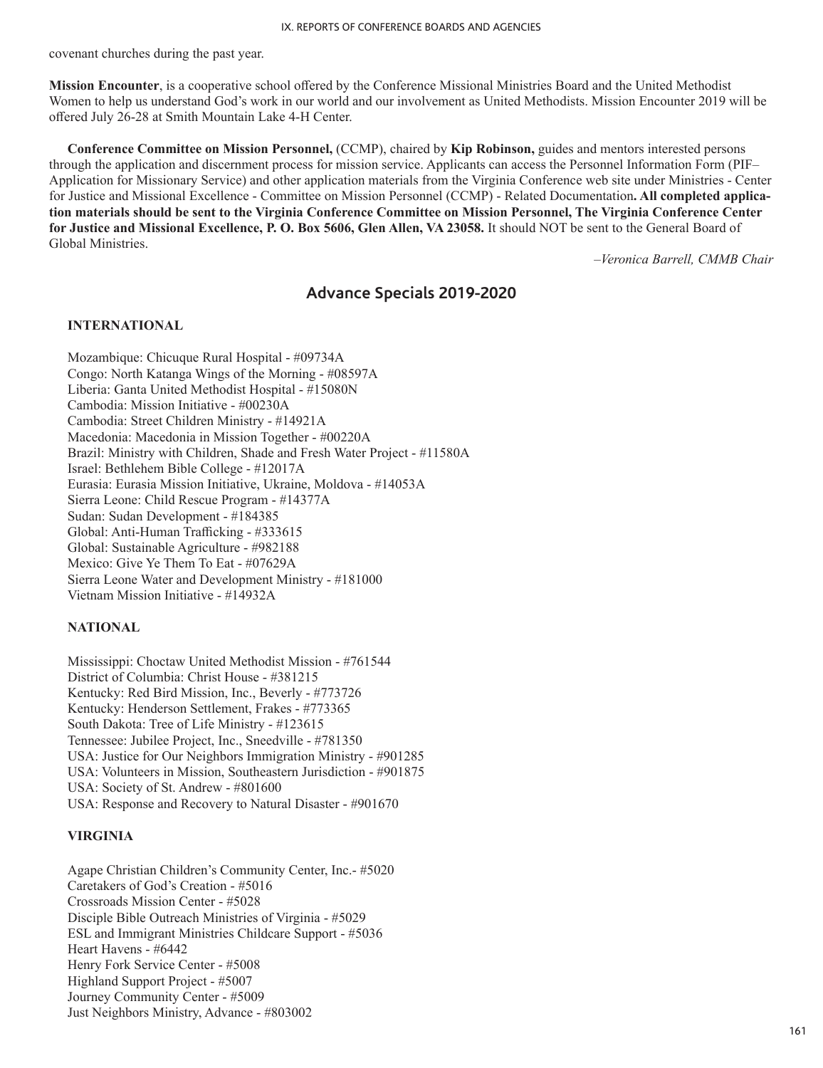covenant churches during the past year.

**Mission Encounter**, is a cooperative school offered by the Conference Missional Ministries Board and the United Methodist Women to help us understand God's work in our world and our involvement as United Methodists. Mission Encounter 2019 will be offered July 26-28 at Smith Mountain Lake 4-H Center.

**Conference Committee on Mission Personnel,** (CCMP), chaired by **Kip Robinson,** guides and mentors interested persons through the application and discernment process for mission service. Applicants can access the Personnel Information Form (PIF–Application for Missionary Service) and other application materials from the Virginia Conference web site under Ministries - Center for Justice and Missional Excellence - Committee on Mission Personnel (CCMP) - Related Documentation**. All completed application materials should be sent to the Virginia Conference Committee on Mission Personnel, The Virginia Conference Center for Justice and Missional Excellence, P. O. Box 5606, Glen Allen, VA 23058.** It should NOT be sent to the General Board of Global Ministries.

*–Veronica Barrell, CMMB Chair*

## Advance Specials 2019-2020

### INTERNATIONAL

Mozambique: Chicuque Rural Hospital - #09734A
Congo: North Katanga Wings of the Morning - #08597A
Liberia: Ganta United Methodist Hospital - #15080N
Cambodia: Mission Initiative - #00230A
Cambodia: Street Children Ministry - #14921A
Macedonia: Macedonia in Mission Together - #00220A
Brazil: Ministry with Children, Shade and Fresh Water Project - #11580A
Israel: Bethlehem Bible College - #12017A
Eurasia: Eurasia Mission Initiative, Ukraine, Moldova - #14053A
Sierra Leone: Child Rescue Program - #14377A
Sudan: Sudan Development - #184385
Global: Anti-Human Trafficking - #333615
Global: Sustainable Agriculture - #982188
Mexico: Give Ye Them To Eat - #07629A
Sierra Leone Water and Development Ministry - #181000
Vietnam Mission Initiative - #14932A

### NATIONAL

Mississippi: Choctaw United Methodist Mission - #761544
District of Columbia: Christ House - #381215
Kentucky: Red Bird Mission, Inc., Beverly - #773726
Kentucky: Henderson Settlement, Frakes - #773365
South Dakota: Tree of Life Ministry - #123615
Tennessee: Jubilee Project, Inc., Sneedville - #781350
USA: Justice for Our Neighbors Immigration Ministry - #901285
USA: Volunteers in Mission, Southeastern Jurisdiction - #901875
USA: Society of St. Andrew - #801600
USA: Response and Recovery to Natural Disaster - #901670

### VIRGINIA

Agape Christian Children's Community Center, Inc.- #5020
Caretakers of God's Creation - #5016
Crossroads Mission Center - #5028
Disciple Bible Outreach Ministries of Virginia - #5029
ESL and Immigrant Ministries Childcare Support - #5036
Heart Havens - #6442
Henry Fork Service Center - #5008
Highland Support Project - #5007
Journey Community Center - #5009
Just Neighbors Ministry, Advance - #803002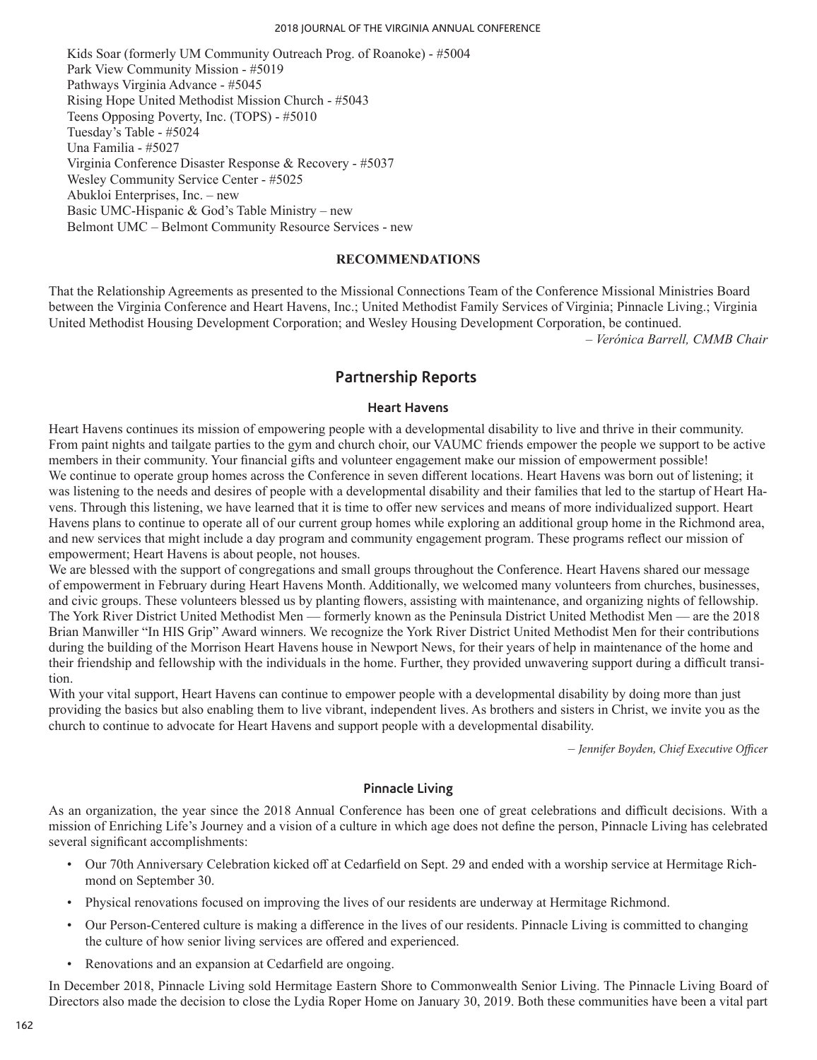Kids Soar (formerly UM Community Outreach Prog. of Roanoke) - #5004
Park View Community Mission - #5019
Pathways Virginia Advance - #5045
Rising Hope United Methodist Mission Church - #5043
Teens Opposing Poverty, Inc. (TOPS) - #5010
Tuesday's Table - #5024
Una Familia - #5027
Virginia Conference Disaster Response & Recovery - #5037
Wesley Community Service Center - #5025
Abukloi Enterprises, Inc. – new
Basic UMC-Hispanic & God's Table Ministry – new
Belmont UMC – Belmont Community Resource Services - new

**RECOMMENDATIONS**

That the Relationship Agreements as presented to the Missional Connections Team of the Conference Missional Ministries Board between the Virginia Conference and Heart Havens, Inc.; United Methodist Family Services of Virginia; Pinnacle Living.; Virginia United Methodist Housing Development Corporation; and Wesley Housing Development Corporation, be continued.

*– Verónica Barrell, CMMB Chair*

## Partnership Reports

### Heart Havens

Heart Havens continues its mission of empowering people with a developmental disability to live and thrive in their community. From paint nights and tailgate parties to the gym and church choir, our VAUMC friends empower the people we support to be active members in their community. Your financial gifts and volunteer engagement make our mission of empowerment possible!

We continue to operate group homes across the Conference in seven different locations. Heart Havens was born out of listening; it was listening to the needs and desires of people with a developmental disability and their families that led to the startup of Heart Havens. Through this listening, we have learned that it is time to offer new services and means of more individualized support. Heart Havens plans to continue to operate all of our current group homes while exploring an additional group home in the Richmond area, and new services that might include a day program and community engagement program. These programs reflect our mission of empowerment; Heart Havens is about people, not houses.

We are blessed with the support of congregations and small groups throughout the Conference. Heart Havens shared our message of empowerment in February during Heart Havens Month. Additionally, we welcomed many volunteers from churches, businesses, and civic groups. These volunteers blessed us by planting flowers, assisting with maintenance, and organizing nights of fellowship. The York River District United Methodist Men — formerly known as the Peninsula District United Methodist Men — are the 2018 Brian Manwiller "In HIS Grip" Award winners. We recognize the York River District United Methodist Men for their contributions during the building of the Morrison Heart Havens house in Newport News, for their years of help in maintenance of the home and their friendship and fellowship with the individuals in the home. Further, they provided unwavering support during a difficult transition.

With your vital support, Heart Havens can continue to empower people with a developmental disability by doing more than just providing the basics but also enabling them to live vibrant, independent lives. As brothers and sisters in Christ, we invite you as the church to continue to advocate for Heart Havens and support people with a developmental disability.

*– Jennifer Boyden, Chief Executive Officer*

### Pinnacle Living

As an organization, the year since the 2018 Annual Conference has been one of great celebrations and difficult decisions. With a mission of Enriching Life's Journey and a vision of a culture in which age does not define the person, Pinnacle Living has celebrated several significant accomplishments:

- Our 70th Anniversary Celebration kicked off at Cedarfield on Sept. 29 and ended with a worship service at Hermitage Richmond on September 30.
- Physical renovations focused on improving the lives of our residents are underway at Hermitage Richmond.
- Our Person-Centered culture is making a difference in the lives of our residents. Pinnacle Living is committed to changing the culture of how senior living services are offered and experienced.
- Renovations and an expansion at Cedarfield are ongoing.

In December 2018, Pinnacle Living sold Hermitage Eastern Shore to Commonwealth Senior Living. The Pinnacle Living Board of Directors also made the decision to close the Lydia Roper Home on January 30, 2019. Both these communities have been a vital part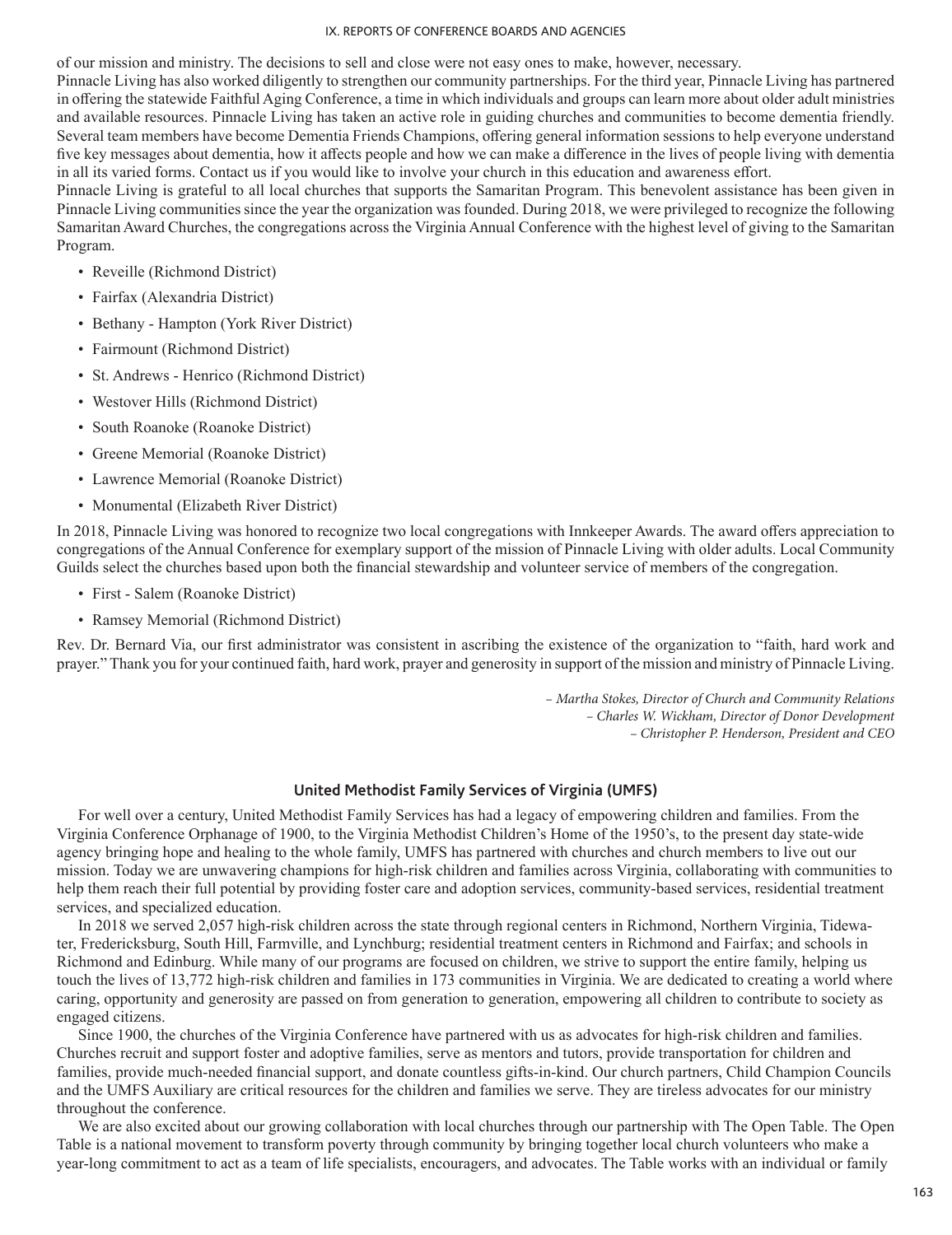of our mission and ministry. The decisions to sell and close were not easy ones to make, however, necessary.

Pinnacle Living has also worked diligently to strengthen our community partnerships. For the third year, Pinnacle Living has partnered in offering the statewide Faithful Aging Conference, a time in which individuals and groups can learn more about older adult ministries and available resources. Pinnacle Living has taken an active role in guiding churches and communities to become dementia friendly. Several team members have become Dementia Friends Champions, offering general information sessions to help everyone understand five key messages about dementia, how it affects people and how we can make a difference in the lives of people living with dementia in all its varied forms. Contact us if you would like to involve your church in this education and awareness effort.

Pinnacle Living is grateful to all local churches that supports the Samaritan Program. This benevolent assistance has been given in Pinnacle Living communities since the year the organization was founded. During 2018, we were privileged to recognize the following Samaritan Award Churches, the congregations across the Virginia Annual Conference with the highest level of giving to the Samaritan Program.

- Reveille (Richmond District)
- Fairfax (Alexandria District)
- Bethany - Hampton (York River District)
- Fairmount (Richmond District)
- St. Andrews - Henrico (Richmond District)
- Westover Hills (Richmond District)
- South Roanoke (Roanoke District)
- Greene Memorial (Roanoke District)
- Lawrence Memorial (Roanoke District)
- Monumental (Elizabeth River District)

In 2018, Pinnacle Living was honored to recognize two local congregations with Innkeeper Awards. The award offers appreciation to congregations of the Annual Conference for exemplary support of the mission of Pinnacle Living with older adults. Local Community Guilds select the churches based upon both the financial stewardship and volunteer service of members of the congregation.

- First - Salem (Roanoke District)
- Ramsey Memorial (Richmond District)

Rev. Dr. Bernard Via, our first administrator was consistent in ascribing the existence of the organization to "faith, hard work and prayer." Thank you for your continued faith, hard work, prayer and generosity in support of the mission and ministry of Pinnacle Living.

*– Martha Stokes, Director of Church and Community Relations*
*– Charles W. Wickham, Director of Donor Development*
*– Christopher P. Henderson, President and CEO*

## United Methodist Family Services of Virginia (UMFS)

For well over a century, United Methodist Family Services has had a legacy of empowering children and families. From the Virginia Conference Orphanage of 1900, to the Virginia Methodist Children's Home of the 1950's, to the present day state-wide agency bringing hope and healing to the whole family, UMFS has partnered with churches and church members to live out our mission. Today we are unwavering champions for high-risk children and families across Virginia, collaborating with communities to help them reach their full potential by providing foster care and adoption services, community-based services, residential treatment services, and specialized education.

In 2018 we served 2,057 high-risk children across the state through regional centers in Richmond, Northern Virginia, Tidewater, Fredericksburg, South Hill, Farmville, and Lynchburg; residential treatment centers in Richmond and Fairfax; and schools in Richmond and Edinburg. While many of our programs are focused on children, we strive to support the entire family, helping us touch the lives of 13,772 high-risk children and families in 173 communities in Virginia. We are dedicated to creating a world where caring, opportunity and generosity are passed on from generation to generation, empowering all children to contribute to society as engaged citizens.

Since 1900, the churches of the Virginia Conference have partnered with us as advocates for high-risk children and families. Churches recruit and support foster and adoptive families, serve as mentors and tutors, provide transportation for children and families, provide much-needed financial support, and donate countless gifts-in-kind. Our church partners, Child Champion Councils and the UMFS Auxiliary are critical resources for the children and families we serve. They are tireless advocates for our ministry throughout the conference.

We are also excited about our growing collaboration with local churches through our partnership with The Open Table. The Open Table is a national movement to transform poverty through community by bringing together local church volunteers who make a year-long commitment to act as a team of life specialists, encouragers, and advocates. The Table works with an individual or family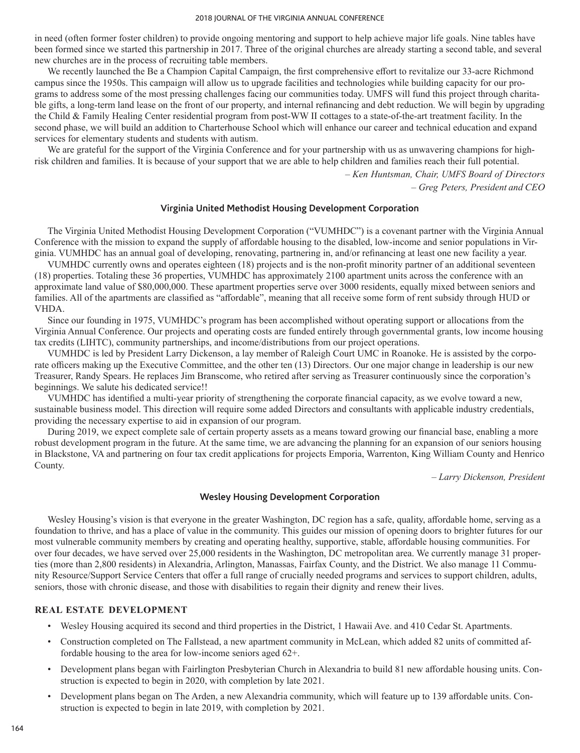in need (often former foster children) to provide ongoing mentoring and support to help achieve major life goals. Nine tables have been formed since we started this partnership in 2017. Three of the original churches are already starting a second table, and several new churches are in the process of recruiting table members.

We recently launched the Be a Champion Capital Campaign, the first comprehensive effort to revitalize our 33-acre Richmond campus since the 1950s. This campaign will allow us to upgrade facilities and technologies while building capacity for our programs to address some of the most pressing challenges facing our communities today. UMFS will fund this project through charitable gifts, a long-term land lease on the front of our property, and internal refinancing and debt reduction. We will begin by upgrading the Child & Family Healing Center residential program from post-WW II cottages to a state-of-the-art treatment facility. In the second phase, we will build an addition to Charterhouse School which will enhance our career and technical education and expand services for elementary students and students with autism.

We are grateful for the support of the Virginia Conference and for your partnership with us as unwavering champions for high-risk children and families. It is because of your support that we are able to help children and families reach their full potential.

*– Ken Huntsman, Chair, UMFS Board of Directors*

*– Greg Peters, President and CEO*

## Virginia United Methodist Housing Development Corporation

The Virginia United Methodist Housing Development Corporation ("VUMHDC") is a covenant partner with the Virginia Annual Conference with the mission to expand the supply of affordable housing to the disabled, low-income and senior populations in Virginia. VUMHDC has an annual goal of developing, renovating, partnering in, and/or refinancing at least one new facility a year.

VUMHDC currently owns and operates eighteen (18) projects and is the non-profit minority partner of an additional seventeen (18) properties. Totaling these 36 properties, VUMHDC has approximately 2100 apartment units across the conference with an approximate land value of $80,000,000. These apartment properties serve over 3000 residents, equally mixed between seniors and families. All of the apartments are classified as "affordable", meaning that all receive some form of rent subsidy through HUD or VHDA.

Since our founding in 1975, VUMHDC's program has been accomplished without operating support or allocations from the Virginia Annual Conference. Our projects and operating costs are funded entirely through governmental grants, low income housing tax credits (LIHTC), community partnerships, and income/distributions from our project operations.

VUMHDC is led by President Larry Dickenson, a lay member of Raleigh Court UMC in Roanoke. He is assisted by the corporate officers making up the Executive Committee, and the other ten (13) Directors. Our one major change in leadership is our new Treasurer, Randy Spears. He replaces Jim Branscome, who retired after serving as Treasurer continuously since the corporation's beginnings. We salute his dedicated service!!

VUMHDC has identified a multi-year priority of strengthening the corporate financial capacity, as we evolve toward a new, sustainable business model. This direction will require some added Directors and consultants with applicable industry credentials, providing the necessary expertise to aid in expansion of our program.

During 2019, we expect complete sale of certain property assets as a means toward growing our financial base, enabling a more robust development program in the future. At the same time, we are advancing the planning for an expansion of our seniors housing in Blackstone, VA and partnering on four tax credit applications for projects Emporia, Warrenton, King William County and Henrico County.

*– Larry Dickenson, President*

## Wesley Housing Development Corporation

Wesley Housing's vision is that everyone in the greater Washington, DC region has a safe, quality, affordable home, serving as a foundation to thrive, and has a place of value in the community. This guides our mission of opening doors to brighter futures for our most vulnerable community members by creating and operating healthy, supportive, stable, affordable housing communities. For over four decades, we have served over 25,000 residents in the Washington, DC metropolitan area. We currently manage 31 properties (more than 2,800 residents) in Alexandria, Arlington, Manassas, Fairfax County, and the District. We also manage 11 Community Resource/Support Service Centers that offer a full range of crucially needed programs and services to support children, adults, seniors, those with chronic disease, and those with disabilities to regain their dignity and renew their lives.

### REAL ESTATE DEVELOPMENT

- Wesley Housing acquired its second and third properties in the District, 1 Hawaii Ave. and 410 Cedar St. Apartments.
- Construction completed on The Fallstead, a new apartment community in McLean, which added 82 units of committed affordable housing to the area for low-income seniors aged 62+.
- Development plans began with Fairlington Presbyterian Church in Alexandria to build 81 new affordable housing units. Construction is expected to begin in 2020, with completion by late 2021.
- Development plans began on The Arden, a new Alexandria community, which will feature up to 139 affordable units. Construction is expected to begin in late 2019, with completion by 2021.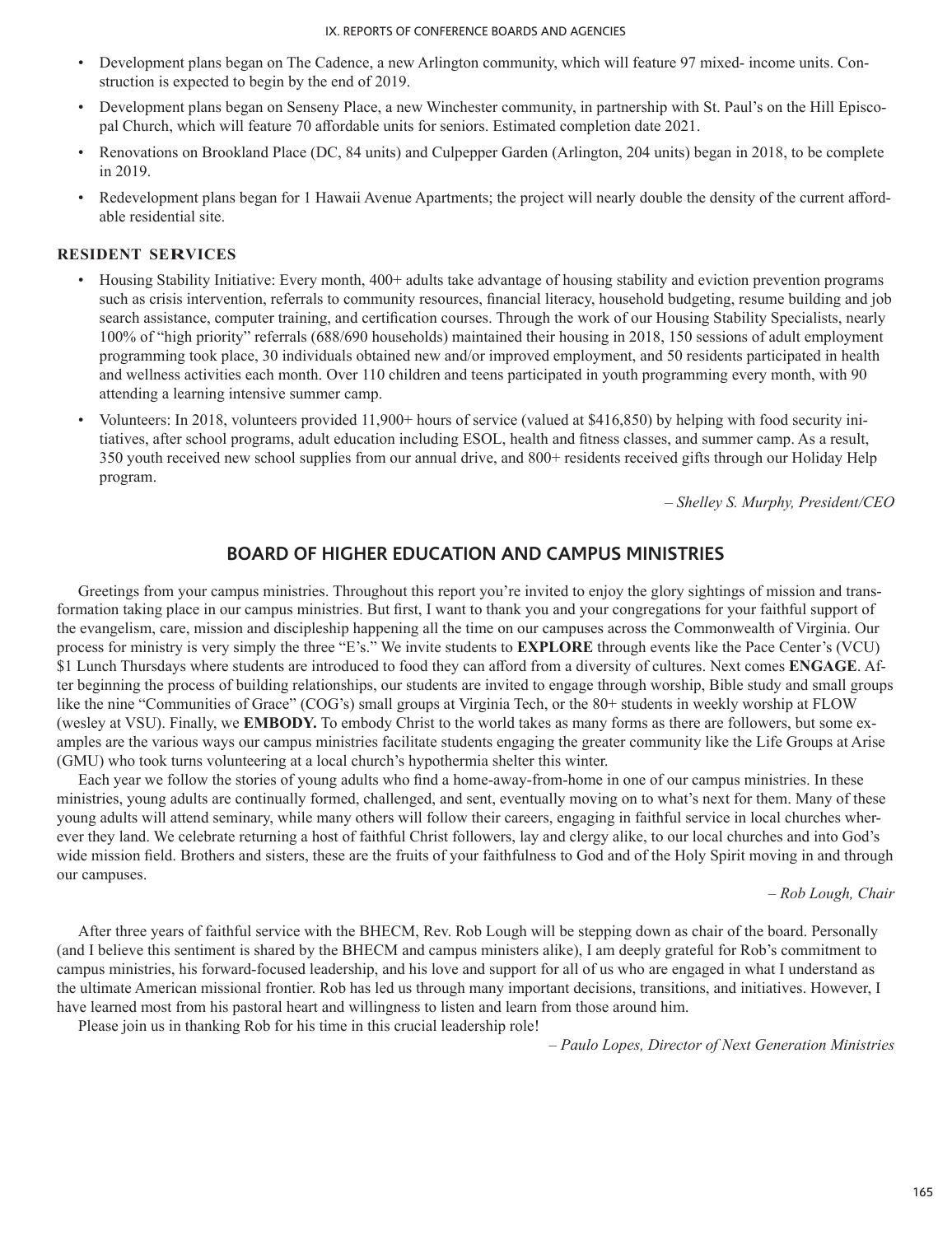- Development plans began on The Cadence, a new Arlington community, which will feature 97 mixed- income units. Construction is expected to begin by the end of 2019.
- Development plans began on Senseny Place, a new Winchester community, in partnership with St. Paul's on the Hill Episcopal Church, which will feature 70 affordable units for seniors. Estimated completion date 2021.
- Renovations on Brookland Place (DC, 84 units) and Culpepper Garden (Arlington, 204 units) began in 2018, to be complete in 2019.
- Redevelopment plans began for 1 Hawaii Avenue Apartments; the project will nearly double the density of the current affordable residential site.

### RESIDENT SERVICES

- Housing Stability Initiative: Every month, 400+ adults take advantage of housing stability and eviction prevention programs such as crisis intervention, referrals to community resources, financial literacy, household budgeting, resume building and job search assistance, computer training, and certification courses. Through the work of our Housing Stability Specialists, nearly 100% of "high priority" referrals (688/690 households) maintained their housing in 2018, 150 sessions of adult employment programming took place, 30 individuals obtained new and/or improved employment, and 50 residents participated in health and wellness activities each month. Over 110 children and teens participated in youth programming every month, with 90 attending a learning intensive summer camp.
- Volunteers: In 2018, volunteers provided 11,900+ hours of service (valued at $416,850) by helping with food security initiatives, after school programs, adult education including ESOL, health and fitness classes, and summer camp. As a result, 350 youth received new school supplies from our annual drive, and 800+ residents received gifts through our Holiday Help program.

*– Shelley S. Murphy, President/CEO*

## BOARD OF HIGHER EDUCATION AND CAMPUS MINISTRIES

Greetings from your campus ministries. Throughout this report you're invited to enjoy the glory sightings of mission and transformation taking place in our campus ministries. But first, I want to thank you and your congregations for your faithful support of the evangelism, care, mission and discipleship happening all the time on our campuses across the Commonwealth of Virginia. Our process for ministry is very simply the three "E's." We invite students to **EXPLORE** through events like the Pace Center's (VCU) $1 Lunch Thursdays where students are introduced to food they can afford from a diversity of cultures. Next comes **ENGAGE**. After beginning the process of building relationships, our students are invited to engage through worship, Bible study and small groups like the nine "Communities of Grace" (COG's) small groups at Virginia Tech, or the 80+ students in weekly worship at FLOW (wesley at VSU). Finally, we **EMBODY.** To embody Christ to the world takes as many forms as there are followers, but some examples are the various ways our campus ministries facilitate students engaging the greater community like the Life Groups at Arise (GMU) who took turns volunteering at a local church's hypothermia shelter this winter.

Each year we follow the stories of young adults who find a home-away-from-home in one of our campus ministries. In these ministries, young adults are continually formed, challenged, and sent, eventually moving on to what's next for them. Many of these young adults will attend seminary, while many others will follow their careers, engaging in faithful service in local churches wherever they land. We celebrate returning a host of faithful Christ followers, lay and clergy alike, to our local churches and into God's wide mission field. Brothers and sisters, these are the fruits of your faithfulness to God and of the Holy Spirit moving in and through our campuses.

*– Rob Lough, Chair*

After three years of faithful service with the BHECM, Rev. Rob Lough will be stepping down as chair of the board. Personally (and I believe this sentiment is shared by the BHECM and campus ministers alike), I am deeply grateful for Rob's commitment to campus ministries, his forward-focused leadership, and his love and support for all of us who are engaged in what I understand as the ultimate American missional frontier. Rob has led us through many important decisions, transitions, and initiatives. However, I have learned most from his pastoral heart and willingness to listen and learn from those around him.

Please join us in thanking Rob for his time in this crucial leadership role!

*– Paulo Lopes, Director of Next Generation Ministries*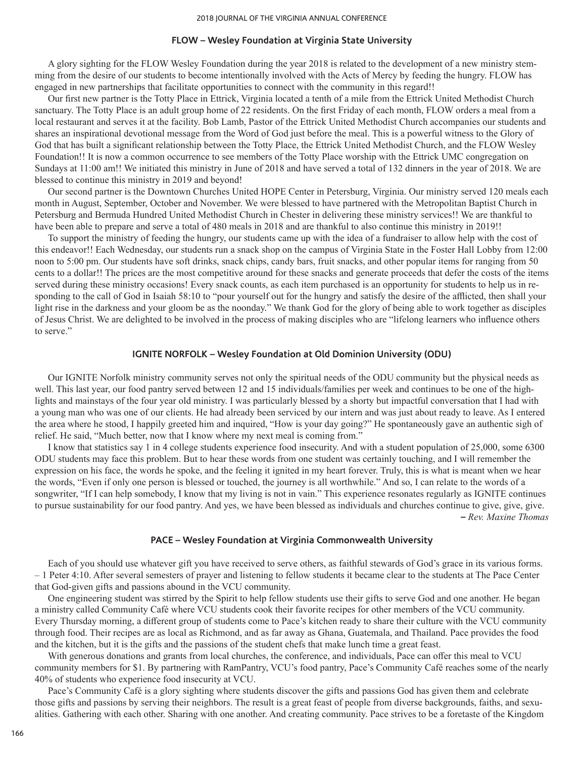### FLOW – Wesley Foundation at Virginia State University

A glory sighting for the FLOW Wesley Foundation during the year 2018 is related to the development of a new ministry stemming from the desire of our students to become intentionally involved with the Acts of Mercy by feeding the hungry. FLOW has engaged in new partnerships that facilitate opportunities to connect with the community in this regard!!

Our first new partner is the Totty Place in Ettrick, Virginia located a tenth of a mile from the Ettrick United Methodist Church sanctuary. The Totty Place is an adult group home of 22 residents. On the first Friday of each month, FLOW orders a meal from a local restaurant and serves it at the facility. Bob Lamb, Pastor of the Ettrick United Methodist Church accompanies our students and shares an inspirational devotional message from the Word of God just before the meal. This is a powerful witness to the Glory of God that has built a significant relationship between the Totty Place, the Ettrick United Methodist Church, and the FLOW Wesley Foundation!! It is now a common occurrence to see members of the Totty Place worship with the Ettrick UMC congregation on Sundays at 11:00 am!! We initiated this ministry in June of 2018 and have served a total of 132 dinners in the year of 2018. We are blessed to continue this ministry in 2019 and beyond!

Our second partner is the Downtown Churches United HOPE Center in Petersburg, Virginia. Our ministry served 120 meals each month in August, September, October and November. We were blessed to have partnered with the Metropolitan Baptist Church in Petersburg and Bermuda Hundred United Methodist Church in Chester in delivering these ministry services!! We are thankful to have been able to prepare and serve a total of 480 meals in 2018 and are thankful to also continue this ministry in 2019!!

To support the ministry of feeding the hungry, our students came up with the idea of a fundraiser to allow help with the cost of this endeavor!! Each Wednesday, our students run a snack shop on the campus of Virginia State in the Foster Hall Lobby from 12:00 noon to 5:00 pm. Our students have soft drinks, snack chips, candy bars, fruit snacks, and other popular items for ranging from 50 cents to a dollar!! The prices are the most competitive around for these snacks and generate proceeds that defer the costs of the items served during these ministry occasions! Every snack counts, as each item purchased is an opportunity for students to help us in responding to the call of God in Isaiah 58:10 to "pour yourself out for the hungry and satisfy the desire of the afflicted, then shall your light rise in the darkness and your gloom be as the noonday." We thank God for the glory of being able to work together as disciples of Jesus Christ. We are delighted to be involved in the process of making disciples who are "lifelong learners who influence others to serve."

### IGNITE NORFOLK – Wesley Foundation at Old Dominion University (ODU)

Our IGNITE Norfolk ministry community serves not only the spiritual needs of the ODU community but the physical needs as well. This last year, our food pantry served between 12 and 15 individuals/families per week and continues to be one of the highlights and mainstays of the four year old ministry. I was particularly blessed by a shorty but impactful conversation that I had with a young man who was one of our clients. He had already been serviced by our intern and was just about ready to leave. As I entered the area where he stood, I happily greeted him and inquired, "How is your day going?" He spontaneously gave an authentic sigh of relief. He said, "Much better, now that I know where my next meal is coming from."

I know that statistics say 1 in 4 college students experience food insecurity. And with a student population of 25,000, some 6300 ODU students may face this problem. But to hear these words from one student was certainly touching, and I will remember the expression on his face, the words he spoke, and the feeling it ignited in my heart forever. Truly, this is what is meant when we hear the words, "Even if only one person is blessed or touched, the journey is all worthwhile." And so, I can relate to the words of a songwriter, "If I can help somebody, I know that my living is not in vain." This experience resonates regularly as IGNITE continues to pursue sustainability for our food pantry. And yes, we have been blessed as individuals and churches continue to give, give, give.

**–** *Rev. Maxine Thomas*

### PACE – Wesley Foundation at Virginia Commonwealth University

Each of you should use whatever gift you have received to serve others, as faithful stewards of God's grace in its various forms. – 1 Peter 4:10. After several semesters of prayer and listening to fellow students it became clear to the students at The Pace Center that God-given gifts and passions abound in the VCU community.

One engineering student was stirred by the Spirit to help fellow students use their gifts to serve God and one another. He began a ministry called Community Café where VCU students cook their favorite recipes for other members of the VCU community. Every Thursday morning, a different group of students come to Pace's kitchen ready to share their culture with the VCU community through food. Their recipes are as local as Richmond, and as far away as Ghana, Guatemala, and Thailand. Pace provides the food and the kitchen, but it is the gifts and the passions of the student chefs that make lunch time a great feast.

With generous donations and grants from local churches, the conference, and individuals, Pace can offer this meal to VCU community members for $1. By partnering with RamPantry, VCU's food pantry, Pace's Community Café reaches some of the nearly 40% of students who experience food insecurity at VCU.

Pace's Community Café is a glory sighting where students discover the gifts and passions God has given them and celebrate those gifts and passions by serving their neighbors. The result is a great feast of people from diverse backgrounds, faiths, and sexualities. Gathering with each other. Sharing with one another. And creating community. Pace strives to be a foretaste of the Kingdom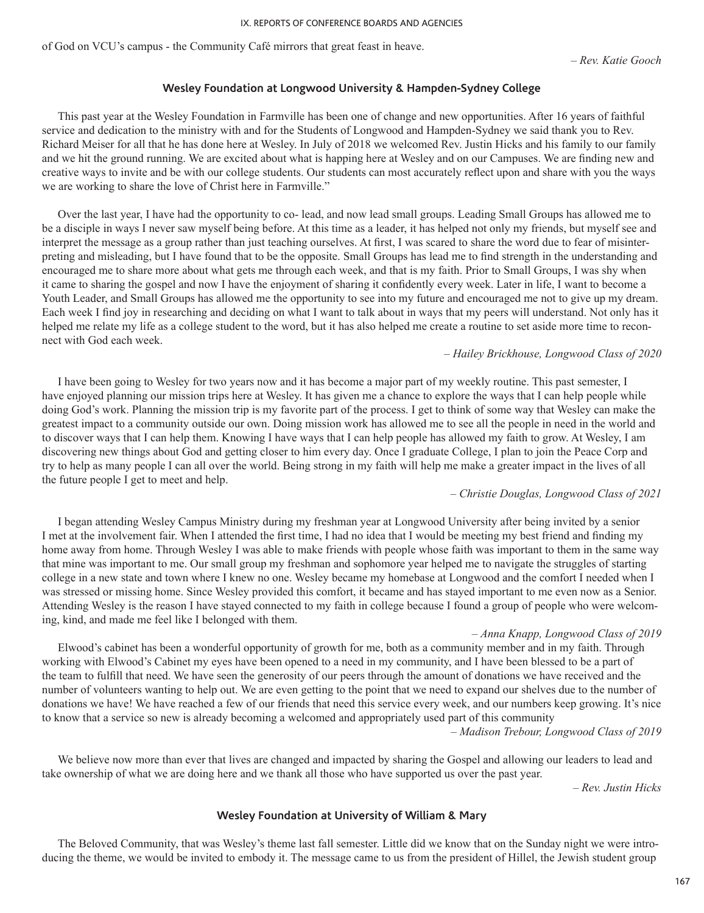of God on VCU's campus - the Community Café mirrors that great feast in heave.

*– Rev. Katie Gooch*

### Wesley Foundation at Longwood University & Hampden-Sydney College

This past year at the Wesley Foundation in Farmville has been one of change and new opportunities. After 16 years of faithful service and dedication to the ministry with and for the Students of Longwood and Hampden-Sydney we said thank you to Rev. Richard Meiser for all that he has done here at Wesley. In July of 2018 we welcomed Rev. Justin Hicks and his family to our family and we hit the ground running. We are excited about what is happing here at Wesley and on our Campuses. We are finding new and creative ways to invite and be with our college students. Our students can most accurately reflect upon and share with you the ways we are working to share the love of Christ here in Farmville."

Over the last year, I have had the opportunity to co- lead, and now lead small groups. Leading Small Groups has allowed me to be a disciple in ways I never saw myself being before. At this time as a leader, it has helped not only my friends, but myself see and interpret the message as a group rather than just teaching ourselves. At first, I was scared to share the word due to fear of misinterpreting and misleading, but I have found that to be the opposite. Small Groups has lead me to find strength in the understanding and encouraged me to share more about what gets me through each week, and that is my faith. Prior to Small Groups, I was shy when it came to sharing the gospel and now I have the enjoyment of sharing it confidently every week. Later in life, I want to become a Youth Leader, and Small Groups has allowed me the opportunity to see into my future and encouraged me not to give up my dream. Each week I find joy in researching and deciding on what I want to talk about in ways that my peers will understand. Not only has it helped me relate my life as a college student to the word, but it has also helped me create a routine to set aside more time to reconnect with God each week.

*– Hailey Brickhouse, Longwood Class of 2020*

I have been going to Wesley for two years now and it has become a major part of my weekly routine. This past semester, I have enjoyed planning our mission trips here at Wesley. It has given me a chance to explore the ways that I can help people while doing God's work. Planning the mission trip is my favorite part of the process. I get to think of some way that Wesley can make the greatest impact to a community outside our own. Doing mission work has allowed me to see all the people in need in the world and to discover ways that I can help them. Knowing I have ways that I can help people has allowed my faith to grow. At Wesley, I am discovering new things about God and getting closer to him every day. Once I graduate College, I plan to join the Peace Corp and try to help as many people I can all over the world. Being strong in my faith will help me make a greater impact in the lives of all the future people I get to meet and help.

*– Christie Douglas, Longwood Class of 2021*

I began attending Wesley Campus Ministry during my freshman year at Longwood University after being invited by a senior I met at the involvement fair. When I attended the first time, I had no idea that I would be meeting my best friend and finding my home away from home. Through Wesley I was able to make friends with people whose faith was important to them in the same way that mine was important to me. Our small group my freshman and sophomore year helped me to navigate the struggles of starting college in a new state and town where I knew no one. Wesley became my homebase at Longwood and the comfort I needed when I was stressed or missing home. Since Wesley provided this comfort, it became and has stayed important to me even now as a Senior. Attending Wesley is the reason I have stayed connected to my faith in college because I found a group of people who were welcoming, kind, and made me feel like I belonged with them.

*– Anna Knapp, Longwood Class of 2019*

Elwood's cabinet has been a wonderful opportunity of growth for me, both as a community member and in my faith. Through working with Elwood's Cabinet my eyes have been opened to a need in my community, and I have been blessed to be a part of the team to fulfill that need. We have seen the generosity of our peers through the amount of donations we have received and the number of volunteers wanting to help out. We are even getting to the point that we need to expand our shelves due to the number of donations we have! We have reached a few of our friends that need this service every week, and our numbers keep growing. It's nice to know that a service so new is already becoming a welcomed and appropriately used part of this community

*– Madison Trebour, Longwood Class of 2019*

We believe now more than ever that lives are changed and impacted by sharing the Gospel and allowing our leaders to lead and take ownership of what we are doing here and we thank all those who have supported us over the past year.

*– Rev. Justin Hicks*

### Wesley Foundation at University of William & Mary

The Beloved Community, that was Wesley's theme last fall semester. Little did we know that on the Sunday night we were introducing the theme, we would be invited to embody it. The message came to us from the president of Hillel, the Jewish student group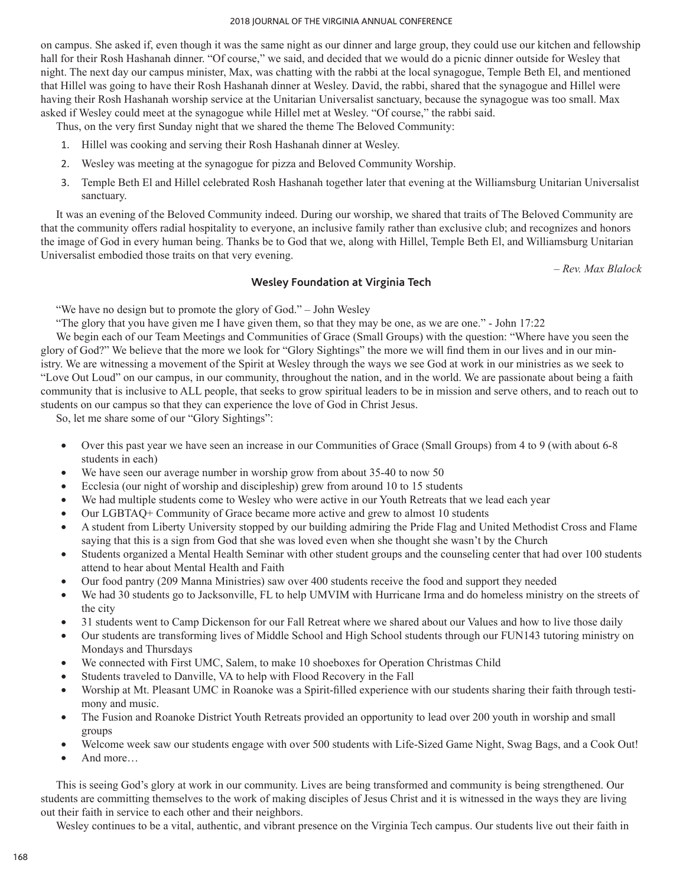on campus. She asked if, even though it was the same night as our dinner and large group, they could use our kitchen and fellowship hall for their Rosh Hashanah dinner. "Of course," we said, and decided that we would do a picnic dinner outside for Wesley that night. The next day our campus minister, Max, was chatting with the rabbi at the local synagogue, Temple Beth El, and mentioned that Hillel was going to have their Rosh Hashanah dinner at Wesley. David, the rabbi, shared that the synagogue and Hillel were having their Rosh Hashanah worship service at the Unitarian Universalist sanctuary, because the synagogue was too small. Max asked if Wesley could meet at the synagogue while Hillel met at Wesley. "Of course," the rabbi said.

Thus, on the very first Sunday night that we shared the theme The Beloved Community:

1. Hillel was cooking and serving their Rosh Hashanah dinner at Wesley.
2. Wesley was meeting at the synagogue for pizza and Beloved Community Worship.
3. Temple Beth El and Hillel celebrated Rosh Hashanah together later that evening at the Williamsburg Unitarian Universalist sanctuary.

It was an evening of the Beloved Community indeed. During our worship, we shared that traits of The Beloved Community are that the community offers radial hospitality to everyone, an inclusive family rather than exclusive club; and recognizes and honors the image of God in every human being. Thanks be to God that we, along with Hillel, Temple Beth El, and Williamsburg Unitarian Universalist embodied those traits on that very evening.

*– Rev. Max Blalock*

### Wesley Foundation at Virginia Tech

"We have no design but to promote the glory of God." – John Wesley

"The glory that you have given me I have given them, so that they may be one, as we are one." - John 17:22

We begin each of our Team Meetings and Communities of Grace (Small Groups) with the question: "Where have you seen the glory of God?" We believe that the more we look for "Glory Sightings" the more we will find them in our lives and in our ministry. We are witnessing a movement of the Spirit at Wesley through the ways we see God at work in our ministries as we seek to "Love Out Loud" on our campus, in our community, throughout the nation, and in the world. We are passionate about being a faith community that is inclusive to ALL people, that seeks to grow spiritual leaders to be in mission and serve others, and to reach out to students on our campus so that they can experience the love of God in Christ Jesus.

So, let me share some of our "Glory Sightings":

- Over this past year we have seen an increase in our Communities of Grace (Small Groups) from 4 to 9 (with about 6-8 students in each)
- We have seen our average number in worship grow from about 35-40 to now 50
- Ecclesia (our night of worship and discipleship) grew from around 10 to 15 students
- We had multiple students come to Wesley who were active in our Youth Retreats that we lead each year
- Our LGBTAQ+ Community of Grace became more active and grew to almost 10 students
- A student from Liberty University stopped by our building admiring the Pride Flag and United Methodist Cross and Flame saying that this is a sign from God that she was loved even when she thought she wasn't by the Church
- Students organized a Mental Health Seminar with other student groups and the counseling center that had over 100 students attend to hear about Mental Health and Faith
- Our food pantry (209 Manna Ministries) saw over 400 students receive the food and support they needed
- We had 30 students go to Jacksonville, FL to help UMVIM with Hurricane Irma and do homeless ministry on the streets of the city
- 31 students went to Camp Dickenson for our Fall Retreat where we shared about our Values and how to live those daily
- Our students are transforming lives of Middle School and High School students through our FUN143 tutoring ministry on Mondays and Thursdays
- We connected with First UMC, Salem, to make 10 shoeboxes for Operation Christmas Child
- Students traveled to Danville, VA to help with Flood Recovery in the Fall
- Worship at Mt. Pleasant UMC in Roanoke was a Spirit-filled experience with our students sharing their faith through testimony and music.
- The Fusion and Roanoke District Youth Retreats provided an opportunity to lead over 200 youth in worship and small groups
- Welcome week saw our students engage with over 500 students with Life-Sized Game Night, Swag Bags, and a Cook Out!
- And more…

This is seeing God's glory at work in our community. Lives are being transformed and community is being strengthened. Our students are committing themselves to the work of making disciples of Jesus Christ and it is witnessed in the ways they are living out their faith in service to each other and their neighbors.

Wesley continues to be a vital, authentic, and vibrant presence on the Virginia Tech campus. Our students live out their faith in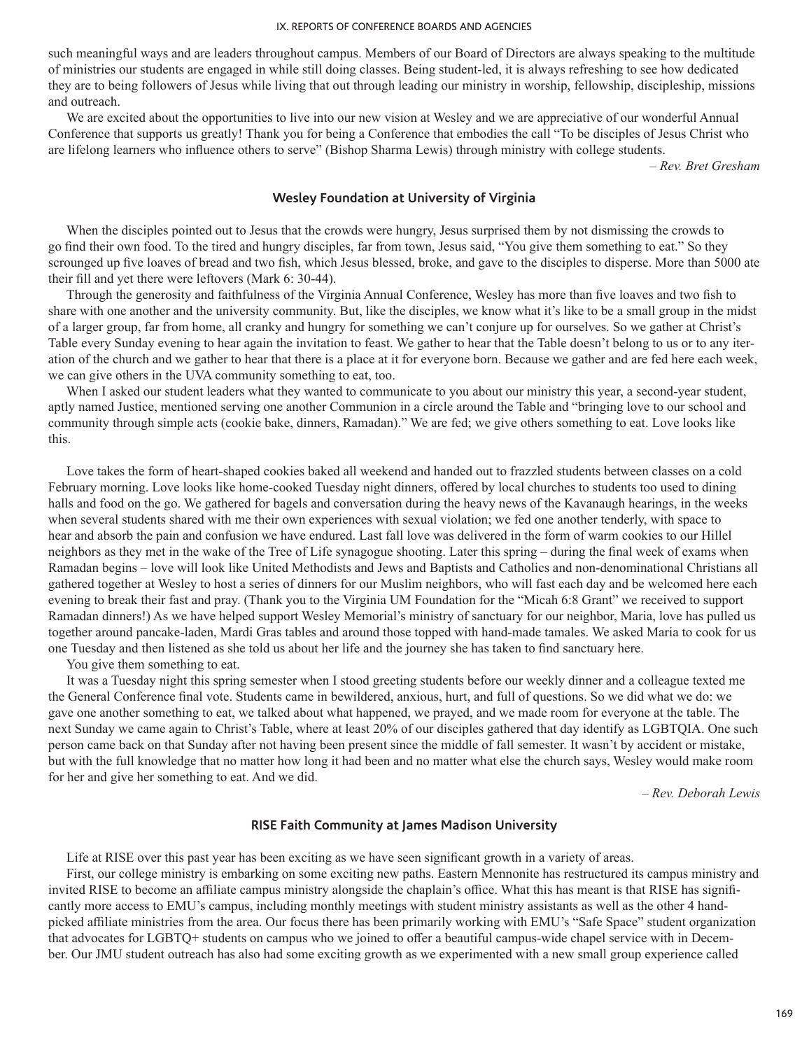such meaningful ways and are leaders throughout campus. Members of our Board of Directors are always speaking to the multitude of ministries our students are engaged in while still doing classes. Being student-led, it is always refreshing to see how dedicated they are to being followers of Jesus while living that out through leading our ministry in worship, fellowship, discipleship, missions and outreach.

We are excited about the opportunities to live into our new vision at Wesley and we are appreciative of our wonderful Annual Conference that supports us greatly! Thank you for being a Conference that embodies the call "To be disciples of Jesus Christ who are lifelong learners who influence others to serve" (Bishop Sharma Lewis) through ministry with college students.

*– Rev. Bret Gresham*

### Wesley Foundation at University of Virginia

When the disciples pointed out to Jesus that the crowds were hungry, Jesus surprised them by not dismissing the crowds to go find their own food. To the tired and hungry disciples, far from town, Jesus said, "You give them something to eat." So they scrounged up five loaves of bread and two fish, which Jesus blessed, broke, and gave to the disciples to disperse. More than 5000 ate their fill and yet there were leftovers (Mark 6: 30-44).

Through the generosity and faithfulness of the Virginia Annual Conference, Wesley has more than five loaves and two fish to share with one another and the university community. But, like the disciples, we know what it's like to be a small group in the midst of a larger group, far from home, all cranky and hungry for something we can't conjure up for ourselves. So we gather at Christ's Table every Sunday evening to hear again the invitation to feast. We gather to hear that the Table doesn't belong to us or to any iteration of the church and we gather to hear that there is a place at it for everyone born. Because we gather and are fed here each week, we can give others in the UVA community something to eat, too.

When I asked our student leaders what they wanted to communicate to you about our ministry this year, a second-year student, aptly named Justice, mentioned serving one another Communion in a circle around the Table and "bringing love to our school and community through simple acts (cookie bake, dinners, Ramadan)." We are fed; we give others something to eat. Love looks like this.

Love takes the form of heart-shaped cookies baked all weekend and handed out to frazzled students between classes on a cold February morning. Love looks like home-cooked Tuesday night dinners, offered by local churches to students too used to dining halls and food on the go. We gathered for bagels and conversation during the heavy news of the Kavanaugh hearings, in the weeks when several students shared with me their own experiences with sexual violation; we fed one another tenderly, with space to hear and absorb the pain and confusion we have endured. Last fall love was delivered in the form of warm cookies to our Hillel neighbors as they met in the wake of the Tree of Life synagogue shooting. Later this spring – during the final week of exams when Ramadan begins – love will look like United Methodists and Jews and Baptists and Catholics and non-denominational Christians all gathered together at Wesley to host a series of dinners for our Muslim neighbors, who will fast each day and be welcomed here each evening to break their fast and pray. (Thank you to the Virginia UM Foundation for the "Micah 6:8 Grant" we received to support Ramadan dinners!) As we have helped support Wesley Memorial's ministry of sanctuary for our neighbor, Maria, love has pulled us together around pancake-laden, Mardi Gras tables and around those topped with hand-made tamales. We asked Maria to cook for us one Tuesday and then listened as she told us about her life and the journey she has taken to find sanctuary here.

You give them something to eat.

It was a Tuesday night this spring semester when I stood greeting students before our weekly dinner and a colleague texted me the General Conference final vote. Students came in bewildered, anxious, hurt, and full of questions. So we did what we do: we gave one another something to eat, we talked about what happened, we prayed, and we made room for everyone at the table. The next Sunday we came again to Christ's Table, where at least 20% of our disciples gathered that day identify as LGBTQIA. One such person came back on that Sunday after not having been present since the middle of fall semester. It wasn't by accident or mistake, but with the full knowledge that no matter how long it had been and no matter what else the church says, Wesley would make room for her and give her something to eat. And we did.

*– Rev. Deborah Lewis*

### RISE Faith Community at James Madison University

Life at RISE over this past year has been exciting as we have seen significant growth in a variety of areas.

First, our college ministry is embarking on some exciting new paths. Eastern Mennonite has restructured its campus ministry and invited RISE to become an affiliate campus ministry alongside the chaplain's office. What this has meant is that RISE has significantly more access to EMU's campus, including monthly meetings with student ministry assistants as well as the other 4 hand-picked affiliate ministries from the area. Our focus there has been primarily working with EMU's "Safe Space" student organization that advocates for LGBTQ+ students on campus who we joined to offer a beautiful campus-wide chapel service with in December. Our JMU student outreach has also had some exciting growth as we experimented with a new small group experience called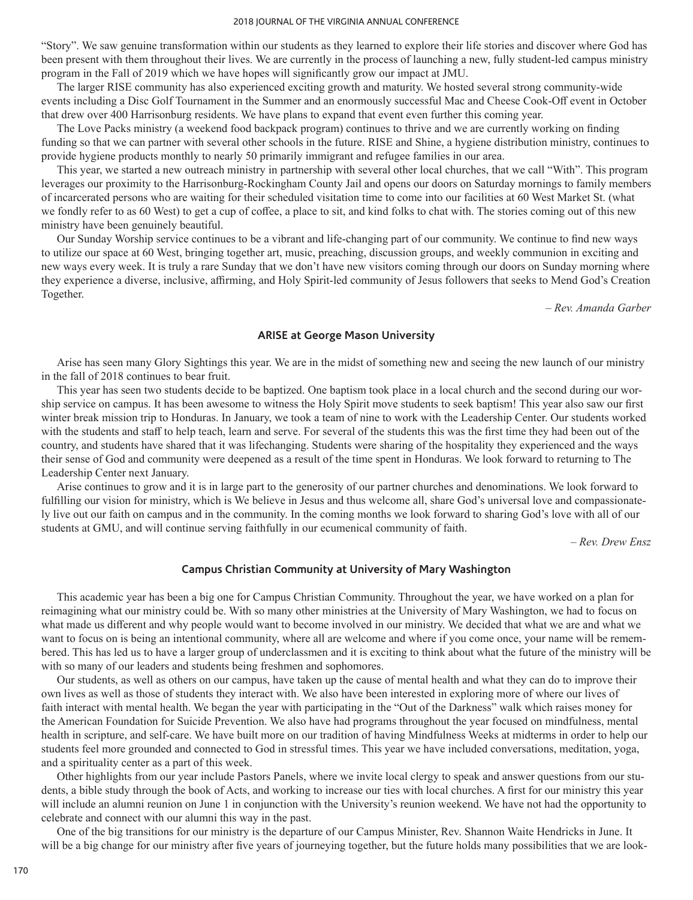"Story". We saw genuine transformation within our students as they learned to explore their life stories and discover where God has been present with them throughout their lives. We are currently in the process of launching a new, fully student-led campus ministry program in the Fall of 2019 which we have hopes will significantly grow our impact at JMU.

The larger RISE community has also experienced exciting growth and maturity. We hosted several strong community-wide events including a Disc Golf Tournament in the Summer and an enormously successful Mac and Cheese Cook-Off event in October that drew over 400 Harrisonburg residents. We have plans to expand that event even further this coming year.

The Love Packs ministry (a weekend food backpack program) continues to thrive and we are currently working on finding funding so that we can partner with several other schools in the future. RISE and Shine, a hygiene distribution ministry, continues to provide hygiene products monthly to nearly 50 primarily immigrant and refugee families in our area.

This year, we started a new outreach ministry in partnership with several other local churches, that we call "With". This program leverages our proximity to the Harrisonburg-Rockingham County Jail and opens our doors on Saturday mornings to family members of incarcerated persons who are waiting for their scheduled visitation time to come into our facilities at 60 West Market St. (what we fondly refer to as 60 West) to get a cup of coffee, a place to sit, and kind folks to chat with. The stories coming out of this new ministry have been genuinely beautiful.

Our Sunday Worship service continues to be a vibrant and life-changing part of our community. We continue to find new ways to utilize our space at 60 West, bringing together art, music, preaching, discussion groups, and weekly communion in exciting and new ways every week. It is truly a rare Sunday that we don't have new visitors coming through our doors on Sunday morning where they experience a diverse, inclusive, affirming, and Holy Spirit-led community of Jesus followers that seeks to Mend God's Creation Together.

*– Rev. Amanda Garber*

### ARISE at George Mason University

Arise has seen many Glory Sightings this year. We are in the midst of something new and seeing the new launch of our ministry in the fall of 2018 continues to bear fruit.

This year has seen two students decide to be baptized. One baptism took place in a local church and the second during our worship service on campus. It has been awesome to witness the Holy Spirit move students to seek baptism! This year also saw our first winter break mission trip to Honduras. In January, we took a team of nine to work with the Leadership Center. Our students worked with the students and staff to help teach, learn and serve. For several of the students this was the first time they had been out of the country, and students have shared that it was lifechanging. Students were sharing of the hospitality they experienced and the ways their sense of God and community were deepened as a result of the time spent in Honduras. We look forward to returning to The Leadership Center next January.

Arise continues to grow and it is in large part to the generosity of our partner churches and denominations. We look forward to fulfilling our vision for ministry, which is We believe in Jesus and thus welcome all, share God's universal love and compassionately live out our faith on campus and in the community. In the coming months we look forward to sharing God's love with all of our students at GMU, and will continue serving faithfully in our ecumenical community of faith.

*– Rev. Drew Ensz*

### Campus Christian Community at University of Mary Washington

This academic year has been a big one for Campus Christian Community. Throughout the year, we have worked on a plan for reimagining what our ministry could be. With so many other ministries at the University of Mary Washington, we had to focus on what made us different and why people would want to become involved in our ministry. We decided that what we are and what we want to focus on is being an intentional community, where all are welcome and where if you come once, your name will be remembered. This has led us to have a larger group of underclassmen and it is exciting to think about what the future of the ministry will be with so many of our leaders and students being freshmen and sophomores.

Our students, as well as others on our campus, have taken up the cause of mental health and what they can do to improve their own lives as well as those of students they interact with. We also have been interested in exploring more of where our lives of faith interact with mental health. We began the year with participating in the "Out of the Darkness" walk which raises money for the American Foundation for Suicide Prevention. We also have had programs throughout the year focused on mindfulness, mental health in scripture, and self-care. We have built more on our tradition of having Mindfulness Weeks at midterms in order to help our students feel more grounded and connected to God in stressful times. This year we have included conversations, meditation, yoga, and a spirituality center as a part of this week.

Other highlights from our year include Pastors Panels, where we invite local clergy to speak and answer questions from our students, a bible study through the book of Acts, and working to increase our ties with local churches. A first for our ministry this year will include an alumni reunion on June 1 in conjunction with the University's reunion weekend. We have not had the opportunity to celebrate and connect with our alumni this way in the past.

One of the big transitions for our ministry is the departure of our Campus Minister, Rev. Shannon Waite Hendricks in June. It will be a big change for our ministry after five years of journeying together, but the future holds many possibilities that we are look-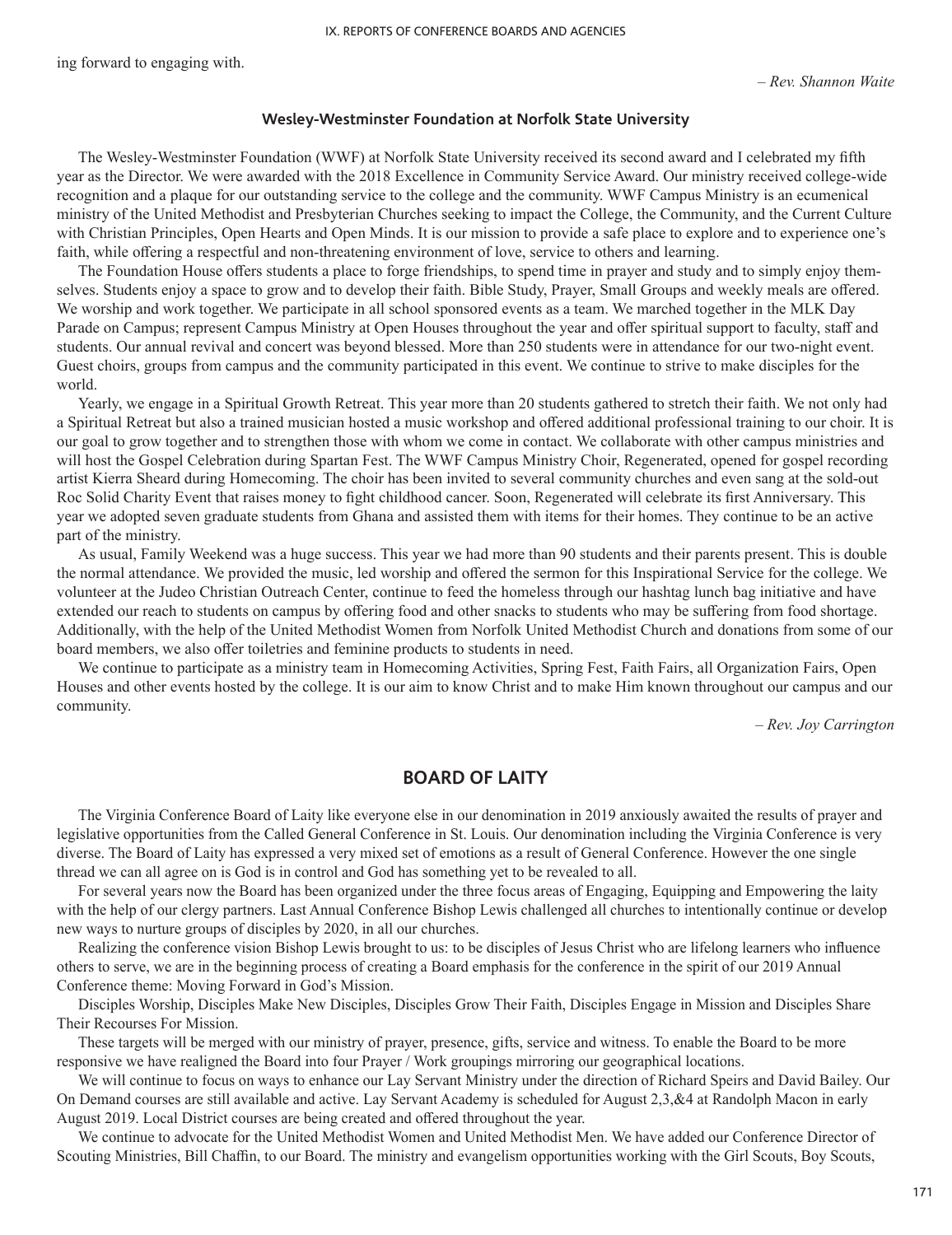ing forward to engaging with.

*– Rev. Shannon Waite*

### Wesley-Westminster Foundation at Norfolk State University

The Wesley-Westminster Foundation (WWF) at Norfolk State University received its second award and I celebrated my fifth year as the Director. We were awarded with the 2018 Excellence in Community Service Award. Our ministry received college-wide recognition and a plaque for our outstanding service to the college and the community. WWF Campus Ministry is an ecumenical ministry of the United Methodist and Presbyterian Churches seeking to impact the College, the Community, and the Current Culture with Christian Principles, Open Hearts and Open Minds. It is our mission to provide a safe place to explore and to experience one's faith, while offering a respectful and non-threatening environment of love, service to others and learning.

The Foundation House offers students a place to forge friendships, to spend time in prayer and study and to simply enjoy themselves. Students enjoy a space to grow and to develop their faith. Bible Study, Prayer, Small Groups and weekly meals are offered. We worship and work together. We participate in all school sponsored events as a team. We marched together in the MLK Day Parade on Campus; represent Campus Ministry at Open Houses throughout the year and offer spiritual support to faculty, staff and students. Our annual revival and concert was beyond blessed. More than 250 students were in attendance for our two-night event. Guest choirs, groups from campus and the community participated in this event. We continue to strive to make disciples for the world.

Yearly, we engage in a Spiritual Growth Retreat. This year more than 20 students gathered to stretch their faith. We not only had a Spiritual Retreat but also a trained musician hosted a music workshop and offered additional professional training to our choir. It is our goal to grow together and to strengthen those with whom we come in contact. We collaborate with other campus ministries and will host the Gospel Celebration during Spartan Fest. The WWF Campus Ministry Choir, Regenerated, opened for gospel recording artist Kierra Sheard during Homecoming. The choir has been invited to several community churches and even sang at the sold-out Roc Solid Charity Event that raises money to fight childhood cancer. Soon, Regenerated will celebrate its first Anniversary. This year we adopted seven graduate students from Ghana and assisted them with items for their homes. They continue to be an active part of the ministry.

As usual, Family Weekend was a huge success. This year we had more than 90 students and their parents present. This is double the normal attendance. We provided the music, led worship and offered the sermon for this Inspirational Service for the college. We volunteer at the Judeo Christian Outreach Center, continue to feed the homeless through our hashtag lunch bag initiative and have extended our reach to students on campus by offering food and other snacks to students who may be suffering from food shortage. Additionally, with the help of the United Methodist Women from Norfolk United Methodist Church and donations from some of our board members, we also offer toiletries and feminine products to students in need.

We continue to participate as a ministry team in Homecoming Activities, Spring Fest, Faith Fairs, all Organization Fairs, Open Houses and other events hosted by the college. It is our aim to know Christ and to make Him known throughout our campus and our community.

*– Rev. Joy Carrington*

## BOARD OF LAITY

The Virginia Conference Board of Laity like everyone else in our denomination in 2019 anxiously awaited the results of prayer and legislative opportunities from the Called General Conference in St. Louis. Our denomination including the Virginia Conference is very diverse. The Board of Laity has expressed a very mixed set of emotions as a result of General Conference. However the one single thread we can all agree on is God is in control and God has something yet to be revealed to all.

For several years now the Board has been organized under the three focus areas of Engaging, Equipping and Empowering the laity with the help of our clergy partners. Last Annual Conference Bishop Lewis challenged all churches to intentionally continue or develop new ways to nurture groups of disciples by 2020, in all our churches.

Realizing the conference vision Bishop Lewis brought to us: to be disciples of Jesus Christ who are lifelong learners who influence others to serve, we are in the beginning process of creating a Board emphasis for the conference in the spirit of our 2019 Annual Conference theme: Moving Forward in God's Mission.

Disciples Worship, Disciples Make New Disciples, Disciples Grow Their Faith, Disciples Engage in Mission and Disciples Share Their Recourses For Mission.

These targets will be merged with our ministry of prayer, presence, gifts, service and witness. To enable the Board to be more responsive we have realigned the Board into four Prayer / Work groupings mirroring our geographical locations.

We will continue to focus on ways to enhance our Lay Servant Ministry under the direction of Richard Speirs and David Bailey. Our On Demand courses are still available and active. Lay Servant Academy is scheduled for August 2,3,&4 at Randolph Macon in early August 2019. Local District courses are being created and offered throughout the year.

We continue to advocate for the United Methodist Women and United Methodist Men. We have added our Conference Director of Scouting Ministries, Bill Chaffin, to our Board. The ministry and evangelism opportunities working with the Girl Scouts, Boy Scouts,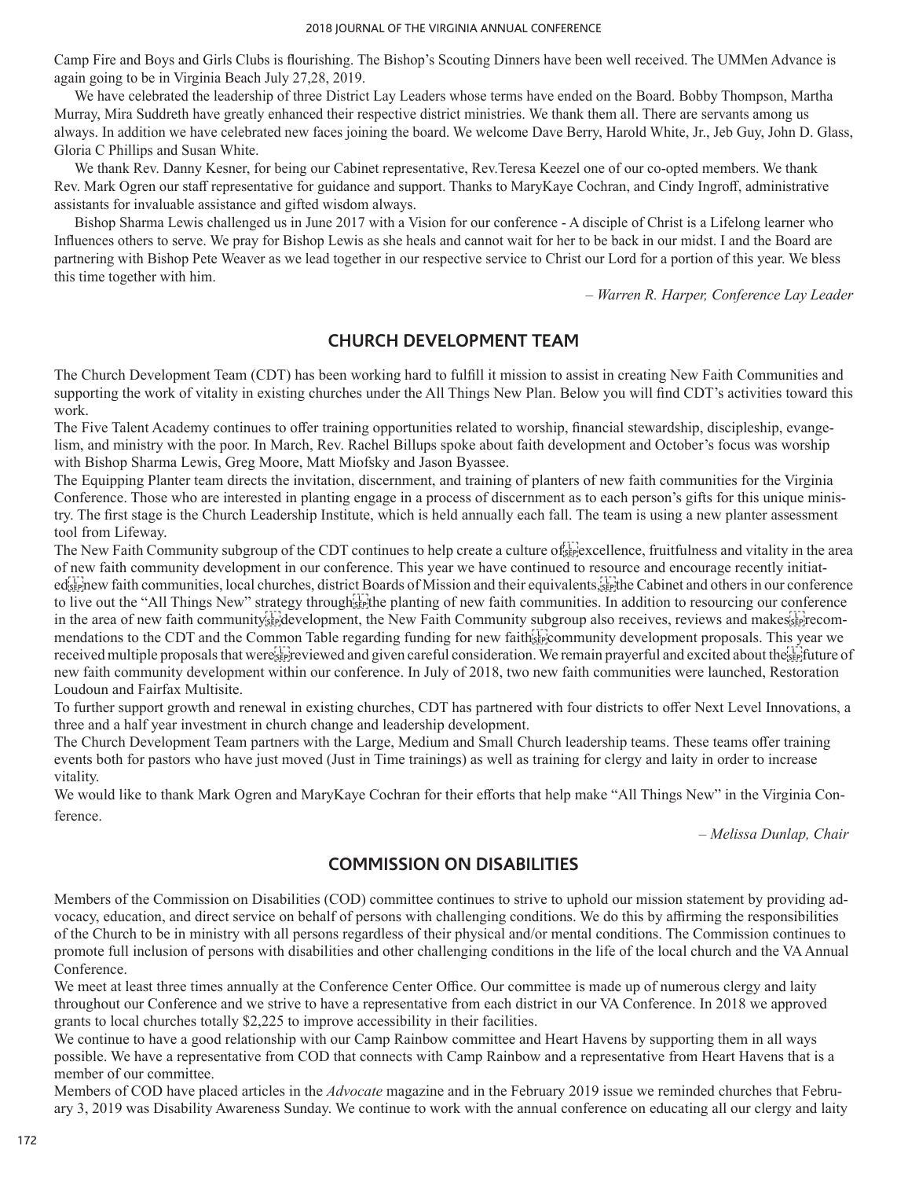Camp Fire and Boys and Girls Clubs is flourishing. The Bishop's Scouting Dinners have been well received. The UMMen Advance is again going to be in Virginia Beach July 27,28, 2019.

We have celebrated the leadership of three District Lay Leaders whose terms have ended on the Board. Bobby Thompson, Martha Murray, Mira Suddreth have greatly enhanced their respective district ministries. We thank them all. There are servants among us always. In addition we have celebrated new faces joining the board. We welcome Dave Berry, Harold White, Jr., Jeb Guy, John D. Glass, Gloria C Phillips and Susan White.

We thank Rev. Danny Kesner, for being our Cabinet representative, Rev.Teresa Keezel one of our co-opted members. We thank Rev. Mark Ogren our staff representative for guidance and support. Thanks to MaryKaye Cochran, and Cindy Ingroff, administrative assistants for invaluable assistance and gifted wisdom always.

Bishop Sharma Lewis challenged us in June 2017 with a Vision for our conference - A disciple of Christ is a Lifelong learner who Influences others to serve. We pray for Bishop Lewis as she heals and cannot wait for her to be back in our midst. I and the Board are partnering with Bishop Pete Weaver as we lead together in our respective service to Christ our Lord for a portion of this year. We bless this time together with him.

*– Warren R. Harper, Conference Lay Leader*

## CHURCH DEVELOPMENT TEAM

The Church Development Team (CDT) has been working hard to fulfill it mission to assist in creating New Faith Communities and supporting the work of vitality in existing churches under the All Things New Plan. Below you will find CDT's activities toward this work.

The Five Talent Academy continues to offer training opportunities related to worship, financial stewardship, discipleship, evangelism, and ministry with the poor. In March, Rev. Rachel Billups spoke about faith development and October's focus was worship with Bishop Sharma Lewis, Greg Moore, Matt Miofsky and Jason Byassee.

The Equipping Planter team directs the invitation, discernment, and training of planters of new faith communities for the Virginia Conference. Those who are interested in planting engage in a process of discernment as to each person's gifts for this unique ministry. The first stage is the Church Leadership Institute, which is held annually each fall. The team is using a new planter assessment tool from Lifeway.

The New Faith Community subgroup of the CDT continues to help create a culture of excellence, fruitfulness and vitality in the area of new faith community development in our conference. This year we have continued to resource and encourage recently initiated new faith communities, local churches, district Boards of Mission and their equivalents, the Cabinet and others in our conference to live out the "All Things New" strategy through the planting of new faith communities. In addition to resourcing our conference in the area of new faith community development, the New Faith Community subgroup also receives, reviews and makes recommendations to the CDT and the Common Table regarding funding for new faith community development proposals. This year we received multiple proposals that were reviewed and given careful consideration. We remain prayerful and excited about the future of new faith community development within our conference. In July of 2018, two new faith communities were launched, Restoration Loudoun and Fairfax Multisite.

To further support growth and renewal in existing churches, CDT has partnered with four districts to offer Next Level Innovations, a three and a half year investment in church change and leadership development.

The Church Development Team partners with the Large, Medium and Small Church leadership teams. These teams offer training events both for pastors who have just moved (Just in Time trainings) as well as training for clergy and laity in order to increase vitality.

We would like to thank Mark Ogren and MaryKaye Cochran for their efforts that help make "All Things New" in the Virginia Conference.

*– Melissa Dunlap, Chair*

## COMMISSION ON DISABILITIES

Members of the Commission on Disabilities (COD) committee continues to strive to uphold our mission statement by providing advocacy, education, and direct service on behalf of persons with challenging conditions. We do this by affirming the responsibilities of the Church to be in ministry with all persons regardless of their physical and/or mental conditions. The Commission continues to promote full inclusion of persons with disabilities and other challenging conditions in the life of the local church and the VA Annual Conference.

We meet at least three times annually at the Conference Center Office. Our committee is made up of numerous clergy and laity throughout our Conference and we strive to have a representative from each district in our VA Conference. In 2018 we approved grants to local churches totally $2,225 to improve accessibility in their facilities.

We continue to have a good relationship with our Camp Rainbow committee and Heart Havens by supporting them in all ways possible. We have a representative from COD that connects with Camp Rainbow and a representative from Heart Havens that is a member of our committee.

Members of COD have placed articles in the *Advocate* magazine and in the February 2019 issue we reminded churches that February 3, 2019 was Disability Awareness Sunday. We continue to work with the annual conference on educating all our clergy and laity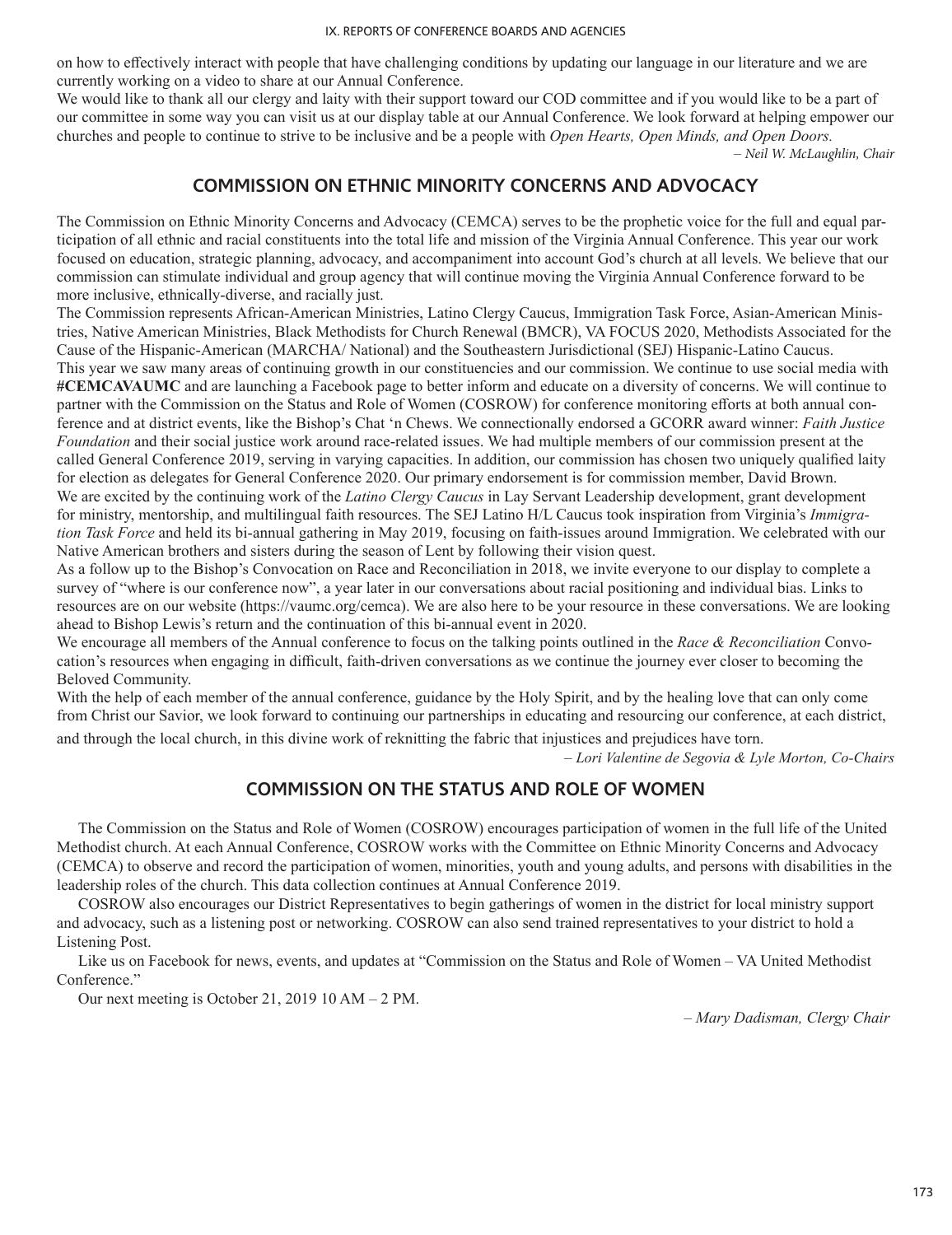on how to effectively interact with people that have challenging conditions by updating our language in our literature and we are currently working on a video to share at our Annual Conference.

We would like to thank all our clergy and laity with their support toward our COD committee and if you would like to be a part of our committee in some way you can visit us at our display table at our Annual Conference. We look forward at helping empower our churches and people to continue to strive to be inclusive and be a people with *Open Hearts, Open Minds, and Open Doors.*

*– Neil W. McLaughlin, Chair*

## COMMISSION ON ETHNIC MINORITY CONCERNS AND ADVOCACY

The Commission on Ethnic Minority Concerns and Advocacy (CEMCA) serves to be the prophetic voice for the full and equal participation of all ethnic and racial constituents into the total life and mission of the Virginia Annual Conference. This year our work focused on education, strategic planning, advocacy, and accompaniment into account God's church at all levels. We believe that our commission can stimulate individual and group agency that will continue moving the Virginia Annual Conference forward to be more inclusive, ethnically-diverse, and racially just.

The Commission represents African-American Ministries, Latino Clergy Caucus, Immigration Task Force, Asian-American Ministries, Native American Ministries, Black Methodists for Church Renewal (BMCR), VA FOCUS 2020, Methodists Associated for the Cause of the Hispanic-American (MARCHA/ National) and the Southeastern Jurisdictional (SEJ) Hispanic-Latino Caucus.

This year we saw many areas of continuing growth in our constituencies and our commission. We continue to use social media with **#CEMCAVAUMC** and are launching a Facebook page to better inform and educate on a diversity of concerns. We will continue to partner with the Commission on the Status and Role of Women (COSROW) for conference monitoring efforts at both annual conference and at district events, like the Bishop's Chat 'n Chews. We connectionally endorsed a GCORR award winner: *Faith Justice Foundation* and their social justice work around race-related issues. We had multiple members of our commission present at the called General Conference 2019, serving in varying capacities. In addition, our commission has chosen two uniquely qualified laity for election as delegates for General Conference 2020. Our primary endorsement is for commission member, David Brown.

We are excited by the continuing work of the *Latino Clergy Caucus* in Lay Servant Leadership development, grant development for ministry, mentorship, and multilingual faith resources. The SEJ Latino H/L Caucus took inspiration from Virginia's *Immigration Task Force* and held its bi-annual gathering in May 2019, focusing on faith-issues around Immigration. We celebrated with our Native American brothers and sisters during the season of Lent by following their vision quest.

As a follow up to the Bishop's Convocation on Race and Reconciliation in 2018, we invite everyone to our display to complete a survey of "where is our conference now", a year later in our conversations about racial positioning and individual bias. Links to resources are on our website (https://vaumc.org/cemca). We are also here to be your resource in these conversations. We are looking ahead to Bishop Lewis's return and the continuation of this bi-annual event in 2020.

We encourage all members of the Annual conference to focus on the talking points outlined in the *Race & Reconciliation* Convocation's resources when engaging in difficult, faith-driven conversations as we continue the journey ever closer to becoming the Beloved Community.

With the help of each member of the annual conference, guidance by the Holy Spirit, and by the healing love that can only come from Christ our Savior, we look forward to continuing our partnerships in educating and resourcing our conference, at each district, and through the local church, in this divine work of reknitting the fabric that injustices and prejudices have torn.

*– Lori Valentine de Segovia & Lyle Morton, Co-Chairs*

## COMMISSION ON THE STATUS AND ROLE OF WOMEN

The Commission on the Status and Role of Women (COSROW) encourages participation of women in the full life of the United Methodist church. At each Annual Conference, COSROW works with the Committee on Ethnic Minority Concerns and Advocacy (CEMCA) to observe and record the participation of women, minorities, youth and young adults, and persons with disabilities in the leadership roles of the church. This data collection continues at Annual Conference 2019.

COSROW also encourages our District Representatives to begin gatherings of women in the district for local ministry support and advocacy, such as a listening post or networking. COSROW can also send trained representatives to your district to hold a Listening Post.

Like us on Facebook for news, events, and updates at "Commission on the Status and Role of Women – VA United Methodist Conference."

Our next meeting is October 21, 2019 10 AM – 2 PM.

*– Mary Dadisman, Clergy Chair*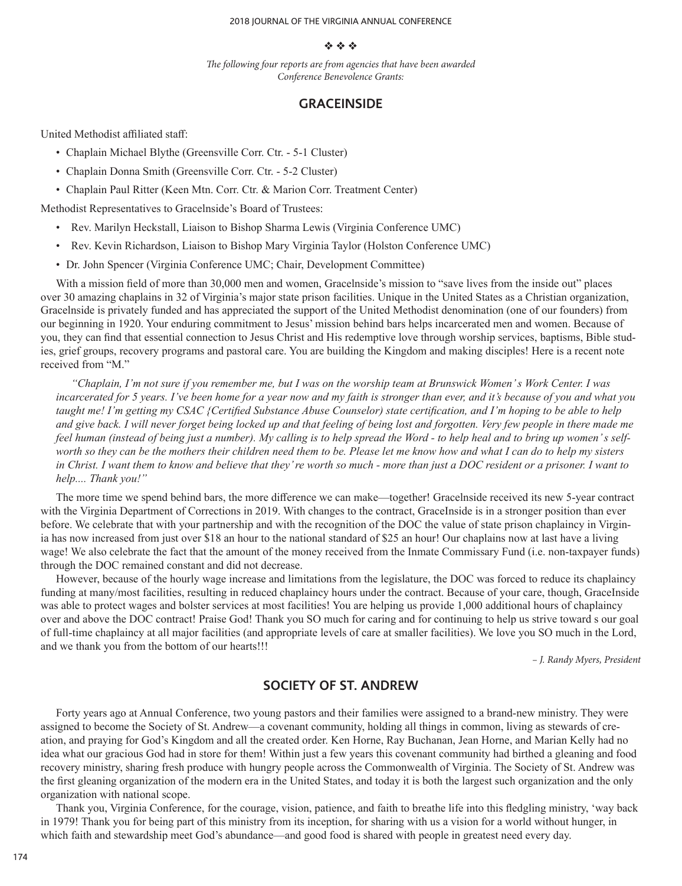❖ ❖ ❖

*The following four reports are from agencies that have been awarded Conference Benevolence Grants:*

## GRACEINSIDE

United Methodist affiliated staff:

- Chaplain Michael Blythe (Greensville Corr. Ctr. - 5-1 Cluster)
- Chaplain Donna Smith (Greensville Corr. Ctr. - 5-2 Cluster)
- Chaplain Paul Ritter (Keen Mtn. Corr. Ctr. & Marion Corr. Treatment Center)

Methodist Representatives to GraceInside's Board of Trustees:

- Rev. Marilyn Heckstall, Liaison to Bishop Sharma Lewis (Virginia Conference UMC)
- Rev. Kevin Richardson, Liaison to Bishop Mary Virginia Taylor (Holston Conference UMC)
- Dr. John Spencer (Virginia Conference UMC; Chair, Development Committee)

With a mission field of more than 30,000 men and women, GraceInside's mission to "save lives from the inside out" places over 30 amazing chaplains in 32 of Virginia's major state prison facilities. Unique in the United States as a Christian organization, GraceInside is privately funded and has appreciated the support of the United Methodist denomination (one of our founders) from our beginning in 1920. Your enduring commitment to Jesus' mission behind bars helps incarcerated men and women. Because of you, they can find that essential connection to Jesus Christ and His redemptive love through worship services, baptisms, Bible studies, grief groups, recovery programs and pastoral care. You are building the Kingdom and making disciples! Here is a recent note received from "M."

*"Chaplain, I'm not sure if you remember me, but I was on the worship team at Brunswick Women's Work Center. I was incarcerated for 5 years. I've been home for a year now and my faith is stronger than ever, and it's because of you and what you taught me! I'm getting my CSAC {Certified Substance Abuse Counselor) state certification, and I'm hoping to be able to help and give back. I will never forget being locked up and that feeling of being lost and forgotten. Very few people in there made me feel human (instead of being just a number). My calling is to help spread the Word - to help heal and to bring up women's self-worth so they can be the mothers their children need them to be. Please let me know how and what I can do to help my sisters in Christ. I want them to know and believe that they're worth so much - more than just a DOC resident or a prisoner. I want to help.... Thank you!"*

The more time we spend behind bars, the more difference we can make—together! GraceInside received its new 5-year contract with the Virginia Department of Corrections in 2019. With changes to the contract, GraceInside is in a stronger position than ever before. We celebrate that with your partnership and with the recognition of the DOC the value of state prison chaplaincy in Virginia has now increased from just over $18 an hour to the national standard of $25 an hour! Our chaplains now at last have a living wage! We also celebrate the fact that the amount of the money received from the Inmate Commissary Fund (i.e. non-taxpayer funds) through the DOC remained constant and did not decrease.

However, because of the hourly wage increase and limitations from the legislature, the DOC was forced to reduce its chaplaincy funding at many/most facilities, resulting in reduced chaplaincy hours under the contract. Because of your care, though, GraceInside was able to protect wages and bolster services at most facilities! You are helping us provide 1,000 additional hours of chaplaincy over and above the DOC contract! Praise God! Thank you SO much for caring and for continuing to help us strive toward s our goal of full-time chaplaincy at all major facilities (and appropriate levels of care at smaller facilities). We love you SO much in the Lord, and we thank you from the bottom of our hearts!!!

*– J. Randy Myers, President*

## SOCIETY OF ST. ANDREW

Forty years ago at Annual Conference, two young pastors and their families were assigned to a brand-new ministry. They were assigned to become the Society of St. Andrew—a covenant community, holding all things in common, living as stewards of creation, and praying for God's Kingdom and all the created order. Ken Horne, Ray Buchanan, Jean Horne, and Marian Kelly had no idea what our gracious God had in store for them! Within just a few years this covenant community had birthed a gleaning and food recovery ministry, sharing fresh produce with hungry people across the Commonwealth of Virginia. The Society of St. Andrew was the first gleaning organization of the modern era in the United States, and today it is both the largest such organization and the only organization with national scope.

Thank you, Virginia Conference, for the courage, vision, patience, and faith to breathe life into this fledgling ministry, 'way back in 1979! Thank you for being part of this ministry from its inception, for sharing with us a vision for a world without hunger, in which faith and stewardship meet God's abundance—and good food is shared with people in greatest need every day.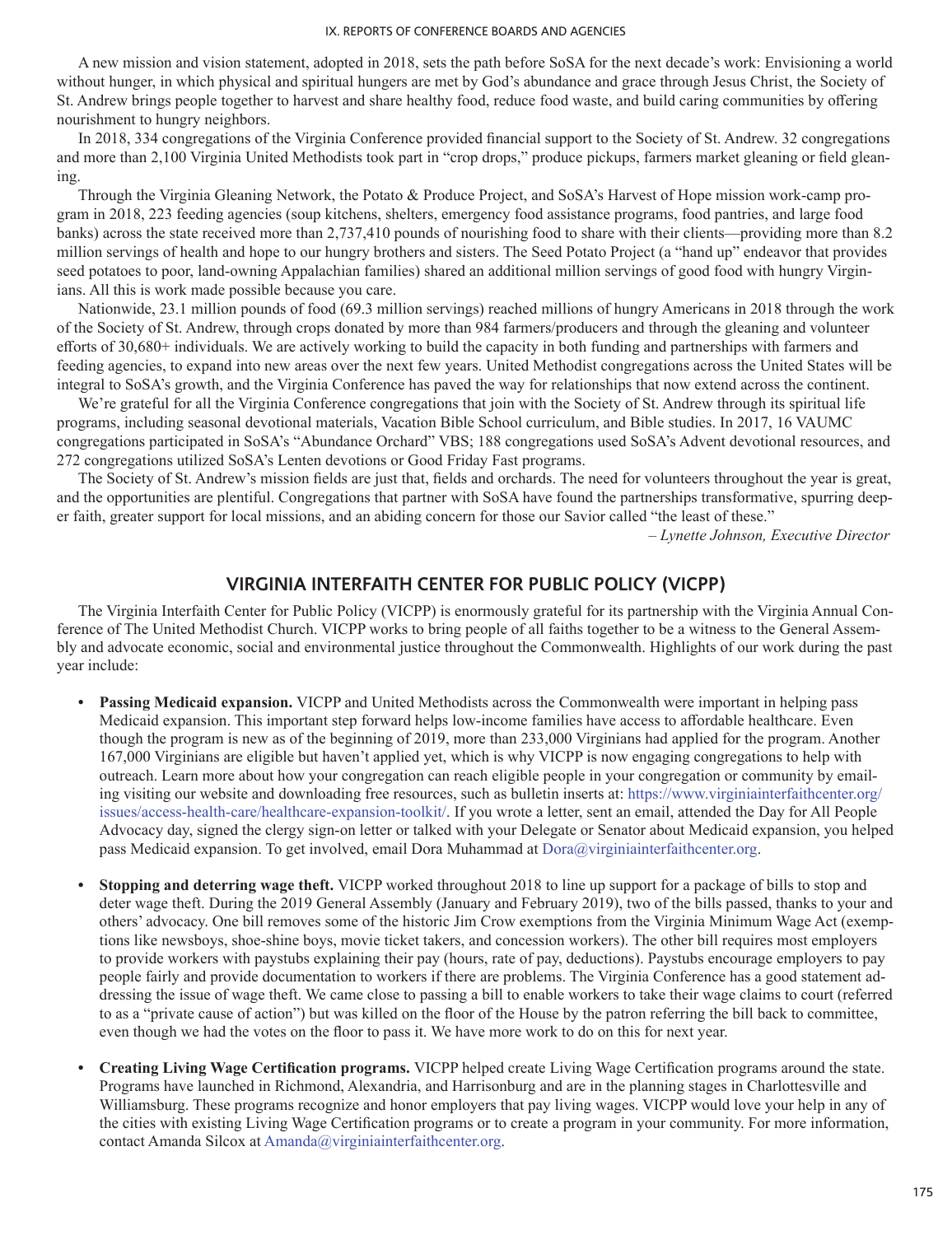A new mission and vision statement, adopted in 2018, sets the path before SoSA for the next decade's work: Envisioning a world without hunger, in which physical and spiritual hungers are met by God's abundance and grace through Jesus Christ, the Society of St. Andrew brings people together to harvest and share healthy food, reduce food waste, and build caring communities by offering nourishment to hungry neighbors.

In 2018, 334 congregations of the Virginia Conference provided financial support to the Society of St. Andrew. 32 congregations and more than 2,100 Virginia United Methodists took part in "crop drops," produce pickups, farmers market gleaning or field gleaning.

Through the Virginia Gleaning Network, the Potato & Produce Project, and SoSA's Harvest of Hope mission work-camp program in 2018, 223 feeding agencies (soup kitchens, shelters, emergency food assistance programs, food pantries, and large food banks) across the state received more than 2,737,410 pounds of nourishing food to share with their clients—providing more than 8.2 million servings of health and hope to our hungry brothers and sisters. The Seed Potato Project (a "hand up" endeavor that provides seed potatoes to poor, land-owning Appalachian families) shared an additional million servings of good food with hungry Virginians. All this is work made possible because you care.

Nationwide, 23.1 million pounds of food (69.3 million servings) reached millions of hungry Americans in 2018 through the work of the Society of St. Andrew, through crops donated by more than 984 farmers/producers and through the gleaning and volunteer efforts of 30,680+ individuals. We are actively working to build the capacity in both funding and partnerships with farmers and feeding agencies, to expand into new areas over the next few years. United Methodist congregations across the United States will be integral to SoSA's growth, and the Virginia Conference has paved the way for relationships that now extend across the continent.

We're grateful for all the Virginia Conference congregations that join with the Society of St. Andrew through its spiritual life programs, including seasonal devotional materials, Vacation Bible School curriculum, and Bible studies. In 2017, 16 VAUMC congregations participated in SoSA's "Abundance Orchard" VBS; 188 congregations used SoSA's Advent devotional resources, and 272 congregations utilized SoSA's Lenten devotions or Good Friday Fast programs.

The Society of St. Andrew's mission fields are just that, fields and orchards. The need for volunteers throughout the year is great, and the opportunities are plentiful. Congregations that partner with SoSA have found the partnerships transformative, spurring deeper faith, greater support for local missions, and an abiding concern for those our Savior called "the least of these."

*– Lynette Johnson, Executive Director*

## VIRGINIA INTERFAITH CENTER FOR PUBLIC POLICY (VICPP)

The Virginia Interfaith Center for Public Policy (VICPP) is enormously grateful for its partnership with the Virginia Annual Conference of The United Methodist Church. VICPP works to bring people of all faiths together to be a witness to the General Assembly and advocate economic, social and environmental justice throughout the Commonwealth. Highlights of our work during the past year include:

- **Passing Medicaid expansion.** VICPP and United Methodists across the Commonwealth were important in helping pass Medicaid expansion. This important step forward helps low-income families have access to affordable healthcare. Even though the program is new as of the beginning of 2019, more than 233,000 Virginians had applied for the program. Another 167,000 Virginians are eligible but haven't applied yet, which is why VICPP is now engaging congregations to help with outreach. Learn more about how your congregation can reach eligible people in your congregation or community by emailing visiting our website and downloading free resources, such as bulletin inserts at: https://www.virginiainterfaithcenter.org/issues/access-health-care/healthcare-expansion-toolkit/. If you wrote a letter, sent an email, attended the Day for All People Advocacy day, signed the clergy sign-on letter or talked with your Delegate or Senator about Medicaid expansion, you helped pass Medicaid expansion. To get involved, email Dora Muhammad at Dora@virginiainterfaithcenter.org.

- **Stopping and deterring wage theft.** VICPP worked throughout 2018 to line up support for a package of bills to stop and deter wage theft. During the 2019 General Assembly (January and February 2019), two of the bills passed, thanks to your and others' advocacy. One bill removes some of the historic Jim Crow exemptions from the Virginia Minimum Wage Act (exemptions like newsboys, shoe-shine boys, movie ticket takers, and concession workers). The other bill requires most employers to provide workers with paystubs explaining their pay (hours, rate of pay, deductions). Paystubs encourage employers to pay people fairly and provide documentation to workers if there are problems. The Virginia Conference has a good statement addressing the issue of wage theft. We came close to passing a bill to enable workers to take their wage claims to court (referred to as a "private cause of action") but was killed on the floor of the House by the patron referring the bill back to committee, even though we had the votes on the floor to pass it. We have more work to do on this for next year.

- **Creating Living Wage Certification programs.** VICPP helped create Living Wage Certification programs around the state. Programs have launched in Richmond, Alexandria, and Harrisonburg and are in the planning stages in Charlottesville and Williamsburg. These programs recognize and honor employers that pay living wages. VICPP would love your help in any of the cities with existing Living Wage Certification programs or to create a program in your community. For more information, contact Amanda Silcox at Amanda@virginiainterfaithcenter.org.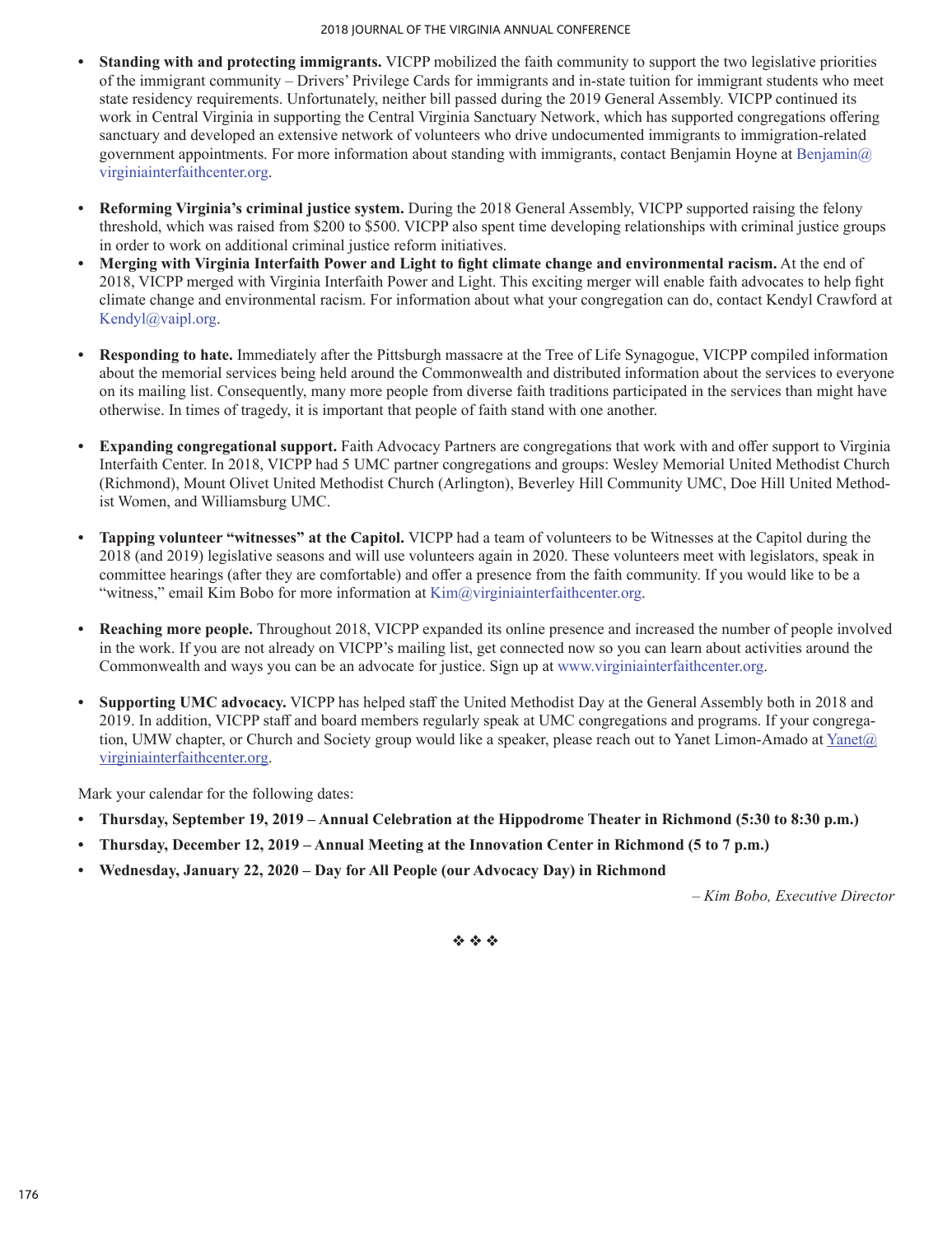- **Standing with and protecting immigrants.** VICPP mobilized the faith community to support the two legislative priorities of the immigrant community – Drivers' Privilege Cards for immigrants and in-state tuition for immigrant students who meet state residency requirements. Unfortunately, neither bill passed during the 2019 General Assembly. VICPP continued its work in Central Virginia in supporting the Central Virginia Sanctuary Network, which has supported congregations offering sanctuary and developed an extensive network of volunteers who drive undocumented immigrants to immigration-related government appointments. For more information about standing with immigrants, contact Benjamin Hoyne at Benjamin@virginiainterfaithcenter.org.

- **Reforming Virginia's criminal justice system.** During the 2018 General Assembly, VICPP supported raising the felony threshold, which was raised from $200 to $500. VICPP also spent time developing relationships with criminal justice groups in order to work on additional criminal justice reform initiatives.
- **Merging with Virginia Interfaith Power and Light to fight climate change and environmental racism.** At the end of 2018, VICPP merged with Virginia Interfaith Power and Light. This exciting merger will enable faith advocates to help fight climate change and environmental racism. For information about what your congregation can do, contact Kendyl Crawford at Kendyl@vaipl.org.

- **Responding to hate.** Immediately after the Pittsburgh massacre at the Tree of Life Synagogue, VICPP compiled information about the memorial services being held around the Commonwealth and distributed information about the services to everyone on its mailing list. Consequently, many more people from diverse faith traditions participated in the services than might have otherwise. In times of tragedy, it is important that people of faith stand with one another.

- **Expanding congregational support.** Faith Advocacy Partners are congregations that work with and offer support to Virginia Interfaith Center. In 2018, VICPP had 5 UMC partner congregations and groups: Wesley Memorial United Methodist Church (Richmond), Mount Olivet United Methodist Church (Arlington), Beverley Hill Community UMC, Doe Hill United Methodist Women, and Williamsburg UMC.

- **Tapping volunteer "witnesses" at the Capitol.** VICPP had a team of volunteers to be Witnesses at the Capitol during the 2018 (and 2019) legislative seasons and will use volunteers again in 2020. These volunteers meet with legislators, speak in committee hearings (after they are comfortable) and offer a presence from the faith community. If you would like to be a "witness," email Kim Bobo for more information at Kim@virginiainterfaithcenter.org.

- **Reaching more people.** Throughout 2018, VICPP expanded its online presence and increased the number of people involved in the work. If you are not already on VICPP's mailing list, get connected now so you can learn about activities around the Commonwealth and ways you can be an advocate for justice. Sign up at www.virginiainterfaithcenter.org.

- **Supporting UMC advocacy.** VICPP has helped staff the United Methodist Day at the General Assembly both in 2018 and 2019. In addition, VICPP staff and board members regularly speak at UMC congregations and programs. If your congregation, UMW chapter, or Church and Society group would like a speaker, please reach out to Yanet Limon-Amado at Yanet@virginiainterfaithcenter.org.

Mark your calendar for the following dates:

- **Thursday, September 19, 2019 – Annual Celebration at the Hippodrome Theater in Richmond (5:30 to 8:30 p.m.)**
- **Thursday, December 12, 2019 – Annual Meeting at the Innovation Center in Richmond (5 to 7 p.m.)**
- **Wednesday, January 22, 2020 – Day for All People (our Advocacy Day) in Richmond**

*– Kim Bobo, Executive Director*

❖ ❖ ❖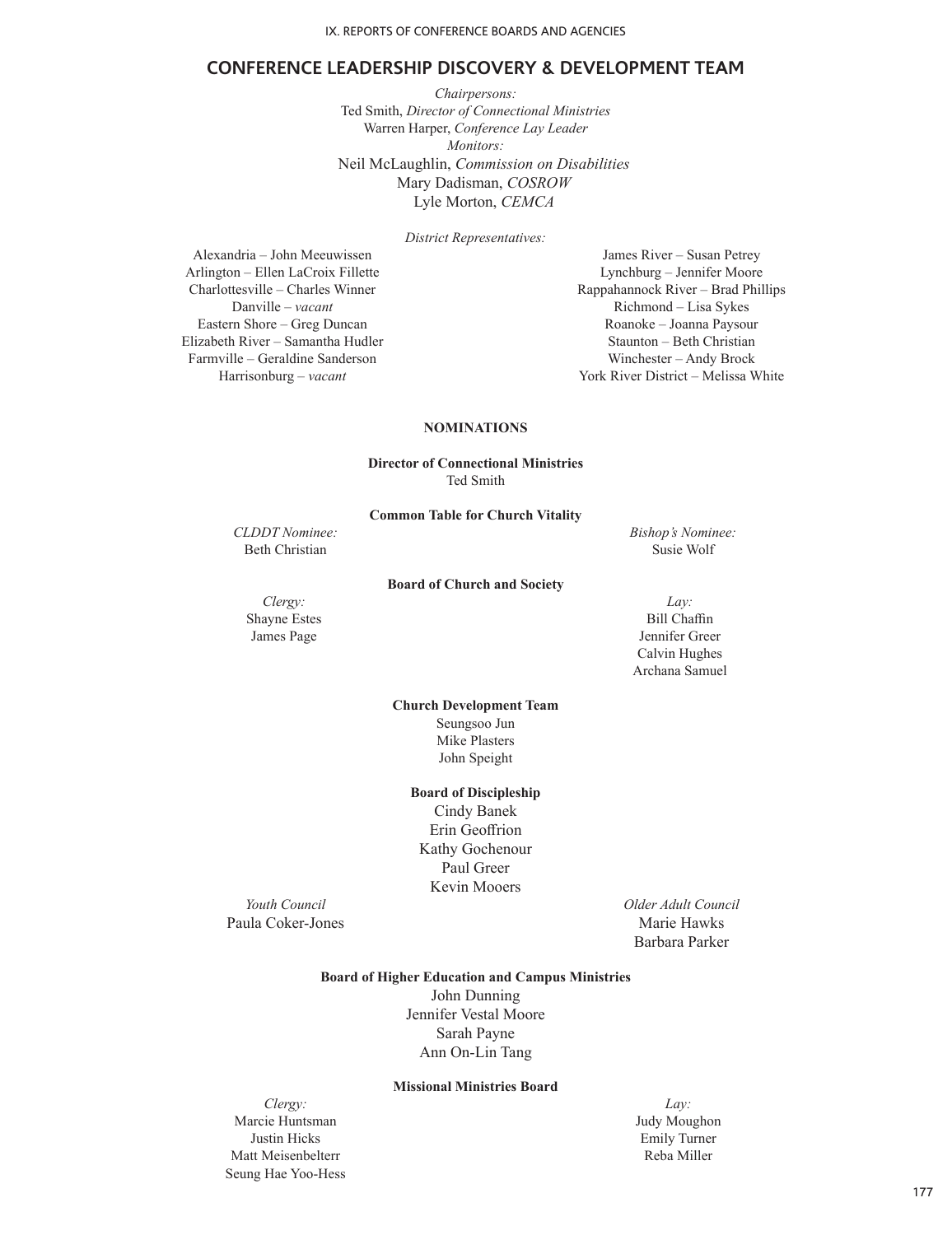## CONFERENCE LEADERSHIP DISCOVERY & DEVELOPMENT TEAM

*Chairpersons:*
Ted Smith, *Director of Connectional Ministries*
Warren Harper, *Conference Lay Leader*
*Monitors:*
Neil McLaughlin, *Commission on Disabilities*
Mary Dadisman, *COSROW*
Lyle Morton, *CEMCA*

*District Representatives:*

Alexandria – John Meeuwissen
Arlington – Ellen LaCroix Fillette
Charlottesville – Charles Winner
Danville – *vacant*
Eastern Shore – Greg Duncan
Elizabeth River – Samantha Hudler
Farmville – Geraldine Sanderson
Harrisonburg – *vacant*
James River – Susan Petrey
Lynchburg – Jennifer Moore
Rappahannock River – Brad Phillips
Richmond – Lisa Sykes
Roanoke – Joanna Paysour
Staunton – Beth Christian
Winchester – Andy Brock
York River District – Melissa White

### NOMINATIONS

**Director of Connectional Ministries**
Ted Smith

**Common Table for Church Vitality**

*CLDDT Nominee:*
Beth Christian

*Bishop's Nominee:*
Susie Wolf

**Board of Church and Society**

*Clergy:*
Shayne Estes
James Page

*Lay:*
Bill Chaffin
Jennifer Greer
Calvin Hughes
Archana Samuel

**Church Development Team**
Seungsoo Jun
Mike Plasters
John Speight

**Board of Discipleship**
Cindy Banek
Erin Geoffrion
Kathy Gochenour
Paul Greer
Kevin Mooers

*Youth Council*
Paula Coker-Jones

*Older Adult Council*
Marie Hawks
Barbara Parker

**Board of Higher Education and Campus Ministries**
John Dunning
Jennifer Vestal Moore
Sarah Payne
Ann On-Lin Tang

**Missional Ministries Board**

*Clergy:*
Marcie Huntsman
Justin Hicks
Matt Meisenbelterr
Seung Hae Yoo-Hess

*Lay:*
Judy Moughon
Emily Turner
Reba Miller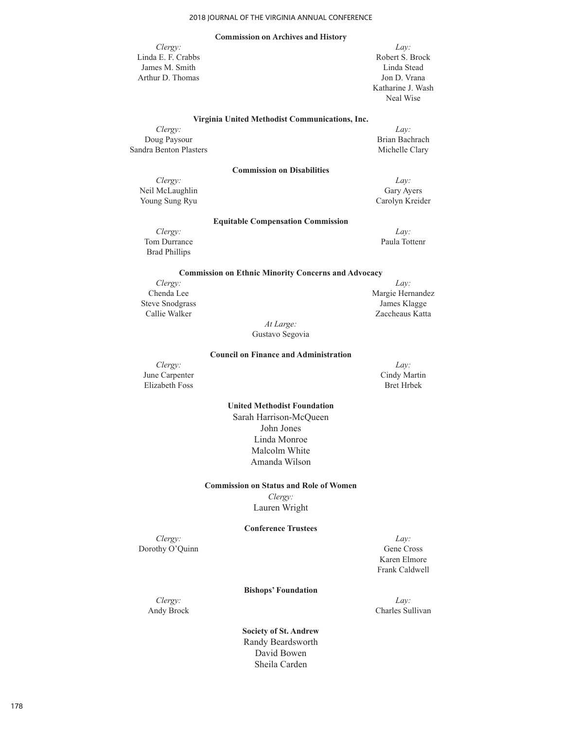### Commission on Archives and History

| *Clergy:* | *Lay:* |
|---|---|
| Linda E. F. Crabbs | Robert S. Brock |
| James M. Smith | Linda Stead |
| Arthur D. Thomas | Jon D. Vrana |
| | Katharine J. Wash |
| | Neal Wise |

### Virginia United Methodist Communications, Inc.

| *Clergy:* | *Lay:* |
|---|---|
| Doug Paysour | Brian Bachrach |
| Sandra Benton Plasters | Michelle Clary |

### Commission on Disabilities

| *Clergy:* | *Lay:* |
|---|---|
| Neil McLaughlin | Gary Ayers |
| Young Sung Ryu | Carolyn Kreider |

### Equitable Compensation Commission

| *Clergy:* | *Lay:* |
|---|---|
| Tom Durrance | Paula Tottenr |
| Brad Phillips | |

### Commission on Ethnic Minority Concerns and Advocacy

| *Clergy:* | *Lay:* |
|---|---|
| Chenda Lee | Margie Hernandez |
| Steve Snodgrass | James Klagge |
| Callie Walker | Zaccheaus Katta |

*At Large:*
Gustavo Segovia

### Council on Finance and Administration

| *Clergy:* | *Lay:* |
|---|---|
| June Carpenter | Cindy Martin |
| Elizabeth Foss | Bret Hrbek |

### United Methodist Foundation

Sarah Harrison-McQueen
John Jones
Linda Monroe
Malcolm White
Amanda Wilson

### Commission on Status and Role of Women

*Clergy:*
Lauren Wright

### Conference Trustees

| *Clergy:* | *Lay:* |
|---|---|
| Dorothy O'Quinn | Gene Cross |
| | Karen Elmore |
| | Frank Caldwell |

### Bishops' Foundation

| *Clergy:* | *Lay:* |
|---|---|
| Andy Brock | Charles Sullivan |

### Society of St. Andrew

Randy Beardsworth
David Bowen
Sheila Carden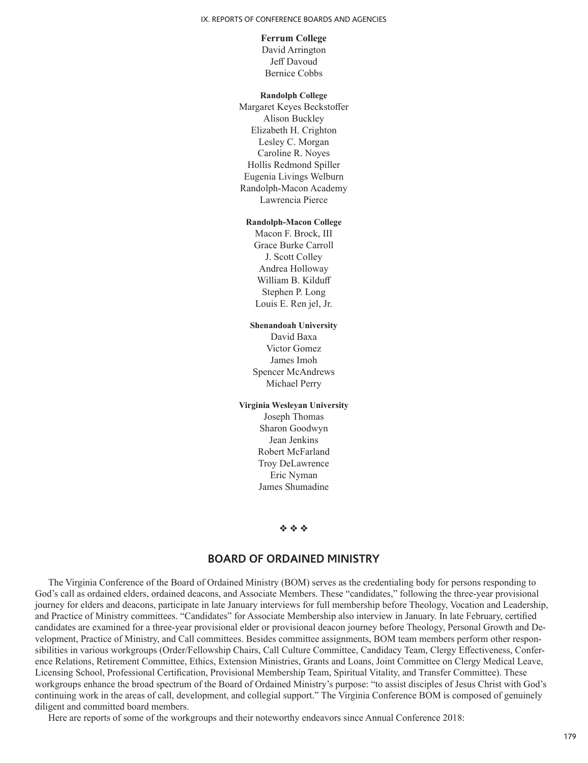**Ferrum College**

David Arrington
Jeff Davoud
Bernice Cobbs

**Randolph College**

Margaret Keyes Beckstoffer
Alison Buckley
Elizabeth H. Crighton
Lesley C. Morgan
Caroline R. Noyes
Hollis Redmond Spiller
Eugenia Livings Welburn
Randolph-Macon Academy
Lawrencia Pierce

**Randolph-Macon College**

Macon F. Brock, III
Grace Burke Carroll
J. Scott Colley
Andrea Holloway
William B. Kilduff
Stephen P. Long
Louis E. Ren jel, Jr.

**Shenandoah University**

David Baxa
Victor Gomez
James Imoh
Spencer McAndrews
Michael Perry

**Virginia Wesleyan University**

Joseph Thomas
Sharon Goodwyn
Jean Jenkins
Robert McFarland
Troy DeLawrence
Eric Nyman
James Shumadine

❖ ❖ ❖

## BOARD OF ORDAINED MINISTRY

The Virginia Conference of the Board of Ordained Ministry (BOM) serves as the credentialing body for persons responding to God's call as ordained elders, ordained deacons, and Associate Members. These "candidates," following the three-year provisional journey for elders and deacons, participate in late January interviews for full membership before Theology, Vocation and Leadership, and Practice of Ministry committees. "Candidates" for Associate Membership also interview in January. In late February, certified candidates are examined for a three-year provisional elder or provisional deacon journey before Theology, Personal Growth and Development, Practice of Ministry, and Call committees. Besides committee assignments, BOM team members perform other responsibilities in various workgroups (Order/Fellowship Chairs, Call Culture Committee, Candidacy Team, Clergy Effectiveness, Conference Relations, Retirement Committee, Ethics, Extension Ministries, Grants and Loans, Joint Committee on Clergy Medical Leave, Licensing School, Professional Certification, Provisional Membership Team, Spiritual Vitality, and Transfer Committee). These workgroups enhance the broad spectrum of the Board of Ordained Ministry's purpose: "to assist disciples of Jesus Christ with God's continuing work in the areas of call, development, and collegial support." The Virginia Conference BOM is composed of genuinely diligent and committed board members.

Here are reports of some of the workgroups and their noteworthy endeavors since Annual Conference 2018: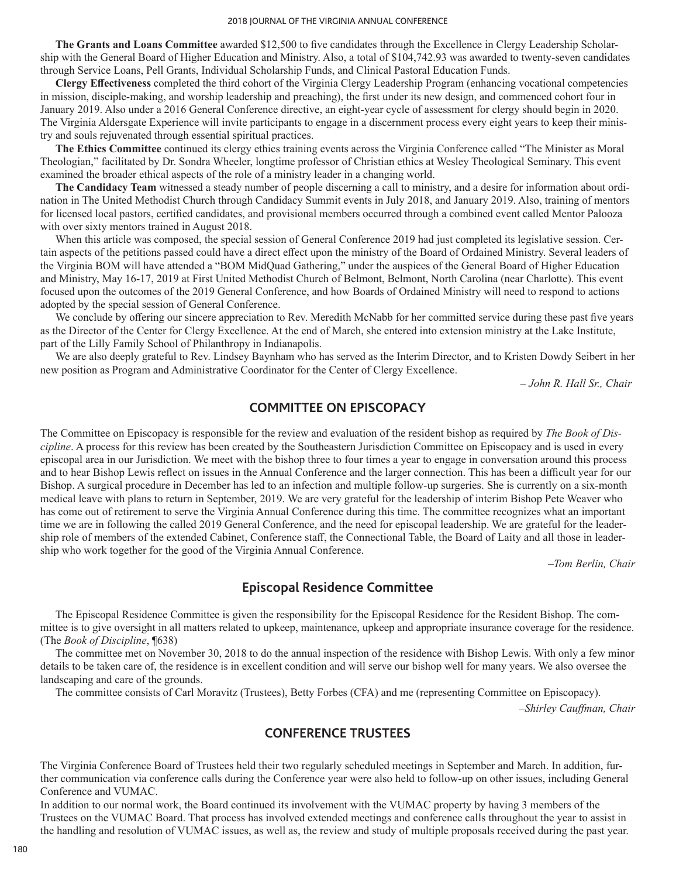**The Grants and Loans Committee** awarded $12,500 to five candidates through the Excellence in Clergy Leadership Scholarship with the General Board of Higher Education and Ministry. Also, a total of $104,742.93 was awarded to twenty-seven candidates through Service Loans, Pell Grants, Individual Scholarship Funds, and Clinical Pastoral Education Funds.

**Clergy Effectiveness** completed the third cohort of the Virginia Clergy Leadership Program (enhancing vocational competencies in mission, disciple-making, and worship leadership and preaching), the first under its new design, and commenced cohort four in January 2019. Also under a 2016 General Conference directive, an eight-year cycle of assessment for clergy should begin in 2020. The Virginia Aldersgate Experience will invite participants to engage in a discernment process every eight years to keep their ministry and souls rejuvenated through essential spiritual practices.

**The Ethics Committee** continued its clergy ethics training events across the Virginia Conference called "The Minister as Moral Theologian," facilitated by Dr. Sondra Wheeler, longtime professor of Christian ethics at Wesley Theological Seminary. This event examined the broader ethical aspects of the role of a ministry leader in a changing world.

**The Candidacy Team** witnessed a steady number of people discerning a call to ministry, and a desire for information about ordination in The United Methodist Church through Candidacy Summit events in July 2018, and January 2019. Also, training of mentors for licensed local pastors, certified candidates, and provisional members occurred through a combined event called Mentor Palooza with over sixty mentors trained in August 2018.

When this article was composed, the special session of General Conference 2019 had just completed its legislative session. Certain aspects of the petitions passed could have a direct effect upon the ministry of the Board of Ordained Ministry. Several leaders of the Virginia BOM will have attended a "BOM MidQuad Gathering," under the auspices of the General Board of Higher Education and Ministry, May 16-17, 2019 at First United Methodist Church of Belmont, Belmont, North Carolina (near Charlotte). This event focused upon the outcomes of the 2019 General Conference, and how Boards of Ordained Ministry will need to respond to actions adopted by the special session of General Conference.

We conclude by offering our sincere appreciation to Rev. Meredith McNabb for her committed service during these past five years as the Director of the Center for Clergy Excellence. At the end of March, she entered into extension ministry at the Lake Institute, part of the Lilly Family School of Philanthropy in Indianapolis.

We are also deeply grateful to Rev. Lindsey Baynham who has served as the Interim Director, and to Kristen Dowdy Seibert in her new position as Program and Administrative Coordinator for the Center of Clergy Excellence.

*– John R. Hall Sr., Chair*

## COMMITTEE ON EPISCOPACY

The Committee on Episcopacy is responsible for the review and evaluation of the resident bishop as required by *The Book of Discipline*. A process for this review has been created by the Southeastern Jurisdiction Committee on Episcopacy and is used in every episcopal area in our Jurisdiction. We meet with the bishop three to four times a year to engage in conversation around this process and to hear Bishop Lewis reflect on issues in the Annual Conference and the larger connection. This has been a difficult year for our Bishop. A surgical procedure in December has led to an infection and multiple follow-up surgeries. She is currently on a six-month medical leave with plans to return in September, 2019. We are very grateful for the leadership of interim Bishop Pete Weaver who has come out of retirement to serve the Virginia Annual Conference during this time. The committee recognizes what an important time we are in following the called 2019 General Conference, and the need for episcopal leadership. We are grateful for the leadership role of members of the extended Cabinet, Conference staff, the Connectional Table, the Board of Laity and all those in leadership who work together for the good of the Virginia Annual Conference.

*–Tom Berlin, Chair*

## Episcopal Residence Committee

The Episcopal Residence Committee is given the responsibility for the Episcopal Residence for the Resident Bishop. The committee is to give oversight in all matters related to upkeep, maintenance, upkeep and appropriate insurance coverage for the residence. (The *Book of Discipline*, ¶638)

The committee met on November 30, 2018 to do the annual inspection of the residence with Bishop Lewis. With only a few minor details to be taken care of, the residence is in excellent condition and will serve our bishop well for many years. We also oversee the landscaping and care of the grounds.

The committee consists of Carl Moravitz (Trustees), Betty Forbes (CFA) and me (representing Committee on Episcopacy).

*–Shirley Cauffman, Chair*

## CONFERENCE TRUSTEES

The Virginia Conference Board of Trustees held their two regularly scheduled meetings in September and March. In addition, further communication via conference calls during the Conference year were also held to follow-up on other issues, including General Conference and VUMAC.

In addition to our normal work, the Board continued its involvement with the VUMAC property by having 3 members of the Trustees on the VUMAC Board. That process has involved extended meetings and conference calls throughout the year to assist in the handling and resolution of VUMAC issues, as well as, the review and study of multiple proposals received during the past year.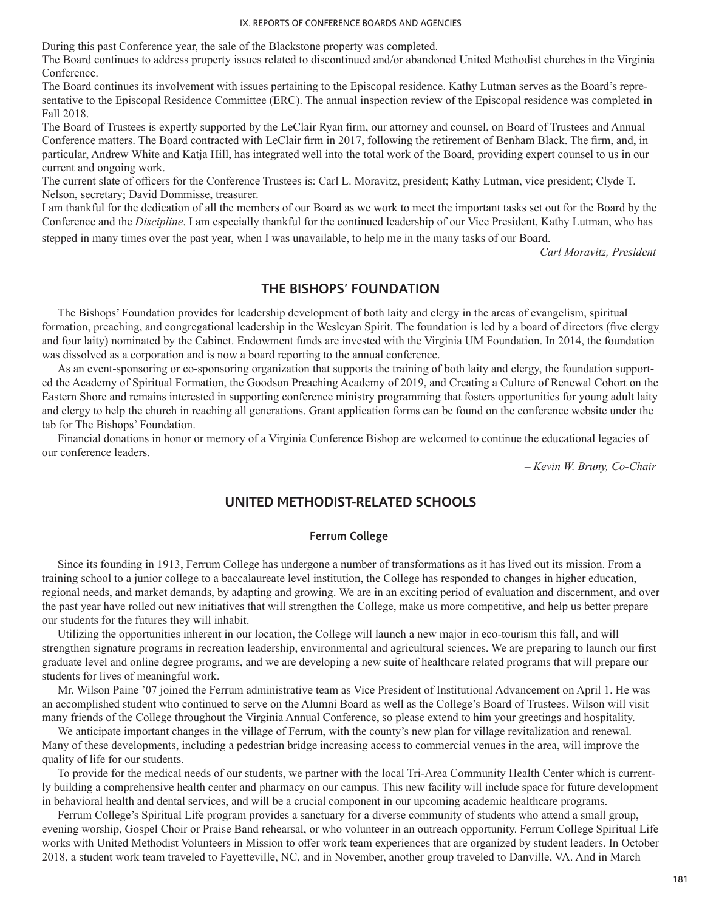During this past Conference year, the sale of the Blackstone property was completed.

The Board continues to address property issues related to discontinued and/or abandoned United Methodist churches in the Virginia Conference.

The Board continues its involvement with issues pertaining to the Episcopal residence. Kathy Lutman serves as the Board's representative to the Episcopal Residence Committee (ERC). The annual inspection review of the Episcopal residence was completed in Fall 2018.

The Board of Trustees is expertly supported by the LeClair Ryan firm, our attorney and counsel, on Board of Trustees and Annual Conference matters. The Board contracted with LeClair firm in 2017, following the retirement of Benham Black. The firm, and, in particular, Andrew White and Katja Hill, has integrated well into the total work of the Board, providing expert counsel to us in our current and ongoing work.

The current slate of officers for the Conference Trustees is: Carl L. Moravitz, president; Kathy Lutman, vice president; Clyde T. Nelson, secretary; David Dommisse, treasurer.

I am thankful for the dedication of all the members of our Board as we work to meet the important tasks set out for the Board by the Conference and the *Discipline*. I am especially thankful for the continued leadership of our Vice President, Kathy Lutman, who has stepped in many times over the past year, when I was unavailable, to help me in the many tasks of our Board.

*– Carl Moravitz, President*

## THE BISHOPS' FOUNDATION

The Bishops' Foundation provides for leadership development of both laity and clergy in the areas of evangelism, spiritual formation, preaching, and congregational leadership in the Wesleyan Spirit. The foundation is led by a board of directors (five clergy and four laity) nominated by the Cabinet. Endowment funds are invested with the Virginia UM Foundation. In 2014, the foundation was dissolved as a corporation and is now a board reporting to the annual conference.

As an event-sponsoring or co-sponsoring organization that supports the training of both laity and clergy, the foundation supported the Academy of Spiritual Formation, the Goodson Preaching Academy of 2019, and Creating a Culture of Renewal Cohort on the Eastern Shore and remains interested in supporting conference ministry programming that fosters opportunities for young adult laity and clergy to help the church in reaching all generations. Grant application forms can be found on the conference website under the tab for The Bishops' Foundation.

Financial donations in honor or memory of a Virginia Conference Bishop are welcomed to continue the educational legacies of our conference leaders.

*– Kevin W. Bruny, Co-Chair*

## UNITED METHODIST-RELATED SCHOOLS

### Ferrum College

Since its founding in 1913, Ferrum College has undergone a number of transformations as it has lived out its mission. From a training school to a junior college to a baccalaureate level institution, the College has responded to changes in higher education, regional needs, and market demands, by adapting and growing. We are in an exciting period of evaluation and discernment, and over the past year have rolled out new initiatives that will strengthen the College, make us more competitive, and help us better prepare our students for the futures they will inhabit.

Utilizing the opportunities inherent in our location, the College will launch a new major in eco-tourism this fall, and will strengthen signature programs in recreation leadership, environmental and agricultural sciences. We are preparing to launch our first graduate level and online degree programs, and we are developing a new suite of healthcare related programs that will prepare our students for lives of meaningful work.

Mr. Wilson Paine '07 joined the Ferrum administrative team as Vice President of Institutional Advancement on April 1. He was an accomplished student who continued to serve on the Alumni Board as well as the College's Board of Trustees. Wilson will visit many friends of the College throughout the Virginia Annual Conference, so please extend to him your greetings and hospitality.

We anticipate important changes in the village of Ferrum, with the county's new plan for village revitalization and renewal. Many of these developments, including a pedestrian bridge increasing access to commercial venues in the area, will improve the quality of life for our students.

To provide for the medical needs of our students, we partner with the local Tri-Area Community Health Center which is currently building a comprehensive health center and pharmacy on our campus. This new facility will include space for future development in behavioral health and dental services, and will be a crucial component in our upcoming academic healthcare programs.

Ferrum College's Spiritual Life program provides a sanctuary for a diverse community of students who attend a small group, evening worship, Gospel Choir or Praise Band rehearsal, or who volunteer in an outreach opportunity. Ferrum College Spiritual Life works with United Methodist Volunteers in Mission to offer work team experiences that are organized by student leaders. In October 2018, a student work team traveled to Fayetteville, NC, and in November, another group traveled to Danville, VA. And in March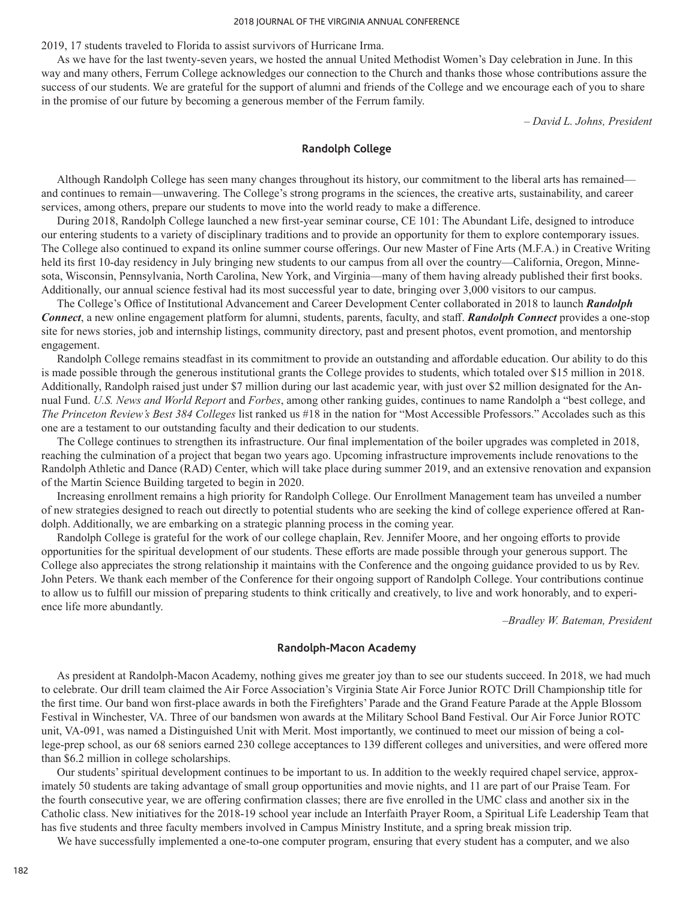2019, 17 students traveled to Florida to assist survivors of Hurricane Irma.

As we have for the last twenty-seven years, we hosted the annual United Methodist Women's Day celebration in June. In this way and many others, Ferrum College acknowledges our connection to the Church and thanks those whose contributions assure the success of our students. We are grateful for the support of alumni and friends of the College and we encourage each of you to share in the promise of our future by becoming a generous member of the Ferrum family.

*– David L. Johns, President*

## Randolph College

Although Randolph College has seen many changes throughout its history, our commitment to the liberal arts has remained—and continues to remain—unwavering. The College's strong programs in the sciences, the creative arts, sustainability, and career services, among others, prepare our students to move into the world ready to make a difference.

During 2018, Randolph College launched a new first-year seminar course, CE 101: The Abundant Life, designed to introduce our entering students to a variety of disciplinary traditions and to provide an opportunity for them to explore contemporary issues. The College also continued to expand its online summer course offerings. Our new Master of Fine Arts (M.F.A.) in Creative Writing held its first 10-day residency in July bringing new students to our campus from all over the country—California, Oregon, Minnesota, Wisconsin, Pennsylvania, North Carolina, New York, and Virginia—many of them having already published their first books. Additionally, our annual science festival had its most successful year to date, bringing over 3,000 visitors to our campus.

The College's Office of Institutional Advancement and Career Development Center collaborated in 2018 to launch ***Randolph Connect***, a new online engagement platform for alumni, students, parents, faculty, and staff. ***Randolph Connect*** provides a one-stop site for news stories, job and internship listings, community directory, past and present photos, event promotion, and mentorship engagement.

Randolph College remains steadfast in its commitment to provide an outstanding and affordable education. Our ability to do this is made possible through the generous institutional grants the College provides to students, which totaled over $15 million in 2018. Additionally, Randolph raised just under $7 million during our last academic year, with just over $2 million designated for the Annual Fund. *U.S. News and World Report* and *Forbes*, among other ranking guides, continues to name Randolph a "best college, and *The Princeton Review's Best 384 Colleges* list ranked us #18 in the nation for "Most Accessible Professors." Accolades such as this one are a testament to our outstanding faculty and their dedication to our students.

The College continues to strengthen its infrastructure. Our final implementation of the boiler upgrades was completed in 2018, reaching the culmination of a project that began two years ago. Upcoming infrastructure improvements include renovations to the Randolph Athletic and Dance (RAD) Center, which will take place during summer 2019, and an extensive renovation and expansion of the Martin Science Building targeted to begin in 2020.

Increasing enrollment remains a high priority for Randolph College. Our Enrollment Management team has unveiled a number of new strategies designed to reach out directly to potential students who are seeking the kind of college experience offered at Randolph. Additionally, we are embarking on a strategic planning process in the coming year.

Randolph College is grateful for the work of our college chaplain, Rev. Jennifer Moore, and her ongoing efforts to provide opportunities for the spiritual development of our students. These efforts are made possible through your generous support. The College also appreciates the strong relationship it maintains with the Conference and the ongoing guidance provided to us by Rev. John Peters. We thank each member of the Conference for their ongoing support of Randolph College. Your contributions continue to allow us to fulfill our mission of preparing students to think critically and creatively, to live and work honorably, and to experience life more abundantly.

*–Bradley W. Bateman, President*

## Randolph-Macon Academy

As president at Randolph-Macon Academy, nothing gives me greater joy than to see our students succeed. In 2018, we had much to celebrate. Our drill team claimed the Air Force Association's Virginia State Air Force Junior ROTC Drill Championship title for the first time. Our band won first-place awards in both the Firefighters' Parade and the Grand Feature Parade at the Apple Blossom Festival in Winchester, VA. Three of our bandsmen won awards at the Military School Band Festival. Our Air Force Junior ROTC unit, VA-091, was named a Distinguished Unit with Merit. Most importantly, we continued to meet our mission of being a college-prep school, as our 68 seniors earned 230 college acceptances to 139 different colleges and universities, and were offered more than $6.2 million in college scholarships.

Our students' spiritual development continues to be important to us. In addition to the weekly required chapel service, approximately 50 students are taking advantage of small group opportunities and movie nights, and 11 are part of our Praise Team. For the fourth consecutive year, we are offering confirmation classes; there are five enrolled in the UMC class and another six in the Catholic class. New initiatives for the 2018-19 school year include an Interfaith Prayer Room, a Spiritual Life Leadership Team that has five students and three faculty members involved in Campus Ministry Institute, and a spring break mission trip.

We have successfully implemented a one-to-one computer program, ensuring that every student has a computer, and we also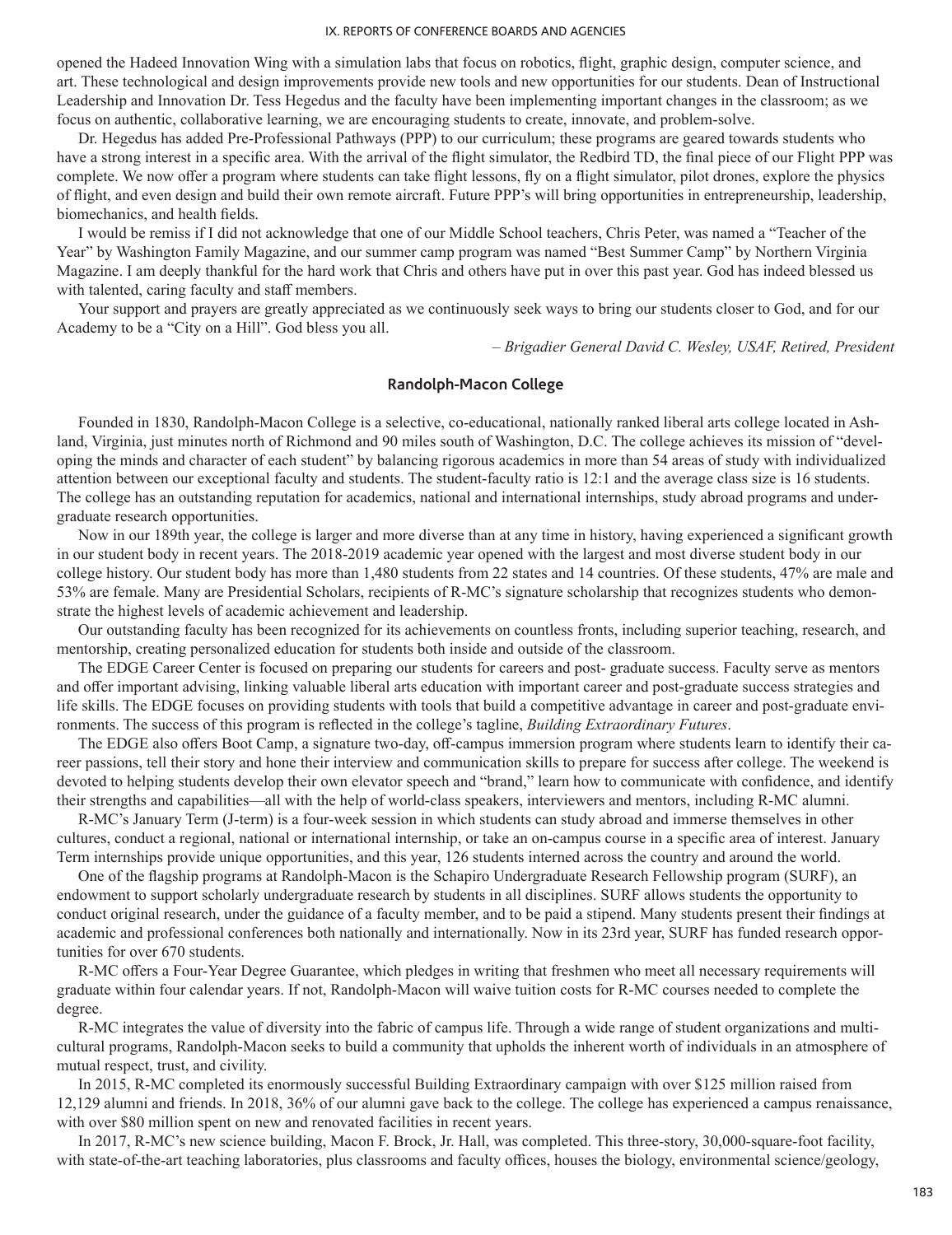opened the Hadeed Innovation Wing with a simulation labs that focus on robotics, flight, graphic design, computer science, and art. These technological and design improvements provide new tools and new opportunities for our students. Dean of Instructional Leadership and Innovation Dr. Tess Hegedus and the faculty have been implementing important changes in the classroom; as we focus on authentic, collaborative learning, we are encouraging students to create, innovate, and problem-solve.

Dr. Hegedus has added Pre-Professional Pathways (PPP) to our curriculum; these programs are geared towards students who have a strong interest in a specific area. With the arrival of the flight simulator, the Redbird TD, the final piece of our Flight PPP was complete. We now offer a program where students can take flight lessons, fly on a flight simulator, pilot drones, explore the physics of flight, and even design and build their own remote aircraft. Future PPP's will bring opportunities in entrepreneurship, leadership, biomechanics, and health fields.

I would be remiss if I did not acknowledge that one of our Middle School teachers, Chris Peter, was named a "Teacher of the Year" by Washington Family Magazine, and our summer camp program was named "Best Summer Camp" by Northern Virginia Magazine. I am deeply thankful for the hard work that Chris and others have put in over this past year. God has indeed blessed us with talented, caring faculty and staff members.

Your support and prayers are greatly appreciated as we continuously seek ways to bring our students closer to God, and for our Academy to be a "City on a Hill". God bless you all.

*– Brigadier General David C. Wesley, USAF, Retired, President*

## Randolph-Macon College

Founded in 1830, Randolph-Macon College is a selective, co-educational, nationally ranked liberal arts college located in Ashland, Virginia, just minutes north of Richmond and 90 miles south of Washington, D.C. The college achieves its mission of "developing the minds and character of each student" by balancing rigorous academics in more than 54 areas of study with individualized attention between our exceptional faculty and students. The student-faculty ratio is 12:1 and the average class size is 16 students. The college has an outstanding reputation for academics, national and international internships, study abroad programs and undergraduate research opportunities.

Now in our 189th year, the college is larger and more diverse than at any time in history, having experienced a significant growth in our student body in recent years. The 2018-2019 academic year opened with the largest and most diverse student body in our college history. Our student body has more than 1,480 students from 22 states and 14 countries. Of these students, 47% are male and 53% are female. Many are Presidential Scholars, recipients of R-MC's signature scholarship that recognizes students who demonstrate the highest levels of academic achievement and leadership.

Our outstanding faculty has been recognized for its achievements on countless fronts, including superior teaching, research, and mentorship, creating personalized education for students both inside and outside of the classroom.

The EDGE Career Center is focused on preparing our students for careers and post- graduate success. Faculty serve as mentors and offer important advising, linking valuable liberal arts education with important career and post-graduate success strategies and life skills. The EDGE focuses on providing students with tools that build a competitive advantage in career and post-graduate environments. The success of this program is reflected in the college's tagline, *Building Extraordinary Futures*.

The EDGE also offers Boot Camp, a signature two-day, off-campus immersion program where students learn to identify their career passions, tell their story and hone their interview and communication skills to prepare for success after college. The weekend is devoted to helping students develop their own elevator speech and "brand," learn how to communicate with confidence, and identify their strengths and capabilities—all with the help of world-class speakers, interviewers and mentors, including R-MC alumni.

R-MC's January Term (J-term) is a four-week session in which students can study abroad and immerse themselves in other cultures, conduct a regional, national or international internship, or take an on-campus course in a specific area of interest. January Term internships provide unique opportunities, and this year, 126 students interned across the country and around the world.

One of the flagship programs at Randolph-Macon is the Schapiro Undergraduate Research Fellowship program (SURF), an endowment to support scholarly undergraduate research by students in all disciplines. SURF allows students the opportunity to conduct original research, under the guidance of a faculty member, and to be paid a stipend. Many students present their findings at academic and professional conferences both nationally and internationally. Now in its 23rd year, SURF has funded research opportunities for over 670 students.

R-MC offers a Four-Year Degree Guarantee, which pledges in writing that freshmen who meet all necessary requirements will graduate within four calendar years. If not, Randolph-Macon will waive tuition costs for R-MC courses needed to complete the degree.

R-MC integrates the value of diversity into the fabric of campus life. Through a wide range of student organizations and multicultural programs, Randolph-Macon seeks to build a community that upholds the inherent worth of individuals in an atmosphere of mutual respect, trust, and civility.

In 2015, R-MC completed its enormously successful Building Extraordinary campaign with over $125 million raised from 12,129 alumni and friends. In 2018, 36% of our alumni gave back to the college. The college has experienced a campus renaissance, with over $80 million spent on new and renovated facilities in recent years.

In 2017, R-MC's new science building, Macon F. Brock, Jr. Hall, was completed. This three-story, 30,000-square-foot facility, with state-of-the-art teaching laboratories, plus classrooms and faculty offices, houses the biology, environmental science/geology,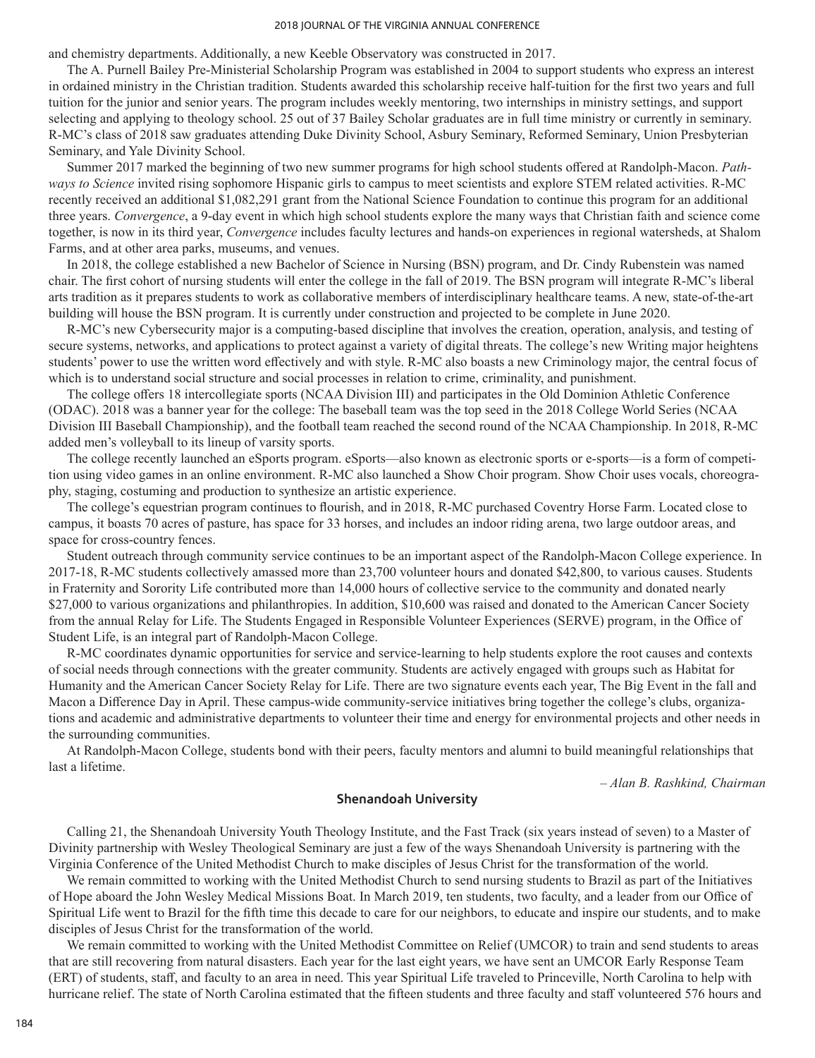and chemistry departments. Additionally, a new Keeble Observatory was constructed in 2017.

The A. Purnell Bailey Pre-Ministerial Scholarship Program was established in 2004 to support students who express an interest in ordained ministry in the Christian tradition. Students awarded this scholarship receive half-tuition for the first two years and full tuition for the junior and senior years. The program includes weekly mentoring, two internships in ministry settings, and support selecting and applying to theology school. 25 out of 37 Bailey Scholar graduates are in full time ministry or currently in seminary. R-MC's class of 2018 saw graduates attending Duke Divinity School, Asbury Seminary, Reformed Seminary, Union Presbyterian Seminary, and Yale Divinity School.

Summer 2017 marked the beginning of two new summer programs for high school students offered at Randolph-Macon. *Pathways to Science* invited rising sophomore Hispanic girls to campus to meet scientists and explore STEM related activities. R-MC recently received an additional $1,082,291 grant from the National Science Foundation to continue this program for an additional three years. *Convergence*, a 9-day event in which high school students explore the many ways that Christian faith and science come together, is now in its third year, *Convergence* includes faculty lectures and hands-on experiences in regional watersheds, at Shalom Farms, and at other area parks, museums, and venues.

In 2018, the college established a new Bachelor of Science in Nursing (BSN) program, and Dr. Cindy Rubenstein was named chair. The first cohort of nursing students will enter the college in the fall of 2019. The BSN program will integrate R-MC's liberal arts tradition as it prepares students to work as collaborative members of interdisciplinary healthcare teams. A new, state-of-the-art building will house the BSN program. It is currently under construction and projected to be complete in June 2020.

R-MC's new Cybersecurity major is a computing-based discipline that involves the creation, operation, analysis, and testing of secure systems, networks, and applications to protect against a variety of digital threats. The college's new Writing major heightens students' power to use the written word effectively and with style. R-MC also boasts a new Criminology major, the central focus of which is to understand social structure and social processes in relation to crime, criminality, and punishment.

The college offers 18 intercollegiate sports (NCAA Division III) and participates in the Old Dominion Athletic Conference (ODAC). 2018 was a banner year for the college: The baseball team was the top seed in the 2018 College World Series (NCAA Division III Baseball Championship), and the football team reached the second round of the NCAA Championship. In 2018, R-MC added men's volleyball to its lineup of varsity sports.

The college recently launched an eSports program. eSports—also known as electronic sports or e-sports—is a form of competition using video games in an online environment. R-MC also launched a Show Choir program. Show Choir uses vocals, choreography, staging, costuming and production to synthesize an artistic experience.

The college's equestrian program continues to flourish, and in 2018, R-MC purchased Coventry Horse Farm. Located close to campus, it boasts 70 acres of pasture, has space for 33 horses, and includes an indoor riding arena, two large outdoor areas, and space for cross-country fences.

Student outreach through community service continues to be an important aspect of the Randolph-Macon College experience. In 2017-18, R-MC students collectively amassed more than 23,700 volunteer hours and donated $42,800, to various causes. Students in Fraternity and Sorority Life contributed more than 14,000 hours of collective service to the community and donated nearly $27,000 to various organizations and philanthropies. In addition, $10,600 was raised and donated to the American Cancer Society from the annual Relay for Life. The Students Engaged in Responsible Volunteer Experiences (SERVE) program, in the Office of Student Life, is an integral part of Randolph-Macon College.

R-MC coordinates dynamic opportunities for service and service-learning to help students explore the root causes and contexts of social needs through connections with the greater community. Students are actively engaged with groups such as Habitat for Humanity and the American Cancer Society Relay for Life. There are two signature events each year, The Big Event in the fall and Macon a Difference Day in April. These campus-wide community-service initiatives bring together the college's clubs, organizations and academic and administrative departments to volunteer their time and energy for environmental projects and other needs in the surrounding communities.

At Randolph-Macon College, students bond with their peers, faculty mentors and alumni to build meaningful relationships that last a lifetime.

*– Alan B. Rashkind, Chairman*

## Shenandoah University

Calling 21, the Shenandoah University Youth Theology Institute, and the Fast Track (six years instead of seven) to a Master of Divinity partnership with Wesley Theological Seminary are just a few of the ways Shenandoah University is partnering with the Virginia Conference of the United Methodist Church to make disciples of Jesus Christ for the transformation of the world.

We remain committed to working with the United Methodist Church to send nursing students to Brazil as part of the Initiatives of Hope aboard the John Wesley Medical Missions Boat. In March 2019, ten students, two faculty, and a leader from our Office of Spiritual Life went to Brazil for the fifth time this decade to care for our neighbors, to educate and inspire our students, and to make disciples of Jesus Christ for the transformation of the world.

We remain committed to working with the United Methodist Committee on Relief (UMCOR) to train and send students to areas that are still recovering from natural disasters. Each year for the last eight years, we have sent an UMCOR Early Response Team (ERT) of students, staff, and faculty to an area in need. This year Spiritual Life traveled to Princeville, North Carolina to help with hurricane relief. The state of North Carolina estimated that the fifteen students and three faculty and staff volunteered 576 hours and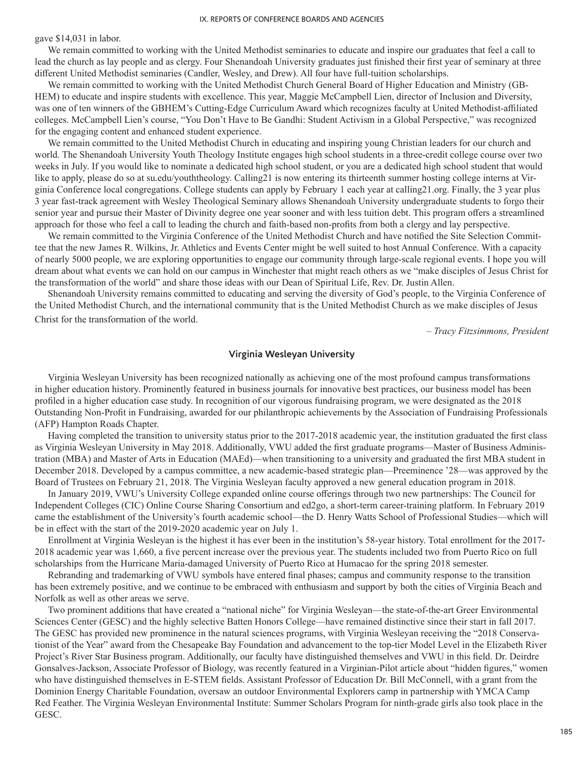gave $14,031 in labor.

We remain committed to working with the United Methodist seminaries to educate and inspire our graduates that feel a call to lead the church as lay people and as clergy. Four Shenandoah University graduates just finished their first year of seminary at three different United Methodist seminaries (Candler, Wesley, and Drew). All four have full-tuition scholarships.

We remain committed to working with the United Methodist Church General Board of Higher Education and Ministry (GBHEM) to educate and inspire students with excellence. This year, Maggie McCampbell Lien, director of Inclusion and Diversity, was one of ten winners of the GBHEM's Cutting-Edge Curriculum Award which recognizes faculty at United Methodist-affiliated colleges. McCampbell Lien's course, "You Don't Have to Be Gandhi: Student Activism in a Global Perspective," was recognized for the engaging content and enhanced student experience.

We remain committed to the United Methodist Church in educating and inspiring young Christian leaders for our church and world. The Shenandoah University Youth Theology Institute engages high school students in a three-credit college course over two weeks in July. If you would like to nominate a dedicated high school student, or you are a dedicated high school student that would like to apply, please do so at su.edu/youththeology. Calling21 is now entering its thirteenth summer hosting college interns at Virginia Conference local congregations. College students can apply by February 1 each year at calling21.org. Finally, the 3 year plus 3 year fast-track agreement with Wesley Theological Seminary allows Shenandoah University undergraduate students to forgo their senior year and pursue their Master of Divinity degree one year sooner and with less tuition debt. This program offers a streamlined approach for those who feel a call to leading the church and faith-based non-profits from both a clergy and lay perspective.

We remain committed to the Virginia Conference of the United Methodist Church and have notified the Site Selection Committee that the new James R. Wilkins, Jr. Athletics and Events Center might be well suited to host Annual Conference. With a capacity of nearly 5000 people, we are exploring opportunities to engage our community through large-scale regional events. I hope you will dream about what events we can hold on our campus in Winchester that might reach others as we "make disciples of Jesus Christ for the transformation of the world" and share those ideas with our Dean of Spiritual Life, Rev. Dr. Justin Allen.

Shenandoah University remains committed to educating and serving the diversity of God's people, to the Virginia Conference of the United Methodist Church, and the international community that is the United Methodist Church as we make disciples of Jesus Christ for the transformation of the world.

*– Tracy Fitzsimmons, President*

## Virginia Wesleyan University

Virginia Wesleyan University has been recognized nationally as achieving one of the most profound campus transformations in higher education history. Prominently featured in business journals for innovative best practices, our business model has been profiled in a higher education case study. In recognition of our vigorous fundraising program, we were designated as the 2018 Outstanding Non-Profit in Fundraising, awarded for our philanthropic achievements by the Association of Fundraising Professionals (AFP) Hampton Roads Chapter.

Having completed the transition to university status prior to the 2017-2018 academic year, the institution graduated the first class as Virginia Wesleyan University in May 2018. Additionally, VWU added the first graduate programs—Master of Business Administration (MBA) and Master of Arts in Education (MAEd)—when transitioning to a university and graduated the first MBA student in December 2018. Developed by a campus committee, a new academic-based strategic plan—Preeminence '28—was approved by the Board of Trustees on February 21, 2018. The Virginia Wesleyan faculty approved a new general education program in 2018.

In January 2019, VWU's University College expanded online course offerings through two new partnerships: The Council for Independent Colleges (CIC) Online Course Sharing Consortium and ed2go, a short-term career-training platform. In February 2019 came the establishment of the University's fourth academic school—the D. Henry Watts School of Professional Studies—which will be in effect with the start of the 2019-2020 academic year on July 1.

Enrollment at Virginia Wesleyan is the highest it has ever been in the institution's 58-year history. Total enrollment for the 2017-2018 academic year was 1,660, a five percent increase over the previous year. The students included two from Puerto Rico on full scholarships from the Hurricane Maria-damaged University of Puerto Rico at Humacao for the spring 2018 semester.

Rebranding and trademarking of VWU symbols have entered final phases; campus and community response to the transition has been extremely positive, and we continue to be embraced with enthusiasm and support by both the cities of Virginia Beach and Norfolk as well as other areas we serve.

Two prominent additions that have created a "national niche" for Virginia Wesleyan—the state-of-the-art Greer Environmental Sciences Center (GESC) and the highly selective Batten Honors College—have remained distinctive since their start in fall 2017. The GESC has provided new prominence in the natural sciences programs, with Virginia Wesleyan receiving the "2018 Conservationist of the Year" award from the Chesapeake Bay Foundation and advancement to the top-tier Model Level in the Elizabeth River Project's River Star Business program. Additionally, our faculty have distinguished themselves and VWU in this field. Dr. Deirdre Gonsalves-Jackson, Associate Professor of Biology, was recently featured in a Virginian-Pilot article about "hidden figures," women who have distinguished themselves in E-STEM fields. Assistant Professor of Education Dr. Bill McConnell, with a grant from the Dominion Energy Charitable Foundation, oversaw an outdoor Environmental Explorers camp in partnership with YMCA Camp Red Feather. The Virginia Wesleyan Environmental Institute: Summer Scholars Program for ninth-grade girls also took place in the GESC.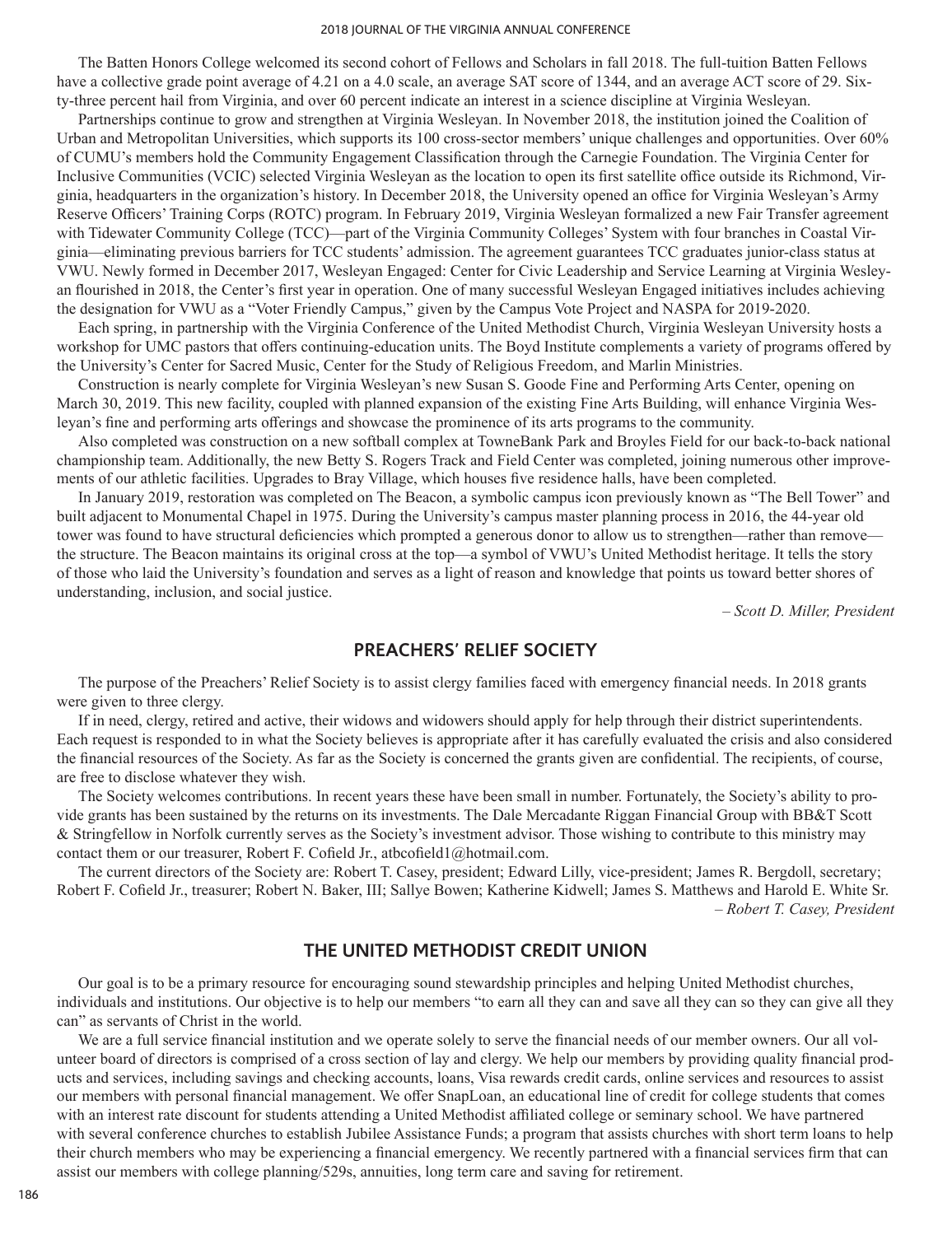The Batten Honors College welcomed its second cohort of Fellows and Scholars in fall 2018. The full-tuition Batten Fellows have a collective grade point average of 4.21 on a 4.0 scale, an average SAT score of 1344, and an average ACT score of 29. Sixty-three percent hail from Virginia, and over 60 percent indicate an interest in a science discipline at Virginia Wesleyan.

Partnerships continue to grow and strengthen at Virginia Wesleyan. In November 2018, the institution joined the Coalition of Urban and Metropolitan Universities, which supports its 100 cross-sector members' unique challenges and opportunities. Over 60% of CUMU's members hold the Community Engagement Classification through the Carnegie Foundation. The Virginia Center for Inclusive Communities (VCIC) selected Virginia Wesleyan as the location to open its first satellite office outside its Richmond, Virginia, headquarters in the organization's history. In December 2018, the University opened an office for Virginia Wesleyan's Army Reserve Officers' Training Corps (ROTC) program. In February 2019, Virginia Wesleyan formalized a new Fair Transfer agreement with Tidewater Community College (TCC)—part of the Virginia Community Colleges' System with four branches in Coastal Virginia—eliminating previous barriers for TCC students' admission. The agreement guarantees TCC graduates junior-class status at VWU. Newly formed in December 2017, Wesleyan Engaged: Center for Civic Leadership and Service Learning at Virginia Wesleyan flourished in 2018, the Center's first year in operation. One of many successful Wesleyan Engaged initiatives includes achieving the designation for VWU as a "Voter Friendly Campus," given by the Campus Vote Project and NASPA for 2019-2020.

Each spring, in partnership with the Virginia Conference of the United Methodist Church, Virginia Wesleyan University hosts a workshop for UMC pastors that offers continuing-education units. The Boyd Institute complements a variety of programs offered by the University's Center for Sacred Music, Center for the Study of Religious Freedom, and Marlin Ministries.

Construction is nearly complete for Virginia Wesleyan's new Susan S. Goode Fine and Performing Arts Center, opening on March 30, 2019. This new facility, coupled with planned expansion of the existing Fine Arts Building, will enhance Virginia Wesleyan's fine and performing arts offerings and showcase the prominence of its arts programs to the community.

Also completed was construction on a new softball complex at TowneBank Park and Broyles Field for our back-to-back national championship team. Additionally, the new Betty S. Rogers Track and Field Center was completed, joining numerous other improvements of our athletic facilities. Upgrades to Bray Village, which houses five residence halls, have been completed.

In January 2019, restoration was completed on The Beacon, a symbolic campus icon previously known as "The Bell Tower" and built adjacent to Monumental Chapel in 1975. During the University's campus master planning process in 2016, the 44-year old tower was found to have structural deficiencies which prompted a generous donor to allow us to strengthen—rather than remove—the structure. The Beacon maintains its original cross at the top—a symbol of VWU's United Methodist heritage. It tells the story of those who laid the University's foundation and serves as a light of reason and knowledge that points us toward better shores of understanding, inclusion, and social justice.

*– Scott D. Miller, President*

## PREACHERS' RELIEF SOCIETY

The purpose of the Preachers' Relief Society is to assist clergy families faced with emergency financial needs. In 2018 grants were given to three clergy.

If in need, clergy, retired and active, their widows and widowers should apply for help through their district superintendents. Each request is responded to in what the Society believes is appropriate after it has carefully evaluated the crisis and also considered the financial resources of the Society. As far as the Society is concerned the grants given are confidential. The recipients, of course, are free to disclose whatever they wish.

The Society welcomes contributions. In recent years these have been small in number. Fortunately, the Society's ability to provide grants has been sustained by the returns on its investments. The Dale Mercadante Riggan Financial Group with BB&T Scott & Stringfellow in Norfolk currently serves as the Society's investment advisor. Those wishing to contribute to this ministry may contact them or our treasurer, Robert F. Cofield Jr., atbcofield1@hotmail.com.

The current directors of the Society are: Robert T. Casey, president; Edward Lilly, vice-president; James R. Bergdoll, secretary; Robert F. Cofield Jr., treasurer; Robert N. Baker, III; Sallye Bowen; Katherine Kidwell; James S. Matthews and Harold E. White Sr.

*– Robert T. Casey, President*

## THE UNITED METHODIST CREDIT UNION

Our goal is to be a primary resource for encouraging sound stewardship principles and helping United Methodist churches, individuals and institutions. Our objective is to help our members "to earn all they can and save all they can so they can give all they can" as servants of Christ in the world.

We are a full service financial institution and we operate solely to serve the financial needs of our member owners. Our all volunteer board of directors is comprised of a cross section of lay and clergy. We help our members by providing quality financial products and services, including savings and checking accounts, loans, Visa rewards credit cards, online services and resources to assist our members with personal financial management. We offer SnapLoan, an educational line of credit for college students that comes with an interest rate discount for students attending a United Methodist affiliated college or seminary school. We have partnered with several conference churches to establish Jubilee Assistance Funds; a program that assists churches with short term loans to help their church members who may be experiencing a financial emergency. We recently partnered with a financial services firm that can assist our members with college planning/529s, annuities, long term care and saving for retirement.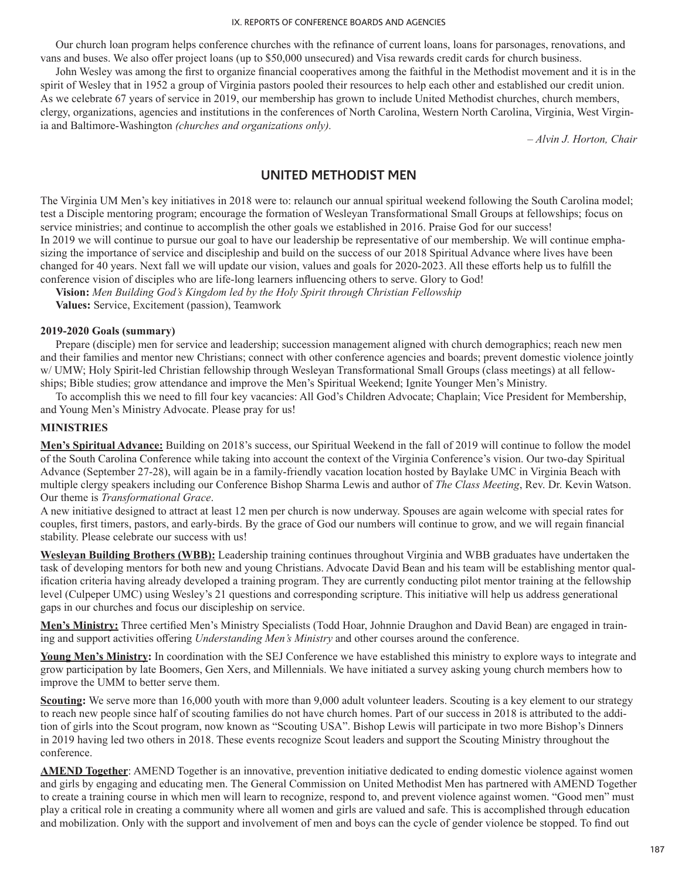Our church loan program helps conference churches with the refinance of current loans, loans for parsonages, renovations, and vans and buses. We also offer project loans (up to $50,000 unsecured) and Visa rewards credit cards for church business.

John Wesley was among the first to organize financial cooperatives among the faithful in the Methodist movement and it is in the spirit of Wesley that in 1952 a group of Virginia pastors pooled their resources to help each other and established our credit union. As we celebrate 67 years of service in 2019, our membership has grown to include United Methodist churches, church members, clergy, organizations, agencies and institutions in the conferences of North Carolina, Western North Carolina, Virginia, West Virginia and Baltimore-Washington *(churches and organizations only).*

*– Alvin J. Horton, Chair*

## UNITED METHODIST MEN

The Virginia UM Men's key initiatives in 2018 were to: relaunch our annual spiritual weekend following the South Carolina model; test a Disciple mentoring program; encourage the formation of Wesleyan Transformational Small Groups at fellowships; focus on service ministries; and continue to accomplish the other goals we established in 2016. Praise God for our success!

In 2019 we will continue to pursue our goal to have our leadership be representative of our membership. We will continue emphasizing the importance of service and discipleship and build on the success of our 2018 Spiritual Advance where lives have been changed for 40 years. Next fall we will update our vision, values and goals for 2020-2023. All these efforts help us to fulfill the conference vision of disciples who are life-long learners influencing others to serve. Glory to God!

**Vision:** *Men Building God's Kingdom led by the Holy Spirit through Christian Fellowship*

**Values:** Service, Excitement (passion), Teamwork

### 2019-2020 Goals (summary)

Prepare (disciple) men for service and leadership; succession management aligned with church demographics; reach new men and their families and mentor new Christians; connect with other conference agencies and boards; prevent domestic violence jointly w/ UMW; Holy Spirit-led Christian fellowship through Wesleyan Transformational Small Groups (class meetings) at all fellowships; Bible studies; grow attendance and improve the Men's Spiritual Weekend; Ignite Younger Men's Ministry.

To accomplish this we need to fill four key vacancies: All God's Children Advocate; Chaplain; Vice President for Membership, and Young Men's Ministry Advocate. Please pray for us!

### MINISTRIES

**Men's Spiritual Advance:** Building on 2018's success, our Spiritual Weekend in the fall of 2019 will continue to follow the model of the South Carolina Conference while taking into account the context of the Virginia Conference's vision. Our two-day Spiritual Advance (September 27-28), will again be in a family-friendly vacation location hosted by Baylake UMC in Virginia Beach with multiple clergy speakers including our Conference Bishop Sharma Lewis and author of *The Class Meeting*, Rev. Dr. Kevin Watson. Our theme is *Transformational Grace*.

A new initiative designed to attract at least 12 men per church is now underway. Spouses are again welcome with special rates for couples, first timers, pastors, and early-birds. By the grace of God our numbers will continue to grow, and we will regain financial stability. Please celebrate our success with us!

**Wesleyan Building Brothers (WBB):** Leadership training continues throughout Virginia and WBB graduates have undertaken the task of developing mentors for both new and young Christians. Advocate David Bean and his team will be establishing mentor qualification criteria having already developed a training program. They are currently conducting pilot mentor training at the fellowship level (Culpeper UMC) using Wesley's 21 questions and corresponding scripture. This initiative will help us address generational gaps in our churches and focus our discipleship on service.

**Men's Ministry:** Three certified Men's Ministry Specialists (Todd Hoar, Johnnie Draughon and David Bean) are engaged in training and support activities offering *Understanding Men's Ministry* and other courses around the conference.

**Young Men's Ministry:** In coordination with the SEJ Conference we have established this ministry to explore ways to integrate and grow participation by late Boomers, Gen Xers, and Millennials. We have initiated a survey asking young church members how to improve the UMM to better serve them.

**Scouting:** We serve more than 16,000 youth with more than 9,000 adult volunteer leaders. Scouting is a key element to our strategy to reach new people since half of scouting families do not have church homes. Part of our success in 2018 is attributed to the addition of girls into the Scout program, now known as "Scouting USA". Bishop Lewis will participate in two more Bishop's Dinners in 2019 having led two others in 2018. These events recognize Scout leaders and support the Scouting Ministry throughout the conference.

**AMEND Together**: AMEND Together is an innovative, prevention initiative dedicated to ending domestic violence against women and girls by engaging and educating men. The General Commission on United Methodist Men has partnered with AMEND Together to create a training course in which men will learn to recognize, respond to, and prevent violence against women. "Good men" must play a critical role in creating a community where all women and girls are valued and safe. This is accomplished through education and mobilization. Only with the support and involvement of men and boys can the cycle of gender violence be stopped. To find out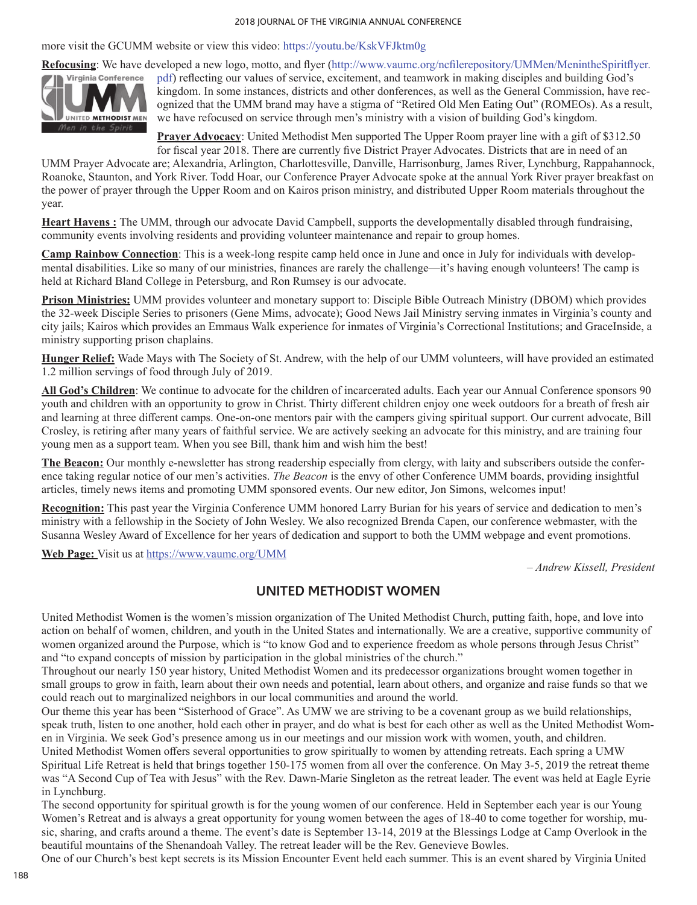more visit the GCUMM website or view this video: https://youtu.be/KskVFJktm0g

**Refocusing**: We have developed a new logo, motto, and flyer (http://www.vaumc.org/ncfilerepository/UMMen/MenintheSpiritflyer.pdf) reflecting our values of service, excitement, and teamwork in making disciples and building God's kingdom. In some instances, districts and other donferences, as well as the General Commission, have recognized that the UMM brand may have a stigma of "Retired Old Men Eating Out" (ROMEOs). As a result, we have refocused on service through men's ministry with a vision of building God's kingdom.

**Prayer Advocacy**: United Methodist Men supported The Upper Room prayer line with a gift of $312.50 for fiscal year 2018. There are currently five District Prayer Advocates. Districts that are in need of an UMM Prayer Advocate are; Alexandria, Arlington, Charlottesville, Danville, Harrisonburg, James River, Lynchburg, Rappahannock, Roanoke, Staunton, and York River. Todd Hoar, our Conference Prayer Advocate spoke at the annual York River prayer breakfast on the power of prayer through the Upper Room and on Kairos prison ministry, and distributed Upper Room materials throughout the year.

**Heart Havens :** The UMM, through our advocate David Campbell, supports the developmentally disabled through fundraising, community events involving residents and providing volunteer maintenance and repair to group homes.

**Camp Rainbow Connection**: This is a week-long respite camp held once in June and once in July for individuals with developmental disabilities. Like so many of our ministries, finances are rarely the challenge—it's having enough volunteers! The camp is held at Richard Bland College in Petersburg, and Ron Rumsey is our advocate.

**Prison Ministries:** UMM provides volunteer and monetary support to: Disciple Bible Outreach Ministry (DBOM) which provides the 32-week Disciple Series to prisoners (Gene Mims, advocate); Good News Jail Ministry serving inmates in Virginia's county and city jails; Kairos which provides an Emmaus Walk experience for inmates of Virginia's Correctional Institutions; and GraceInside, a ministry supporting prison chaplains.

**Hunger Relief:** Wade Mays with The Society of St. Andrew, with the help of our UMM volunteers, will have provided an estimated 1.2 million servings of food through July of 2019.

**All God's Children**: We continue to advocate for the children of incarcerated adults. Each year our Annual Conference sponsors 90 youth and children with an opportunity to grow in Christ. Thirty different children enjoy one week outdoors for a breath of fresh air and learning at three different camps. One-on-one mentors pair with the campers giving spiritual support. Our current advocate, Bill Crosley, is retiring after many years of faithful service. We are actively seeking an advocate for this ministry, and are training four young men as a support team. When you see Bill, thank him and wish him the best!

**The Beacon:** Our monthly e-newsletter has strong readership especially from clergy, with laity and subscribers outside the conference taking regular notice of our men's activities. *The Beacon* is the envy of other Conference UMM boards, providing insightful articles, timely news items and promoting UMM sponsored events. Our new editor, Jon Simons, welcomes input!

**Recognition:** This past year the Virginia Conference UMM honored Larry Burian for his years of service and dedication to men's ministry with a fellowship in the Society of John Wesley. We also recognized Brenda Capen, our conference webmaster, with the Susanna Wesley Award of Excellence for her years of dedication and support to both the UMM webpage and event promotions.

**Web Page:** Visit us at https://www.vaumc.org/UMM

*– Andrew Kissell, President*

## UNITED METHODIST WOMEN

United Methodist Women is the women's mission organization of The United Methodist Church, putting faith, hope, and love into action on behalf of women, children, and youth in the United States and internationally. We are a creative, supportive community of women organized around the Purpose, which is "to know God and to experience freedom as whole persons through Jesus Christ" and "to expand concepts of mission by participation in the global ministries of the church."

Throughout our nearly 150 year history, United Methodist Women and its predecessor organizations brought women together in small groups to grow in faith, learn about their own needs and potential, learn about others, and organize and raise funds so that we could reach out to marginalized neighbors in our local communities and around the world.

Our theme this year has been "Sisterhood of Grace". As UMW we are striving to be a covenant group as we build relationships, speak truth, listen to one another, hold each other in prayer, and do what is best for each other as well as the United Methodist Women in Virginia. We seek God's presence among us in our meetings and our mission work with women, youth, and children.

United Methodist Women offers several opportunities to grow spiritually to women by attending retreats. Each spring a UMW Spiritual Life Retreat is held that brings together 150-175 women from all over the conference. On May 3-5, 2019 the retreat theme was "A Second Cup of Tea with Jesus" with the Rev. Dawn-Marie Singleton as the retreat leader. The event was held at Eagle Eyrie in Lynchburg.

The second opportunity for spiritual growth is for the young women of our conference. Held in September each year is our Young Women's Retreat and is always a great opportunity for young women between the ages of 18-40 to come together for worship, music, sharing, and crafts around a theme. The event's date is September 13-14, 2019 at the Blessings Lodge at Camp Overlook in the beautiful mountains of the Shenandoah Valley. The retreat leader will be the Rev. Genevieve Bowles.

One of our Church's best kept secrets is its Mission Encounter Event held each summer. This is an event shared by Virginia United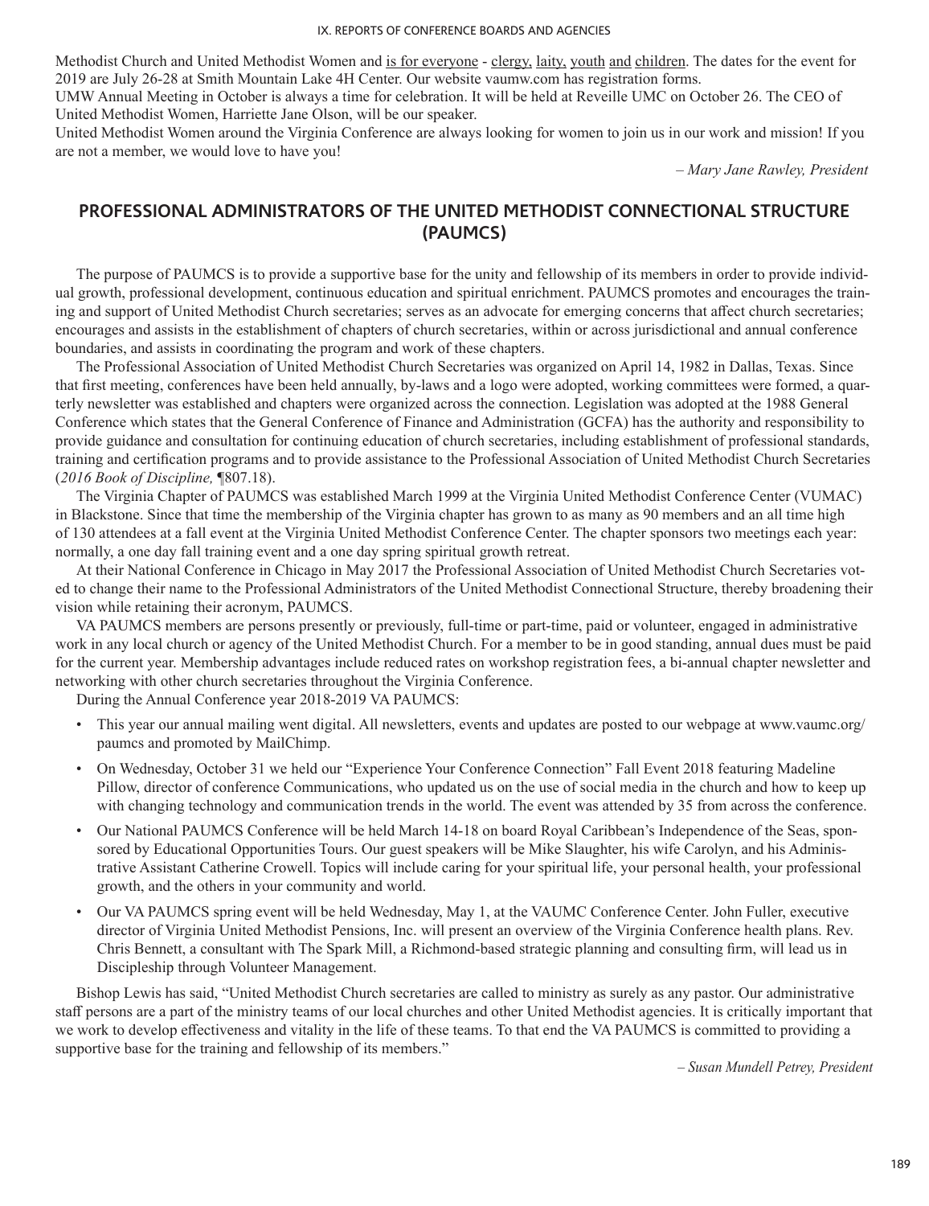Methodist Church and United Methodist Women and is for everyone - clergy, laity, youth and children. The dates for the event for 2019 are July 26-28 at Smith Mountain Lake 4H Center. Our website vaumw.com has registration forms.

UMW Annual Meeting in October is always a time for celebration. It will be held at Reveille UMC on October 26. The CEO of United Methodist Women, Harriette Jane Olson, will be our speaker.

United Methodist Women around the Virginia Conference are always looking for women to join us in our work and mission! If you are not a member, we would love to have you!

*– Mary Jane Rawley, President*

## PROFESSIONAL ADMINISTRATORS OF THE UNITED METHODIST CONNECTIONAL STRUCTURE (PAUMCS)

The purpose of PAUMCS is to provide a supportive base for the unity and fellowship of its members in order to provide individual growth, professional development, continuous education and spiritual enrichment. PAUMCS promotes and encourages the training and support of United Methodist Church secretaries; serves as an advocate for emerging concerns that affect church secretaries; encourages and assists in the establishment of chapters of church secretaries, within or across jurisdictional and annual conference boundaries, and assists in coordinating the program and work of these chapters.

The Professional Association of United Methodist Church Secretaries was organized on April 14, 1982 in Dallas, Texas. Since that first meeting, conferences have been held annually, by-laws and a logo were adopted, working committees were formed, a quarterly newsletter was established and chapters were organized across the connection. Legislation was adopted at the 1988 General Conference which states that the General Conference of Finance and Administration (GCFA) has the authority and responsibility to provide guidance and consultation for continuing education of church secretaries, including establishment of professional standards, training and certification programs and to provide assistance to the Professional Association of United Methodist Church Secretaries (*2016 Book of Discipline,* ¶807.18).

The Virginia Chapter of PAUMCS was established March 1999 at the Virginia United Methodist Conference Center (VUMAC) in Blackstone. Since that time the membership of the Virginia chapter has grown to as many as 90 members and an all time high of 130 attendees at a fall event at the Virginia United Methodist Conference Center. The chapter sponsors two meetings each year: normally, a one day fall training event and a one day spring spiritual growth retreat.

At their National Conference in Chicago in May 2017 the Professional Association of United Methodist Church Secretaries voted to change their name to the Professional Administrators of the United Methodist Connectional Structure, thereby broadening their vision while retaining their acronym, PAUMCS.

VA PAUMCS members are persons presently or previously, full-time or part-time, paid or volunteer, engaged in administrative work in any local church or agency of the United Methodist Church. For a member to be in good standing, annual dues must be paid for the current year. Membership advantages include reduced rates on workshop registration fees, a bi-annual chapter newsletter and networking with other church secretaries throughout the Virginia Conference.

During the Annual Conference year 2018-2019 VA PAUMCS:

- This year our annual mailing went digital. All newsletters, events and updates are posted to our webpage at www.vaumc.org/paumcs and promoted by MailChimp.
- On Wednesday, October 31 we held our "Experience Your Conference Connection" Fall Event 2018 featuring Madeline Pillow, director of conference Communications, who updated us on the use of social media in the church and how to keep up with changing technology and communication trends in the world. The event was attended by 35 from across the conference.
- Our National PAUMCS Conference will be held March 14-18 on board Royal Caribbean's Independence of the Seas, sponsored by Educational Opportunities Tours. Our guest speakers will be Mike Slaughter, his wife Carolyn, and his Administrative Assistant Catherine Crowell. Topics will include caring for your spiritual life, your personal health, your professional growth, and the others in your community and world.
- Our VA PAUMCS spring event will be held Wednesday, May 1, at the VAUMC Conference Center. John Fuller, executive director of Virginia United Methodist Pensions, Inc. will present an overview of the Virginia Conference health plans. Rev. Chris Bennett, a consultant with The Spark Mill, a Richmond-based strategic planning and consulting firm, will lead us in Discipleship through Volunteer Management.

Bishop Lewis has said, "United Methodist Church secretaries are called to ministry as surely as any pastor. Our administrative staff persons are a part of the ministry teams of our local churches and other United Methodist agencies. It is critically important that we work to develop effectiveness and vitality in the life of these teams. To that end the VA PAUMCS is committed to providing a supportive base for the training and fellowship of its members."

*– Susan Mundell Petrey, President*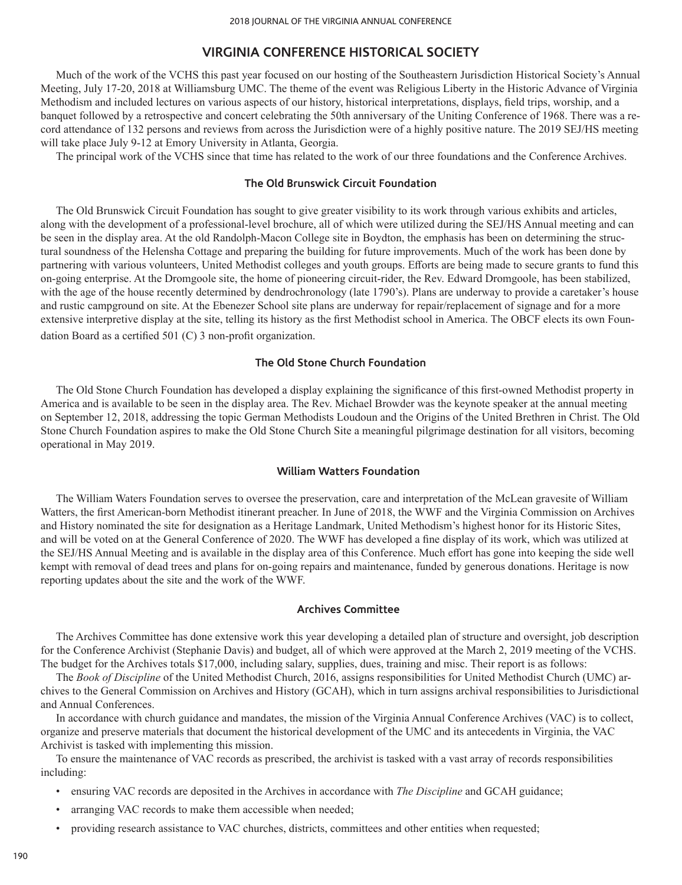## VIRGINIA CONFERENCE HISTORICAL SOCIETY

Much of the work of the VCHS this past year focused on our hosting of the Southeastern Jurisdiction Historical Society's Annual Meeting, July 17-20, 2018 at Williamsburg UMC. The theme of the event was Religious Liberty in the Historic Advance of Virginia Methodism and included lectures on various aspects of our history, historical interpretations, displays, field trips, worship, and a banquet followed by a retrospective and concert celebrating the 50th anniversary of the Uniting Conference of 1968. There was a record attendance of 132 persons and reviews from across the Jurisdiction were of a highly positive nature. The 2019 SEJ/HS meeting will take place July 9-12 at Emory University in Atlanta, Georgia.

The principal work of the VCHS since that time has related to the work of our three foundations and the Conference Archives.

### The Old Brunswick Circuit Foundation

The Old Brunswick Circuit Foundation has sought to give greater visibility to its work through various exhibits and articles, along with the development of a professional-level brochure, all of which were utilized during the SEJ/HS Annual meeting and can be seen in the display area. At the old Randolph-Macon College site in Boydton, the emphasis has been on determining the structural soundness of the Helensha Cottage and preparing the building for future improvements. Much of the work has been done by partnering with various volunteers, United Methodist colleges and youth groups. Efforts are being made to secure grants to fund this on-going enterprise. At the Dromgoole site, the home of pioneering circuit-rider, the Rev. Edward Dromgoole, has been stabilized, with the age of the house recently determined by dendrochronology (late 1790's). Plans are underway to provide a caretaker's house and rustic campground on site. At the Ebenezer School site plans are underway for repair/replacement of signage and for a more extensive interpretive display at the site, telling its history as the first Methodist school in America. The OBCF elects its own Foundation Board as a certified 501 (C) 3 non-profit organization.

### The Old Stone Church Foundation

The Old Stone Church Foundation has developed a display explaining the significance of this first-owned Methodist property in America and is available to be seen in the display area. The Rev. Michael Browder was the keynote speaker at the annual meeting on September 12, 2018, addressing the topic German Methodists Loudoun and the Origins of the United Brethren in Christ. The Old Stone Church Foundation aspires to make the Old Stone Church Site a meaningful pilgrimage destination for all visitors, becoming operational in May 2019.

### William Watters Foundation

The William Waters Foundation serves to oversee the preservation, care and interpretation of the McLean gravesite of William Watters, the first American-born Methodist itinerant preacher. In June of 2018, the WWF and the Virginia Commission on Archives and History nominated the site for designation as a Heritage Landmark, United Methodism's highest honor for its Historic Sites, and will be voted on at the General Conference of 2020. The WWF has developed a fine display of its work, which was utilized at the SEJ/HS Annual Meeting and is available in the display area of this Conference. Much effort has gone into keeping the side well kempt with removal of dead trees and plans for on-going repairs and maintenance, funded by generous donations. Heritage is now reporting updates about the site and the work of the WWF.

### Archives Committee

The Archives Committee has done extensive work this year developing a detailed plan of structure and oversight, job description for the Conference Archivist (Stephanie Davis) and budget, all of which were approved at the March 2, 2019 meeting of the VCHS. The budget for the Archives totals $17,000, including salary, supplies, dues, training and misc. Their report is as follows:

The *Book of Discipline* of the United Methodist Church, 2016, assigns responsibilities for United Methodist Church (UMC) archives to the General Commission on Archives and History (GCAH), which in turn assigns archival responsibilities to Jurisdictional and Annual Conferences.

In accordance with church guidance and mandates, the mission of the Virginia Annual Conference Archives (VAC) is to collect, organize and preserve materials that document the historical development of the UMC and its antecedents in Virginia, the VAC Archivist is tasked with implementing this mission.

To ensure the maintenance of VAC records as prescribed, the archivist is tasked with a vast array of records responsibilities including:

- ensuring VAC records are deposited in the Archives in accordance with *The Discipline* and GCAH guidance;
- arranging VAC records to make them accessible when needed;
- providing research assistance to VAC churches, districts, committees and other entities when requested;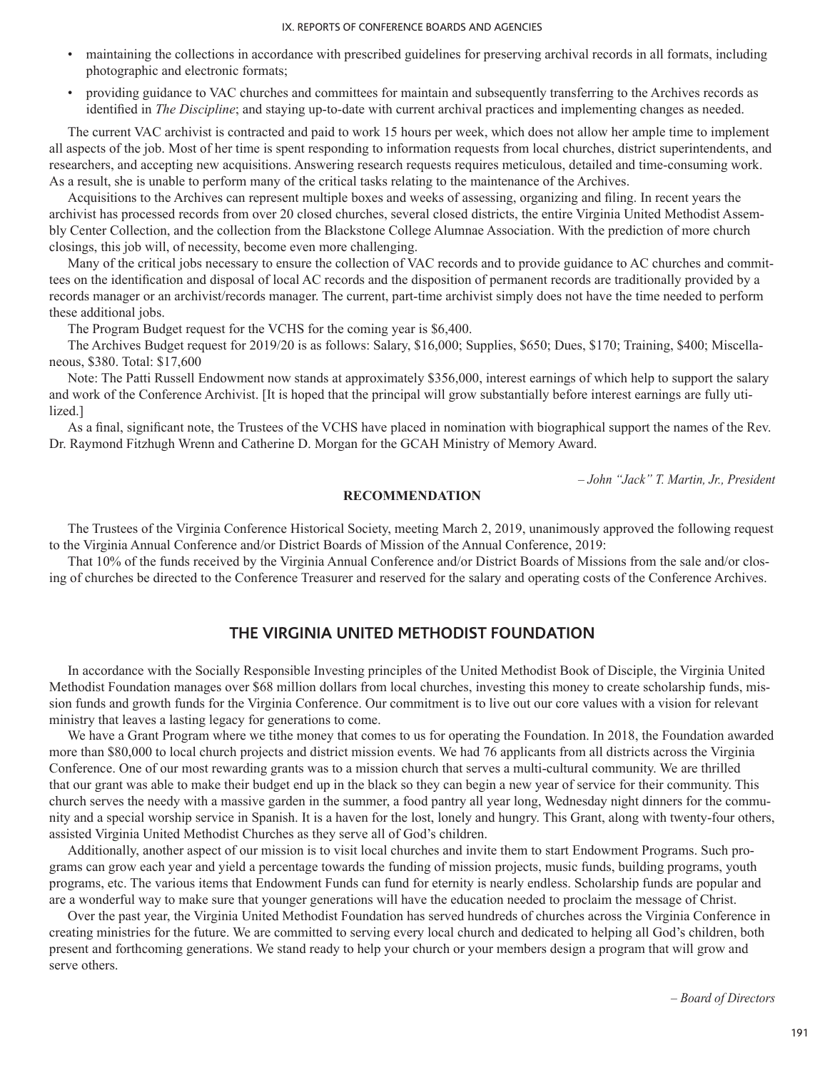- maintaining the collections in accordance with prescribed guidelines for preserving archival records in all formats, including photographic and electronic formats;
- providing guidance to VAC churches and committees for maintain and subsequently transferring to the Archives records as identified in *The Discipline*; and staying up-to-date with current archival practices and implementing changes as needed.

The current VAC archivist is contracted and paid to work 15 hours per week, which does not allow her ample time to implement all aspects of the job. Most of her time is spent responding to information requests from local churches, district superintendents, and researchers, and accepting new acquisitions. Answering research requests requires meticulous, detailed and time-consuming work. As a result, she is unable to perform many of the critical tasks relating to the maintenance of the Archives.

Acquisitions to the Archives can represent multiple boxes and weeks of assessing, organizing and filing. In recent years the archivist has processed records from over 20 closed churches, several closed districts, the entire Virginia United Methodist Assembly Center Collection, and the collection from the Blackstone College Alumnae Association. With the prediction of more church closings, this job will, of necessity, become even more challenging.

Many of the critical jobs necessary to ensure the collection of VAC records and to provide guidance to AC churches and committees on the identification and disposal of local AC records and the disposition of permanent records are traditionally provided by a records manager or an archivist/records manager. The current, part-time archivist simply does not have the time needed to perform these additional jobs.

The Program Budget request for the VCHS for the coming year is $6,400.

The Archives Budget request for 2019/20 is as follows: Salary, $16,000; Supplies, $650; Dues, $170; Training, $400; Miscellaneous, $380. Total: $17,600

Note: The Patti Russell Endowment now stands at approximately $356,000, interest earnings of which help to support the salary and work of the Conference Archivist. [It is hoped that the principal will grow substantially before interest earnings are fully utilized.]

As a final, significant note, the Trustees of the VCHS have placed in nomination with biographical support the names of the Rev. Dr. Raymond Fitzhugh Wrenn and Catherine D. Morgan for the GCAH Ministry of Memory Award.

*– John "Jack" T. Martin, Jr., President*

**RECOMMENDATION**

The Trustees of the Virginia Conference Historical Society, meeting March 2, 2019, unanimously approved the following request to the Virginia Annual Conference and/or District Boards of Mission of the Annual Conference, 2019:

That 10% of the funds received by the Virginia Annual Conference and/or District Boards of Missions from the sale and/or closing of churches be directed to the Conference Treasurer and reserved for the salary and operating costs of the Conference Archives.

## THE VIRGINIA UNITED METHODIST FOUNDATION

In accordance with the Socially Responsible Investing principles of the United Methodist Book of Disciple, the Virginia United Methodist Foundation manages over $68 million dollars from local churches, investing this money to create scholarship funds, mission funds and growth funds for the Virginia Conference. Our commitment is to live out our core values with a vision for relevant ministry that leaves a lasting legacy for generations to come.

We have a Grant Program where we tithe the money that comes to us for operating the Foundation. In 2018, the Foundation awarded more than $80,000 to local church projects and district mission events. We had 76 applicants from all districts across the Virginia Conference. One of our most rewarding grants was to a mission church that serves a multi-cultural community. We are thrilled that our grant was able to make their budget end up in the black so they can begin a new year of service for their community. This church serves the needy with a massive garden in the summer, a food pantry all year long, Wednesday night dinners for the community and a special worship service in Spanish. It is a haven for the lost, lonely and hungry. This Grant, along with twenty-four others, assisted Virginia United Methodist Churches as they serve all of God's children.

Additionally, another aspect of our mission is to visit local churches and invite them to start Endowment Programs. Such programs can grow each year and yield a percentage towards the funding of mission projects, music funds, building programs, youth programs, etc. The various items that Endowment Funds can fund for eternity is nearly endless. Scholarship funds are popular and are a wonderful way to make sure that younger generations will have the education needed to proclaim the message of Christ.

Over the past year, the Virginia United Methodist Foundation has served hundreds of churches across the Virginia Conference in creating ministries for the future. We are committed to serving every local church and dedicated to helping all God's children, both present and forthcoming generations. We stand ready to help your church or your members design a program that will grow and serve others.

*– Board of Directors*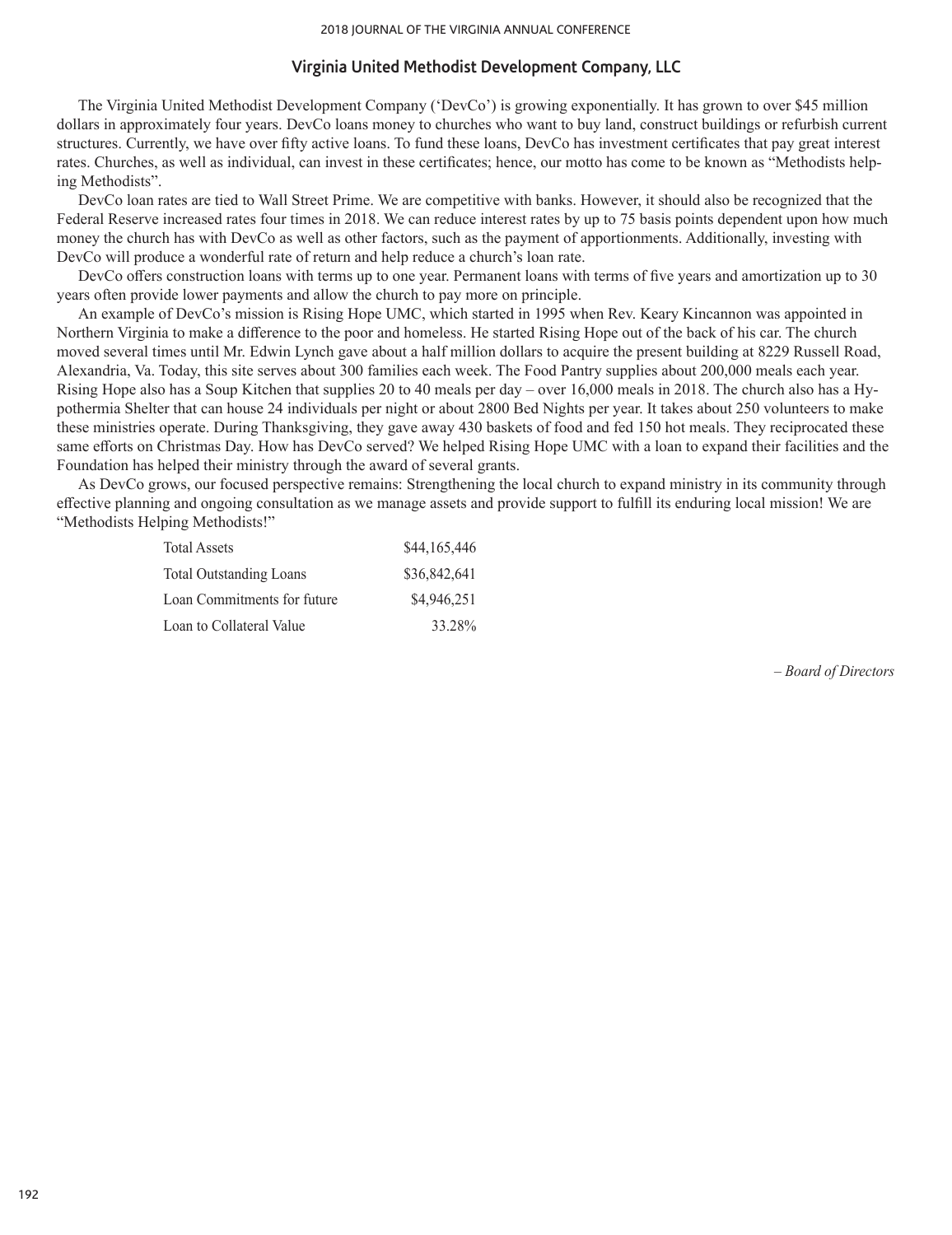## Virginia United Methodist Development Company, LLC

The Virginia United Methodist Development Company ('DevCo') is growing exponentially. It has grown to over $45 million dollars in approximately four years. DevCo loans money to churches who want to buy land, construct buildings or refurbish current structures. Currently, we have over fifty active loans. To fund these loans, DevCo has investment certificates that pay great interest rates. Churches, as well as individual, can invest in these certificates; hence, our motto has come to be known as "Methodists helping Methodists".

DevCo loan rates are tied to Wall Street Prime. We are competitive with banks. However, it should also be recognized that the Federal Reserve increased rates four times in 2018. We can reduce interest rates by up to 75 basis points dependent upon how much money the church has with DevCo as well as other factors, such as the payment of apportionments. Additionally, investing with DevCo will produce a wonderful rate of return and help reduce a church's loan rate.

DevCo offers construction loans with terms up to one year. Permanent loans with terms of five years and amortization up to 30 years often provide lower payments and allow the church to pay more on principle.

An example of DevCo's mission is Rising Hope UMC, which started in 1995 when Rev. Keary Kincannon was appointed in Northern Virginia to make a difference to the poor and homeless. He started Rising Hope out of the back of his car. The church moved several times until Mr. Edwin Lynch gave about a half million dollars to acquire the present building at 8229 Russell Road, Alexandria, Va. Today, this site serves about 300 families each week. The Food Pantry supplies about 200,000 meals each year. Rising Hope also has a Soup Kitchen that supplies 20 to 40 meals per day – over 16,000 meals in 2018. The church also has a Hypothermia Shelter that can house 24 individuals per night or about 2800 Bed Nights per year. It takes about 250 volunteers to make these ministries operate. During Thanksgiving, they gave away 430 baskets of food and fed 150 hot meals. They reciprocated these same efforts on Christmas Day. How has DevCo served? We helped Rising Hope UMC with a loan to expand their facilities and the Foundation has helped their ministry through the award of several grants.

As DevCo grows, our focused perspective remains: Strengthening the local church to expand ministry in its community through effective planning and ongoing consultation as we manage assets and provide support to fulfill its enduring local mission! We are "Methodists Helping Methodists!"

| | |
|---|---|
| Total Assets | $44,165,446 |
| Total Outstanding Loans | $36,842,641 |
| Loan Commitments for future | $4,946,251 |
| Loan to Collateral Value | 33.28% |

*– Board of Directors*